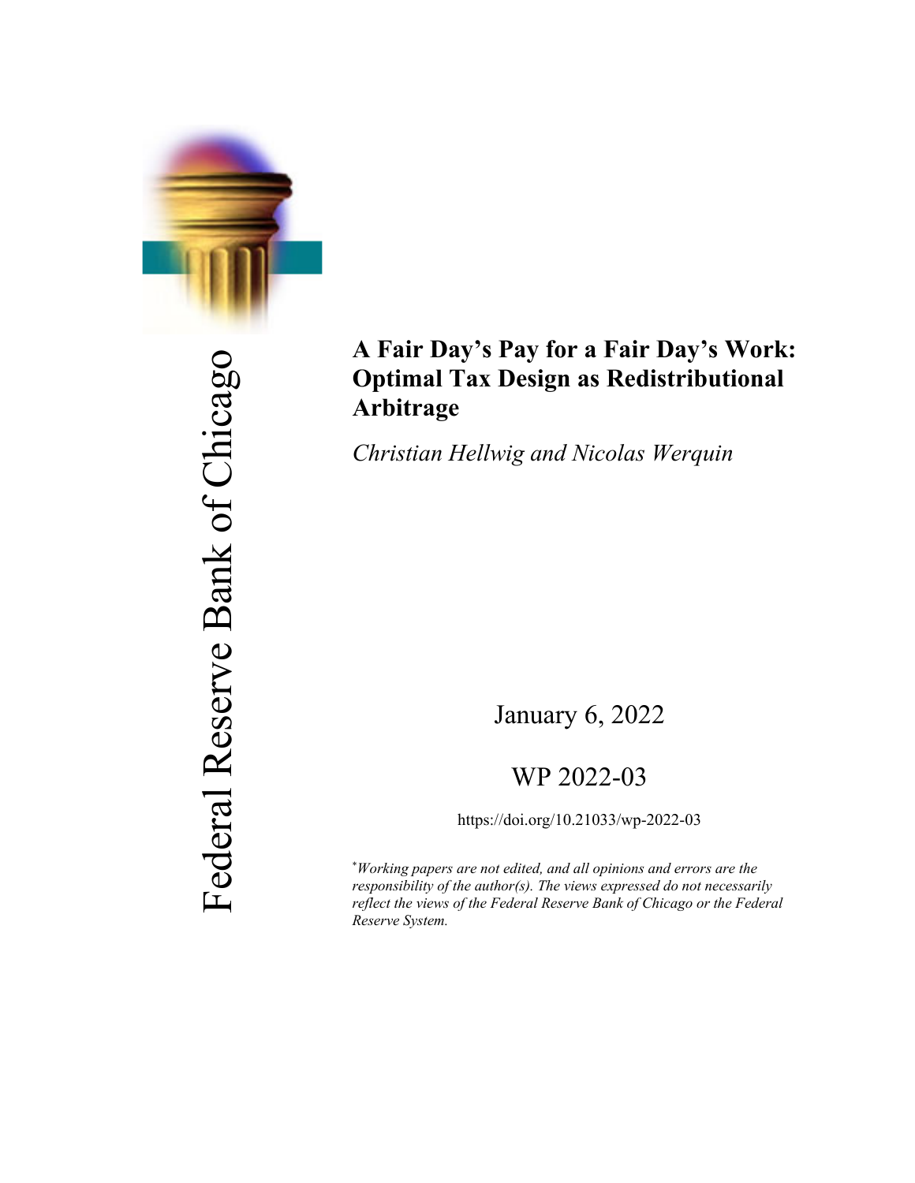Federal Reserve Bank of Chicago

# A Fair Day's Pay for a Fair Day's Work: Optimal Tax Design as Redistributional Arbitrage

*Christian Hellwig and Nicolas Werquin*

January 6, 2022

WP 2022-03

https://doi.org/10.21033/wp-2022-03

*Working papers are not edited, and all opinions and errors are the responsibility of the author(s). The views expressed do not necessarily reflect the views of the Federal Reserve Bank of Chicago or the Federal Reserve System.*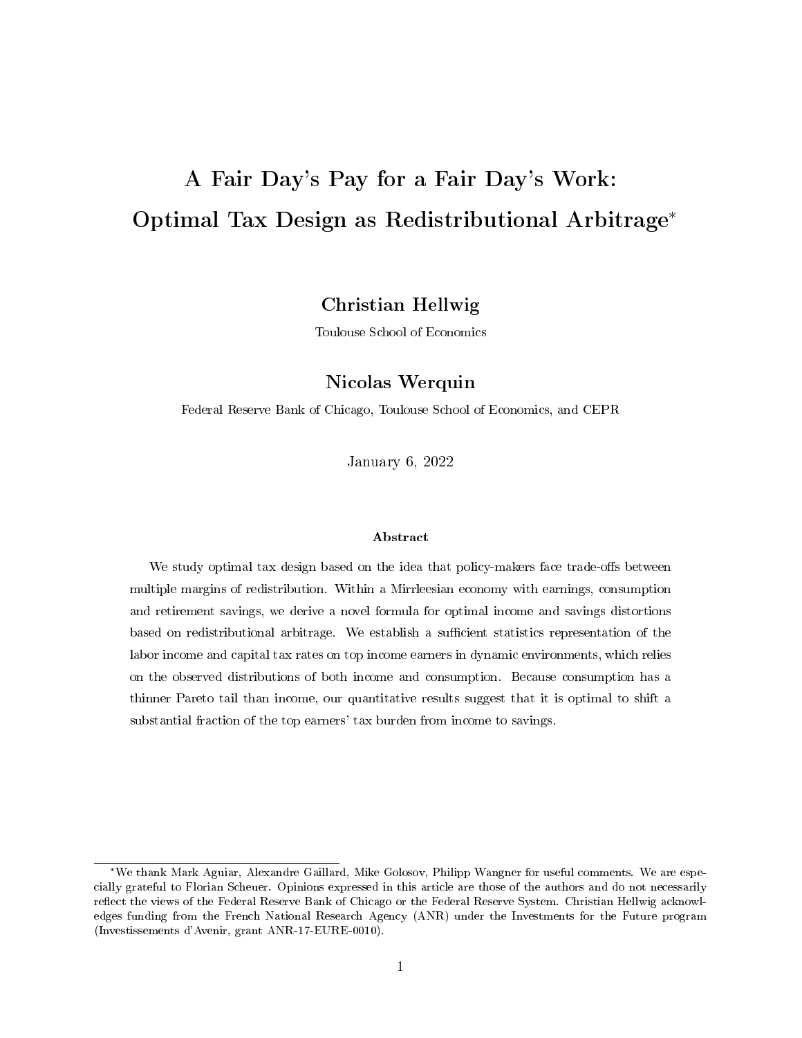# A Fair Day's Pay for a Fair Day's Work: Optimal Tax Design as Redistributional Arbitrage*

**Christian Hellwig**

Toulouse School of Economics

**Nicolas Werquin**

Federal Reserve Bank of Chicago, Toulouse School of Economics, and CEPR

January 6, 2022

### Abstract

We study optimal tax design based on the idea that policy-makers face trade-offs between multiple margins of redistribution. Within a Mirrleesian economy with earnings, consumption and retirement savings, we derive a novel formula for optimal income and savings distortions based on redistributional arbitrage. We establish a sufficient statistics representation of the labor income and capital tax rates on top income earners in dynamic environments, which relies on the observed distributions of both income and consumption. Because consumption has a thinner Pareto tail than income, our quantitative results suggest that it is optimal to shift a substantial fraction of the top earners' tax burden from income to savings.

---

*We thank Mark Aguiar, Alexandre Gaillard, Mike Golosov, Philipp Wangner for useful comments. We are especially grateful to Florian Scheuer. Opinions expressed in this article are those of the authors and do not necessarily reflect the views of the Federal Reserve Bank of Chicago or the Federal Reserve System. Christian Hellwig acknowledges funding from the French National Research Agency (ANR) under the Investments for the Future program (Investissements d'Avenir, grant ANR-17-EURE-0010).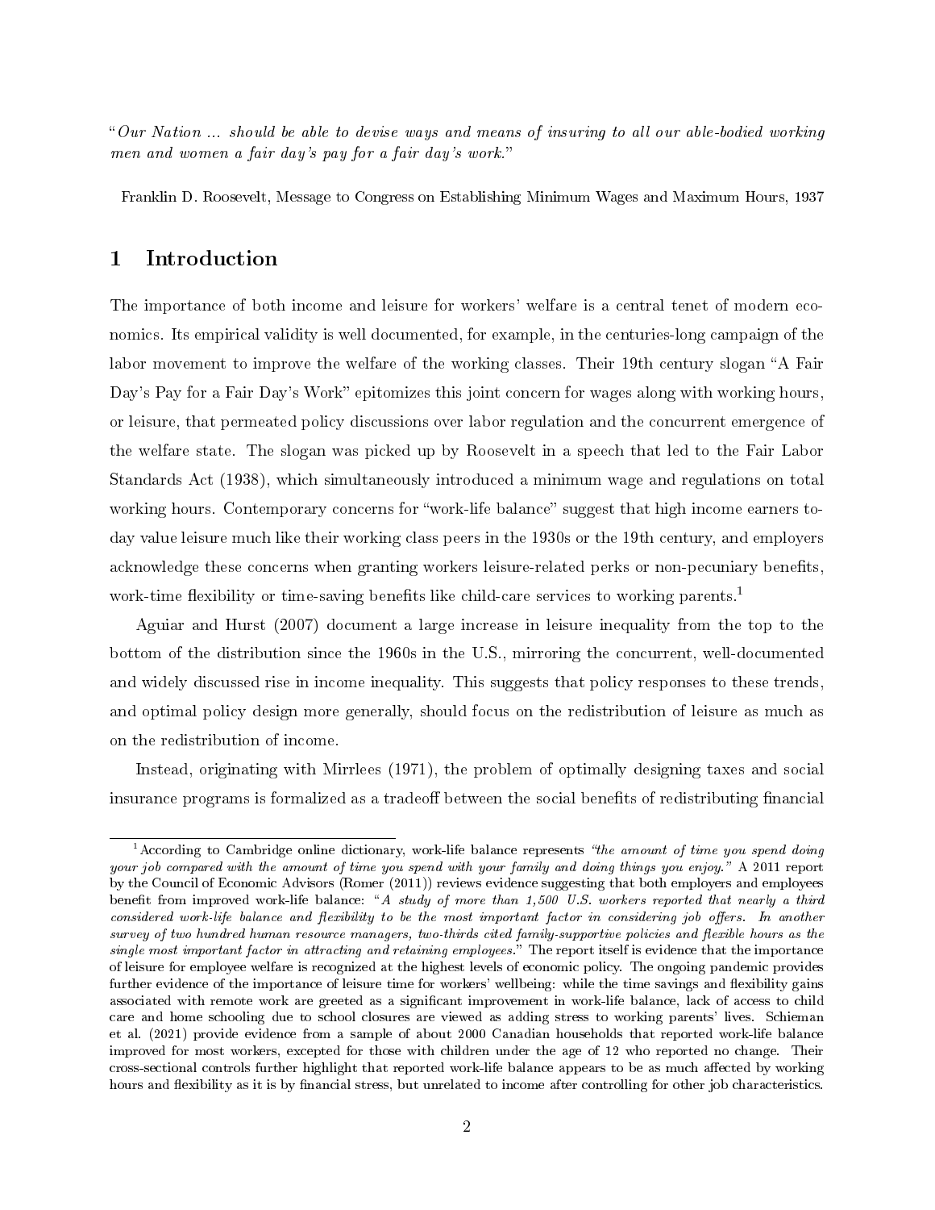"*Our Nation ... should be able to devise ways and means of insuring to all our able-bodied working men and women a fair day's pay for a fair day's work.*"

Franklin D. Roosevelt, Message to Congress on Establishing Minimum Wages and Maximum Hours, 1937

# 1 Introduction

The importance of both income and leisure for workers' welfare is a central tenet of modern economics. Its empirical validity is well documented, for example, in the centuries-long campaign of the labor movement to improve the welfare of the working classes. Their 19th century slogan "A Fair Day's Pay for a Fair Day's Work" epitomizes this joint concern for wages along with working hours, or leisure, that permeated policy discussions over labor regulation and the concurrent emergence of the welfare state. The slogan was picked up by Roosevelt in a speech that led to the Fair Labor Standards Act (1938), which simultaneously introduced a minimum wage and regulations on total working hours. Contemporary concerns for "work-life balance" suggest that high income earners today value leisure much like their working class peers in the 1930s or the 19th century, and employers acknowledge these concerns when granting workers leisure-related perks or non-pecuniary benefits, work-time flexibility or time-saving benefits like child-care services to working parents.[1]

Aguiar and Hurst (2007) document a large increase in leisure inequality from the top to the bottom of the distribution since the 1960s in the U.S., mirroring the concurrent, well-documented and widely discussed rise in income inequality. This suggests that policy responses to these trends, and optimal policy design more generally, should focus on the redistribution of leisure as much as on the redistribution of income.

Instead, originating with Mirrlees (1971), the problem of optimally designing taxes and social insurance programs is formalized as a tradeoff between the social benefits of redistributing financial

[1] According to Cambridge online dictionary, work-life balance represents *"the amount of time you spend doing your job compared with the amount of time you spend with your family and doing things you enjoy."* A 2011 report by the Council of Economic Advisors (Romer (2011)) reviews evidence suggesting that both employers and employees benefit from improved work-life balance: "*A study of more than 1,500 U.S. workers reported that nearly a third considered work-life balance and flexibility to be the most important factor in considering job offers. In another survey of two hundred human resource managers, two-thirds cited family-supportive policies and flexible hours as the single most important factor in attracting and retaining employees.*" The report itself is evidence that the importance of leisure for employee welfare is recognized at the highest levels of economic policy. The ongoing pandemic provides further evidence of the importance of leisure time for workers' wellbeing: while the time savings and flexibility gains associated with remote work are greeted as a significant improvement in work-life balance, lack of access to child care and home schooling due to school closures are viewed as adding stress to working parents' lives. Schieman et al. (2021) provide evidence from a sample of about 2000 Canadian households that reported work-life balance improved for most workers, excepted for those with children under the age of 12 who reported no change. Their cross-sectional controls further highlight that reported work-life balance appears to be as much affected by working hours and flexibility as it is by financial stress, but unrelated to income after controlling for other job characteristics.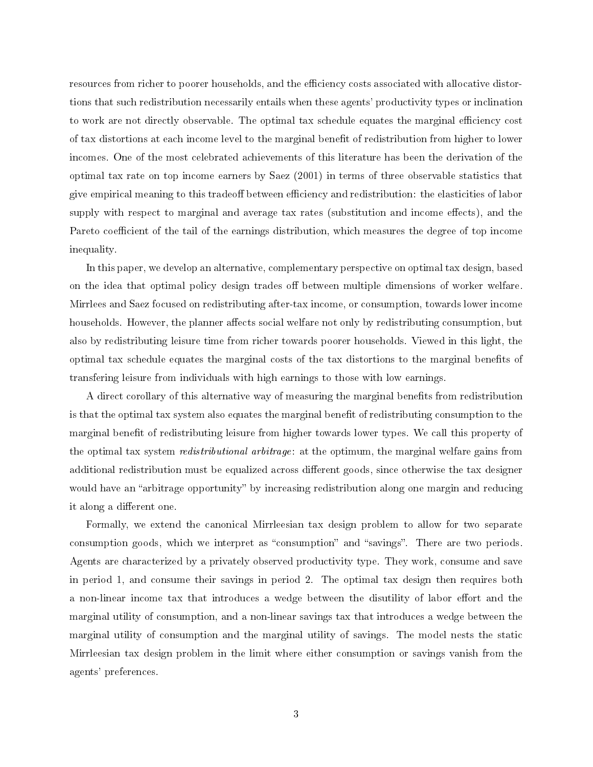resources from richer to poorer households, and the efficiency costs associated with allocative distortions that such redistribution necessarily entails when these agents' productivity types or inclination to work are not directly observable. The optimal tax schedule equates the marginal efficiency cost of tax distortions at each income level to the marginal benefit of redistribution from higher to lower incomes. One of the most celebrated achievements of this literature has been the derivation of the optimal tax rate on top income earners by Saez (2001) in terms of three observable statistics that give empirical meaning to this tradeoff between efficiency and redistribution: the elasticities of labor supply with respect to marginal and average tax rates (substitution and income effects), and the Pareto coefficient of the tail of the earnings distribution, which measures the degree of top income inequality.

In this paper, we develop an alternative, complementary perspective on optimal tax design, based on the idea that optimal policy design trades off between multiple dimensions of worker welfare. Mirrlees and Saez focused on redistributing after-tax income, or consumption, towards lower income households. However, the planner affects social welfare not only by redistributing consumption, but also by redistributing leisure time from richer towards poorer households. Viewed in this light, the optimal tax schedule equates the marginal costs of the tax distortions to the marginal benefits of transfering leisure from individuals with high earnings to those with low earnings.

A direct corollary of this alternative way of measuring the marginal benefits from redistribution is that the optimal tax system also equates the marginal benefit of redistributing consumption to the marginal benefit of redistributing leisure from higher towards lower types. We call this property of the optimal tax system *redistributional arbitrage*: at the optimum, the marginal welfare gains from additional redistribution must be equalized across different goods, since otherwise the tax designer would have an "arbitrage opportunity" by increasing redistribution along one margin and reducing it along a different one.

Formally, we extend the canonical Mirrleesian tax design problem to allow for two separate consumption goods, which we interpret as "consumption" and "savings". There are two periods. Agents are characterized by a privately observed productivity type. They work, consume and save in period 1, and consume their savings in period 2. The optimal tax design then requires both a non-linear income tax that introduces a wedge between the disutility of labor effort and the marginal utility of consumption, and a non-linear savings tax that introduces a wedge between the marginal utility of consumption and the marginal utility of savings. The model nests the static Mirrleesian tax design problem in the limit where either consumption or savings vanish from the agents' preferences.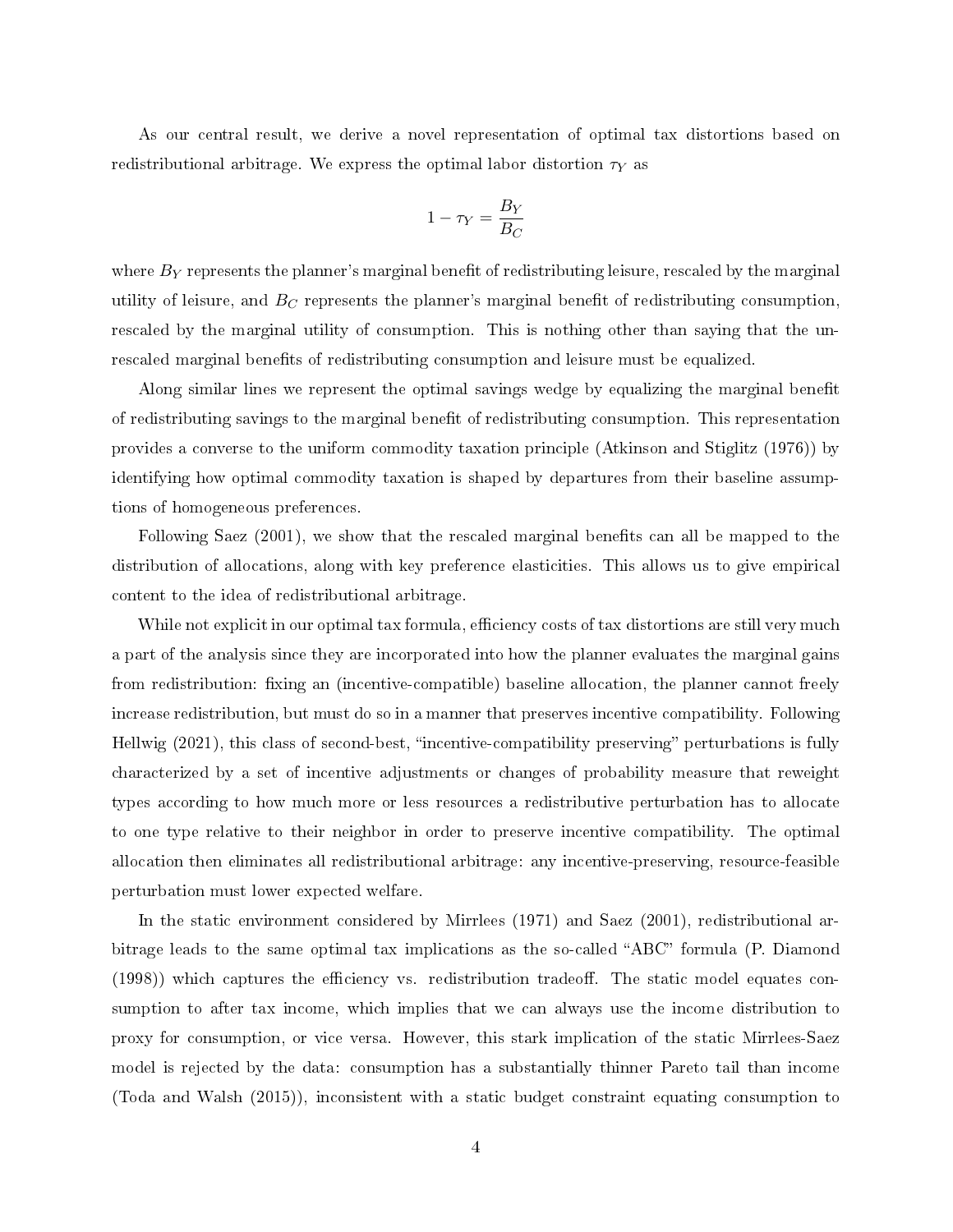As our central result, we derive a novel representation of optimal tax distortions based on redistributional arbitrage. We express the optimal labor distortion $\tau_Y$ as

$$1 - \tau_Y = \frac{B_Y}{B_C}$$

where $B_Y$ represents the planner's marginal benefit of redistributing leisure, rescaled by the marginal utility of leisure, and $B_C$ represents the planner's marginal benefit of redistributing consumption, rescaled by the marginal utility of consumption. This is nothing other than saying that the un-rescaled marginal benefits of redistributing consumption and leisure must be equalized.

Along similar lines we represent the optimal savings wedge by equalizing the marginal benefit of redistributing savings to the marginal benefit of redistributing consumption. This representation provides a converse to the uniform commodity taxation principle (Atkinson and Stiglitz (1976)) by identifying how optimal commodity taxation is shaped by departures from their baseline assumptions of homogeneous preferences.

Following Saez (2001), we show that the rescaled marginal benefits can all be mapped to the distribution of allocations, along with key preference elasticities. This allows us to give empirical content to the idea of redistributional arbitrage.

While not explicit in our optimal tax formula, efficiency costs of tax distortions are still very much a part of the analysis since they are incorporated into how the planner evaluates the marginal gains from redistribution: fixing an (incentive-compatible) baseline allocation, the planner cannot freely increase redistribution, but must do so in a manner that preserves incentive compatibility. Following Hellwig (2021), this class of second-best, "incentive-compatibility preserving" perturbations is fully characterized by a set of incentive adjustments or changes of probability measure that reweight types according to how much more or less resources a redistributive perturbation has to allocate to one type relative to their neighbor in order to preserve incentive compatibility. The optimal allocation then eliminates all redistributional arbitrage: any incentive-preserving, resource-feasible perturbation must lower expected welfare.

In the static environment considered by Mirrlees (1971) and Saez (2001), redistributional arbitrage leads to the same optimal tax implications as the so-called "ABC" formula (P. Diamond (1998)) which captures the efficiency vs. redistribution tradeoff. The static model equates consumption to after tax income, which implies that we can always use the income distribution to proxy for consumption, or vice versa. However, this stark implication of the static Mirrlees-Saez model is rejected by the data: consumption has a substantially thinner Pareto tail than income (Toda and Walsh (2015)), inconsistent with a static budget constraint equating consumption to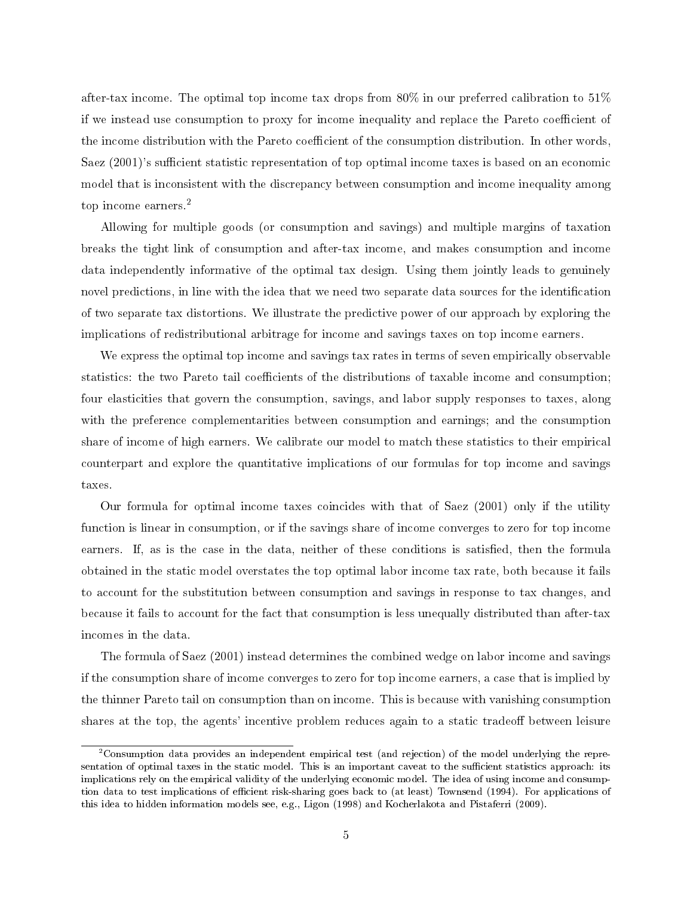after-tax income. The optimal top income tax drops from 80% in our preferred calibration to 51% if we instead use consumption to proxy for income inequality and replace the Pareto coefficient of the income distribution with the Pareto coefficient of the consumption distribution. In other words, Saez (2001)'s sufficient statistic representation of top optimal income taxes is based on an economic model that is inconsistent with the discrepancy between consumption and income inequality among top income earners.[2]

Allowing for multiple goods (or consumption and savings) and multiple margins of taxation breaks the tight link of consumption and after-tax income, and makes consumption and income data independently informative of the optimal tax design. Using them jointly leads to genuinely novel predictions, in line with the idea that we need two separate data sources for the identification of two separate tax distortions. We illustrate the predictive power of our approach by exploring the implications of redistributional arbitrage for income and savings taxes on top income earners.

We express the optimal top income and savings tax rates in terms of seven empirically observable statistics: the two Pareto tail coefficients of the distributions of taxable income and consumption; four elasticities that govern the consumption, savings, and labor supply responses to taxes, along with the preference complementarities between consumption and earnings; and the consumption share of income of high earners. We calibrate our model to match these statistics to their empirical counterpart and explore the quantitative implications of our formulas for top income and savings taxes.

Our formula for optimal income taxes coincides with that of Saez (2001) only if the utility function is linear in consumption, or if the savings share of income converges to zero for top income earners. If, as is the case in the data, neither of these conditions is satisfied, then the formula obtained in the static model overstates the top optimal labor income tax rate, both because it fails to account for the substitution between consumption and savings in response to tax changes, and because it fails to account for the fact that consumption is less unequally distributed than after-tax incomes in the data.

The formula of Saez (2001) instead determines the combined wedge on labor income and savings if the consumption share of income converges to zero for top income earners, a case that is implied by the thinner Pareto tail on consumption than on income. This is because with vanishing consumption shares at the top, the agents' incentive problem reduces again to a static tradeoff between leisure

[2] Consumption data provides an independent empirical test (and rejection) of the model underlying the representation of optimal taxes in the static model. This is an important caveat to the sufficient statistics approach: its implications rely on the empirical validity of the underlying economic model. The idea of using income and consumption data to test implications of efficient risk-sharing goes back to (at least) Townsend (1994). For applications of this idea to hidden information models see, e.g., Ligon (1998) and Kocherlakota and Pistaferri (2009).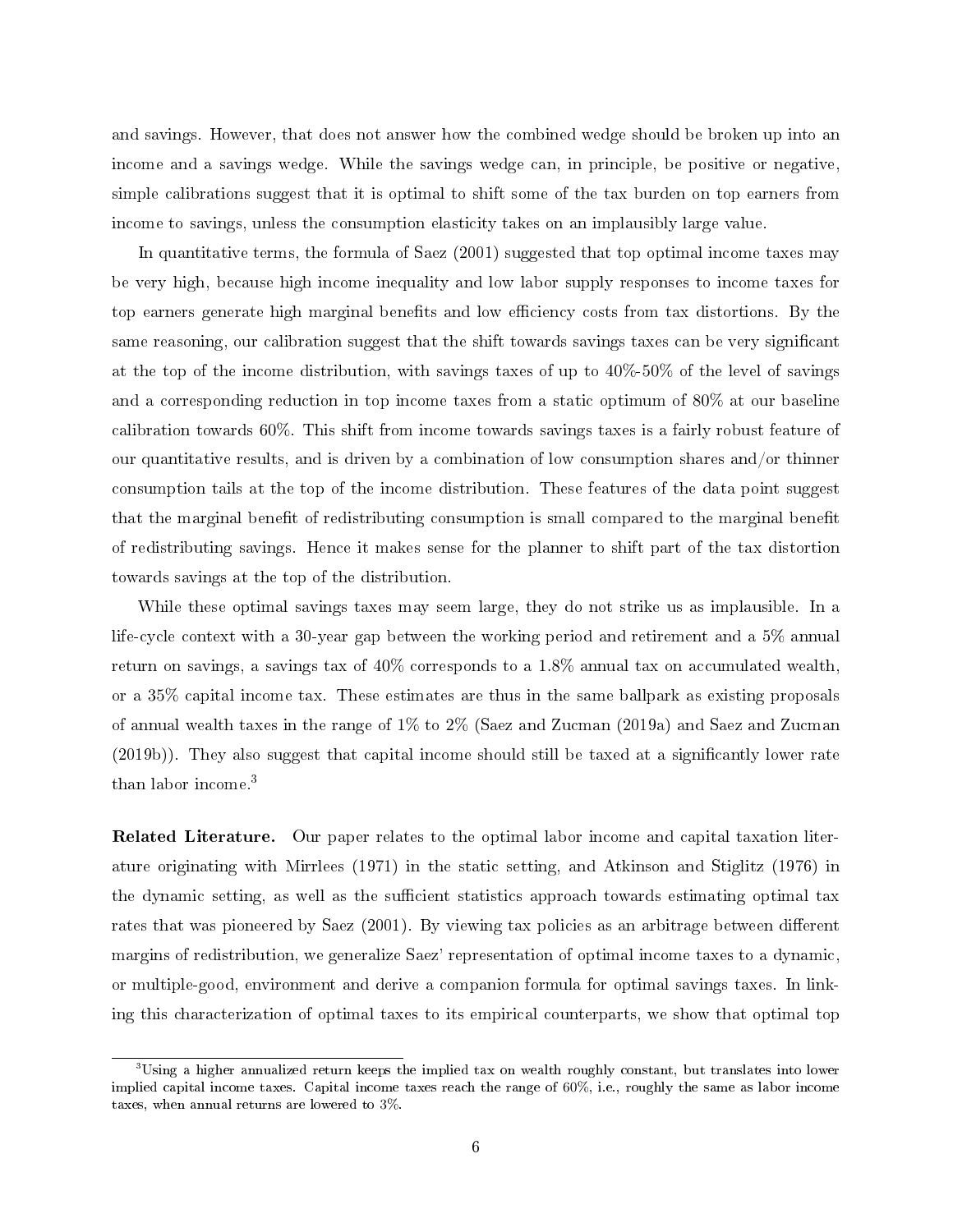and savings. However, that does not answer how the combined wedge should be broken up into an income and a savings wedge. While the savings wedge can, in principle, be positive or negative, simple calibrations suggest that it is optimal to shift some of the tax burden on top earners from income to savings, unless the consumption elasticity takes on an implausibly large value.

In quantitative terms, the formula of Saez (2001) suggested that top optimal income taxes may be very high, because high income inequality and low labor supply responses to income taxes for top earners generate high marginal benefits and low efficiency costs from tax distortions. By the same reasoning, our calibration suggest that the shift towards savings taxes can be very significant at the top of the income distribution, with savings taxes of up to 40%-50% of the level of savings and a corresponding reduction in top income taxes from a static optimum of 80% at our baseline calibration towards 60%. This shift from income towards savings taxes is a fairly robust feature of our quantitative results, and is driven by a combination of low consumption shares and/or thinner consumption tails at the top of the income distribution. These features of the data point suggest that the marginal benefit of redistributing consumption is small compared to the marginal benefit of redistributing savings. Hence it makes sense for the planner to shift part of the tax distortion towards savings at the top of the distribution.

While these optimal savings taxes may seem large, they do not strike us as implausible. In a life-cycle context with a 30-year gap between the working period and retirement and a 5% annual return on savings, a savings tax of 40% corresponds to a 1.8% annual tax on accumulated wealth, or a 35% capital income tax. These estimates are thus in the same ballpark as existing proposals of annual wealth taxes in the range of 1% to 2% (Saez and Zucman (2019a) and Saez and Zucman (2019b)). They also suggest that capital income should still be taxed at a significantly lower rate than labor income.[3]

**Related Literature.** Our paper relates to the optimal labor income and capital taxation literature originating with Mirrlees (1971) in the static setting, and Atkinson and Stiglitz (1976) in the dynamic setting, as well as the sufficient statistics approach towards estimating optimal tax rates that was pioneered by Saez (2001). By viewing tax policies as an arbitrage between different margins of redistribution, we generalize Saez' representation of optimal income taxes to a dynamic, or multiple-good, environment and derive a companion formula for optimal savings taxes. In linking this characterization of optimal taxes to its empirical counterparts, we show that optimal top

[3] Using a higher annualized return keeps the implied tax on wealth roughly constant, but translates into lower implied capital income taxes. Capital income taxes reach the range of 60%, i.e., roughly the same as labor income taxes, when annual returns are lowered to 3%.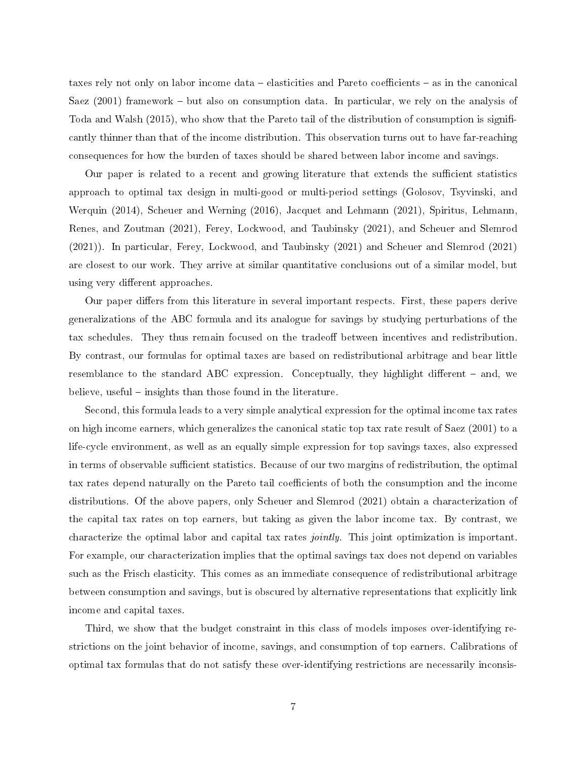taxes rely not only on labor income data – elasticities and Pareto coefficients – as in the canonical Saez (2001) framework – but also on consumption data. In particular, we rely on the analysis of Toda and Walsh (2015), who show that the Pareto tail of the distribution of consumption is significantly thinner than that of the income distribution. This observation turns out to have far-reaching consequences for how the burden of taxes should be shared between labor income and savings.

Our paper is related to a recent and growing literature that extends the sufficient statistics approach to optimal tax design in multi-good or multi-period settings (Golosov, Tsyvinski, and Werquin (2014), Scheuer and Werning (2016), Jacquet and Lehmann (2021), Spiritus, Lehmann, Renes, and Zoutman (2021), Ferey, Lockwood, and Taubinsky (2021), and Scheuer and Slemrod (2021)). In particular, Ferey, Lockwood, and Taubinsky (2021) and Scheuer and Slemrod (2021) are closest to our work. They arrive at similar quantitative conclusions out of a similar model, but using very different approaches.

Our paper differs from this literature in several important respects. First, these papers derive generalizations of the ABC formula and its analogue for savings by studying perturbations of the tax schedules. They thus remain focused on the tradeoff between incentives and redistribution. By contrast, our formulas for optimal taxes are based on redistributional arbitrage and bear little resemblance to the standard ABC expression. Conceptually, they highlight different – and, we believe, useful – insights than those found in the literature.

Second, this formula leads to a very simple analytical expression for the optimal income tax rates on high income earners, which generalizes the canonical static top tax rate result of Saez (2001) to a life-cycle environment, as well as an equally simple expression for top savings taxes, also expressed in terms of observable sufficient statistics. Because of our two margins of redistribution, the optimal tax rates depend naturally on the Pareto tail coefficients of both the consumption and the income distributions. Of the above papers, only Scheuer and Slemrod (2021) obtain a characterization of the capital tax rates on top earners, but taking as given the labor income tax. By contrast, we characterize the optimal labor and capital tax rates *jointly*. This joint optimization is important. For example, our characterization implies that the optimal savings tax does not depend on variables such as the Frisch elasticity. This comes as an immediate consequence of redistributional arbitrage between consumption and savings, but is obscured by alternative representations that explicitly link income and capital taxes.

Third, we show that the budget constraint in this class of models imposes over-identifying restrictions on the joint behavior of income, savings, and consumption of top earners. Calibrations of optimal tax formulas that do not satisfy these over-identifying restrictions are necessarily inconsis-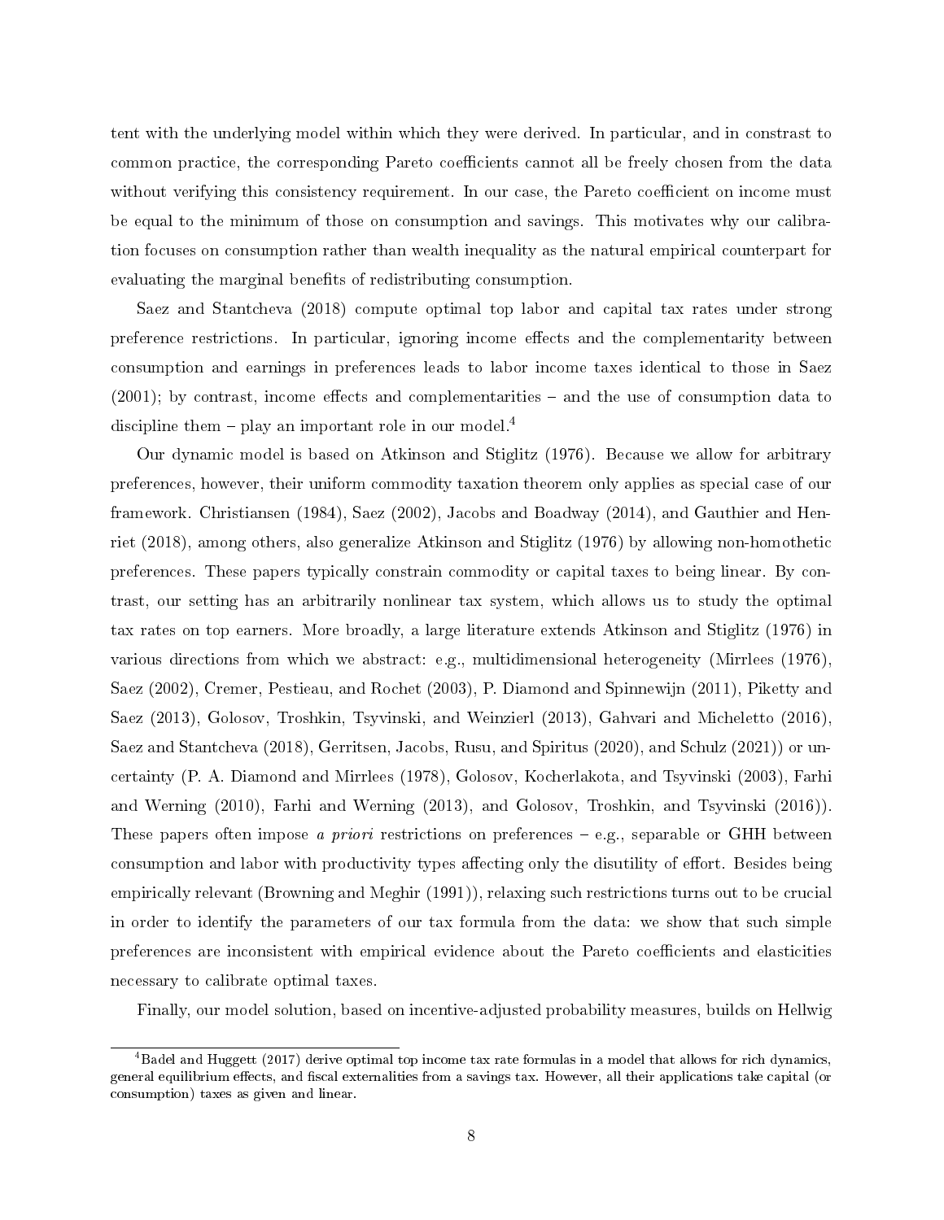tent with the underlying model within which they were derived. In particular, and in constrast to common practice, the corresponding Pareto coefficients cannot all be freely chosen from the data without verifying this consistency requirement. In our case, the Pareto coefficient on income must be equal to the minimum of those on consumption and savings. This motivates why our calibration focuses on consumption rather than wealth inequality as the natural empirical counterpart for evaluating the marginal benefits of redistributing consumption.

Saez and Stantcheva (2018) compute optimal top labor and capital tax rates under strong preference restrictions. In particular, ignoring income effects and the complementarity between consumption and earnings in preferences leads to labor income taxes identical to those in Saez (2001); by contrast, income effects and complementarities – and the use of consumption data to discipline them – play an important role in our model.[4]

Our dynamic model is based on Atkinson and Stiglitz (1976). Because we allow for arbitrary preferences, however, their uniform commodity taxation theorem only applies as special case of our framework. Christiansen (1984), Saez (2002), Jacobs and Boadway (2014), and Gauthier and Henriet (2018), among others, also generalize Atkinson and Stiglitz (1976) by allowing non-homothetic preferences. These papers typically constrain commodity or capital taxes to being linear. By contrast, our setting has an arbitrarily nonlinear tax system, which allows us to study the optimal tax rates on top earners. More broadly, a large literature extends Atkinson and Stiglitz (1976) in various directions from which we abstract: e.g., multidimensional heterogeneity (Mirrlees (1976), Saez (2002), Cremer, Pestieau, and Rochet (2003), P. Diamond and Spinnewijn (2011), Piketty and Saez (2013), Golosov, Troshkin, Tsyvinski, and Weinzierl (2013), Gahvari and Micheletto (2016), Saez and Stantcheva (2018), Gerritsen, Jacobs, Rusu, and Spiritus (2020), and Schulz (2021)) or uncertainty (P. A. Diamond and Mirrlees (1978), Golosov, Kocherlakota, and Tsyvinski (2003), Farhi and Werning (2010), Farhi and Werning (2013), and Golosov, Troshkin, and Tsyvinski (2016)). These papers often impose *a priori* restrictions on preferences – e.g., separable or GHH between consumption and labor with productivity types affecting only the disutility of effort. Besides being empirically relevant (Browning and Meghir (1991)), relaxing such restrictions turns out to be crucial in order to identify the parameters of our tax formula from the data: we show that such simple preferences are inconsistent with empirical evidence about the Pareto coefficients and elasticities necessary to calibrate optimal taxes.

Finally, our model solution, based on incentive-adjusted probability measures, builds on Hellwig

[4] Badel and Huggett (2017) derive optimal top income tax rate formulas in a model that allows for rich dynamics, general equilibrium effects, and fiscal externalities from a savings tax. However, all their applications take capital (or consumption) taxes as given and linear.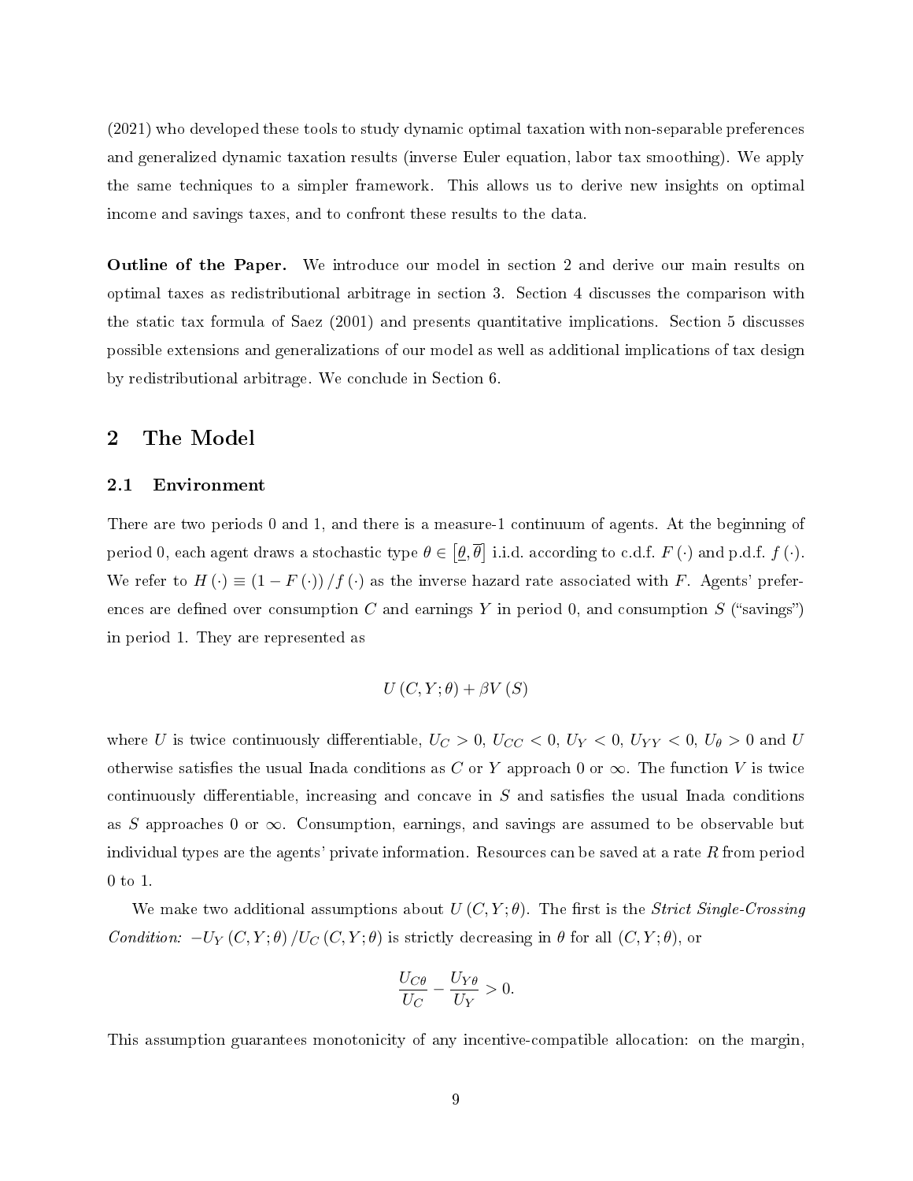(2021) who developed these tools to study dynamic optimal taxation with non-separable preferences and generalized dynamic taxation results (inverse Euler equation, labor tax smoothing). We apply the same techniques to a simpler framework. This allows us to derive new insights on optimal income and savings taxes, and to confront these results to the data.

**Outline of the Paper.** We introduce our model in section 2 and derive our main results on optimal taxes as redistributional arbitrage in section 3. Section 4 discusses the comparison with the static tax formula of Saez (2001) and presents quantitative implications. Section 5 discusses possible extensions and generalizations of our model as well as additional implications of tax design by redistributional arbitrage. We conclude in Section 6.

## 2 The Model

### 2.1 Environment

There are two periods 0 and 1, and there is a measure-1 continuum of agents. At the beginning of period 0, each agent draws a stochastic type $\theta \in [\underline{\theta}, \overline{\theta}]$ i.i.d. according to c.d.f. $F(\cdot)$ and p.d.f. $f(\cdot)$. We refer to $H(\cdot) \equiv (1 - F(\cdot))/f(\cdot)$ as the inverse hazard rate associated with $F$. Agents' preferences are defined over consumption $C$ and earnings $Y$ in period 0, and consumption $S$ ("savings") in period 1. They are represented as

$$U(C, Y; \theta) + \beta V(S)$$

where $U$ is twice continuously differentiable, $U_C > 0$, $U_{CC} < 0$, $U_Y < 0$, $U_{YY} < 0$, $U_\theta > 0$ and $U$ otherwise satisfies the usual Inada conditions as $C$ or $Y$ approach 0 or $\infty$. The function $V$ is twice continuously differentiable, increasing and concave in $S$ and satisfies the usual Inada conditions as $S$ approaches 0 or $\infty$. Consumption, earnings, and savings are assumed to be observable but individual types are the agents' private information. Resources can be saved at a rate $R$ from period 0 to 1.

We make two additional assumptions about $U(C, Y; \theta)$. The first is the *Strict Single-Crossing Condition:* $-U_Y(C, Y; \theta)/U_C(C, Y; \theta)$ is strictly decreasing in $\theta$ for all $(C, Y; \theta)$, or

$$\frac{U_{C\theta}}{U_C} - \frac{U_{Y\theta}}{U_Y} > 0.$$

This assumption guarantees monotonicity of any incentive-compatible allocation: on the margin,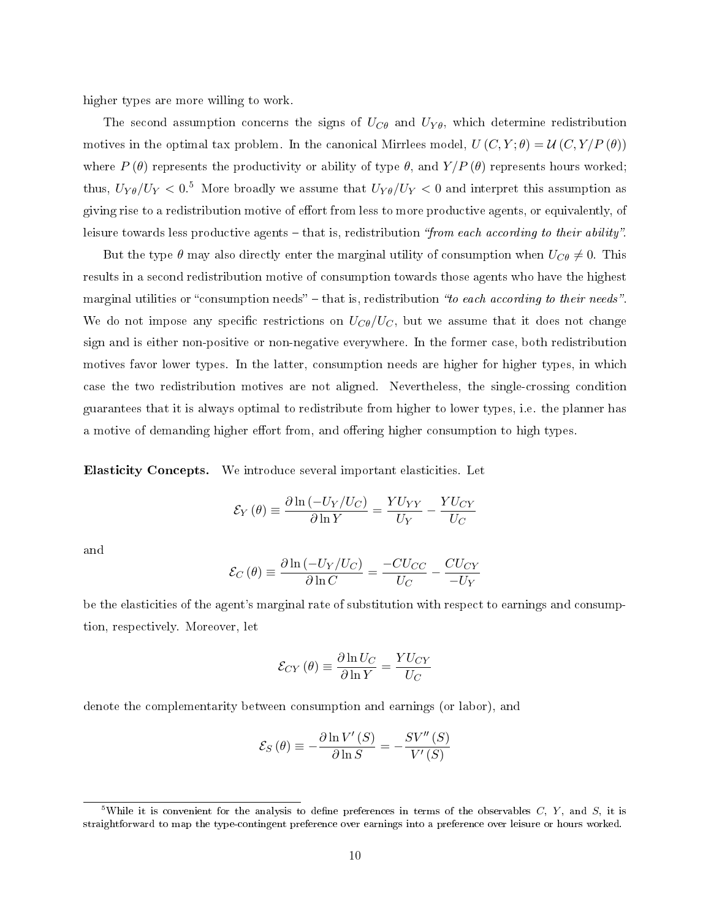higher types are more willing to work.

The second assumption concerns the signs of $U_{C\theta}$ and $U_{Y\theta}$, which determine redistribution motives in the optimal tax problem. In the canonical Mirrlees model, $U(C, Y; \theta) = \mathcal{U}(C, Y/P(\theta))$ where $P(\theta)$ represents the productivity or ability of type $\theta$, and $Y/P(\theta)$ represents hours worked; thus, $U_{Y\theta}/U_Y < 0$.[5] More broadly we assume that $U_{Y\theta}/U_Y < 0$ and interpret this assumption as giving rise to a redistribution motive of effort from less to more productive agents, or equivalently, of leisure towards less productive agents – that is, redistribution *"from each according to their ability"*.

But the type $\theta$ may also directly enter the marginal utility of consumption when $U_{C\theta} \neq 0$. This results in a second redistribution motive of consumption towards those agents who have the highest marginal utilities or "consumption needs" – that is, redistribution *"to each according to their needs"*. We do not impose any specific restrictions on $U_{C\theta}/U_C$, but we assume that it does not change sign and is either non-positive or non-negative everywhere. In the former case, both redistribution motives favor lower types. In the latter, consumption needs are higher for higher types, in which case the two redistribution motives are not aligned. Nevertheless, the single-crossing condition guarantees that it is always optimal to redistribute from higher to lower types, i.e. the planner has a motive of demanding higher effort from, and offering higher consumption to high types.

**Elasticity Concepts.** We introduce several important elasticities. Let

$$\mathcal{E}_Y(\theta) \equiv \frac{\partial \ln(-U_Y/U_C)}{\partial \ln Y} = \frac{YU_{YY}}{U_Y} - \frac{YU_{CY}}{U_C}$$

and

$$\mathcal{E}_C(\theta) \equiv \frac{\partial \ln(-U_Y/U_C)}{\partial \ln C} = \frac{-CU_{CC}}{U_C} - \frac{CU_{CY}}{-U_Y}$$

be the elasticities of the agent's marginal rate of substitution with respect to earnings and consumption, respectively. Moreover, let

$$\mathcal{E}_{CY}(\theta) \equiv \frac{\partial \ln U_C}{\partial \ln Y} = \frac{YU_{CY}}{U_C}$$

denote the complementarity between consumption and earnings (or labor), and

$$\mathcal{E}_S(\theta) \equiv -\frac{\partial \ln V'(S)}{\partial \ln S} = -\frac{SV''(S)}{V'(S)}$$

[5] While it is convenient for the analysis to define preferences in terms of the observables $C$, $Y$, and $S$, it is straightforward to map the type-contingent preference over earnings into a preference over leisure or hours worked.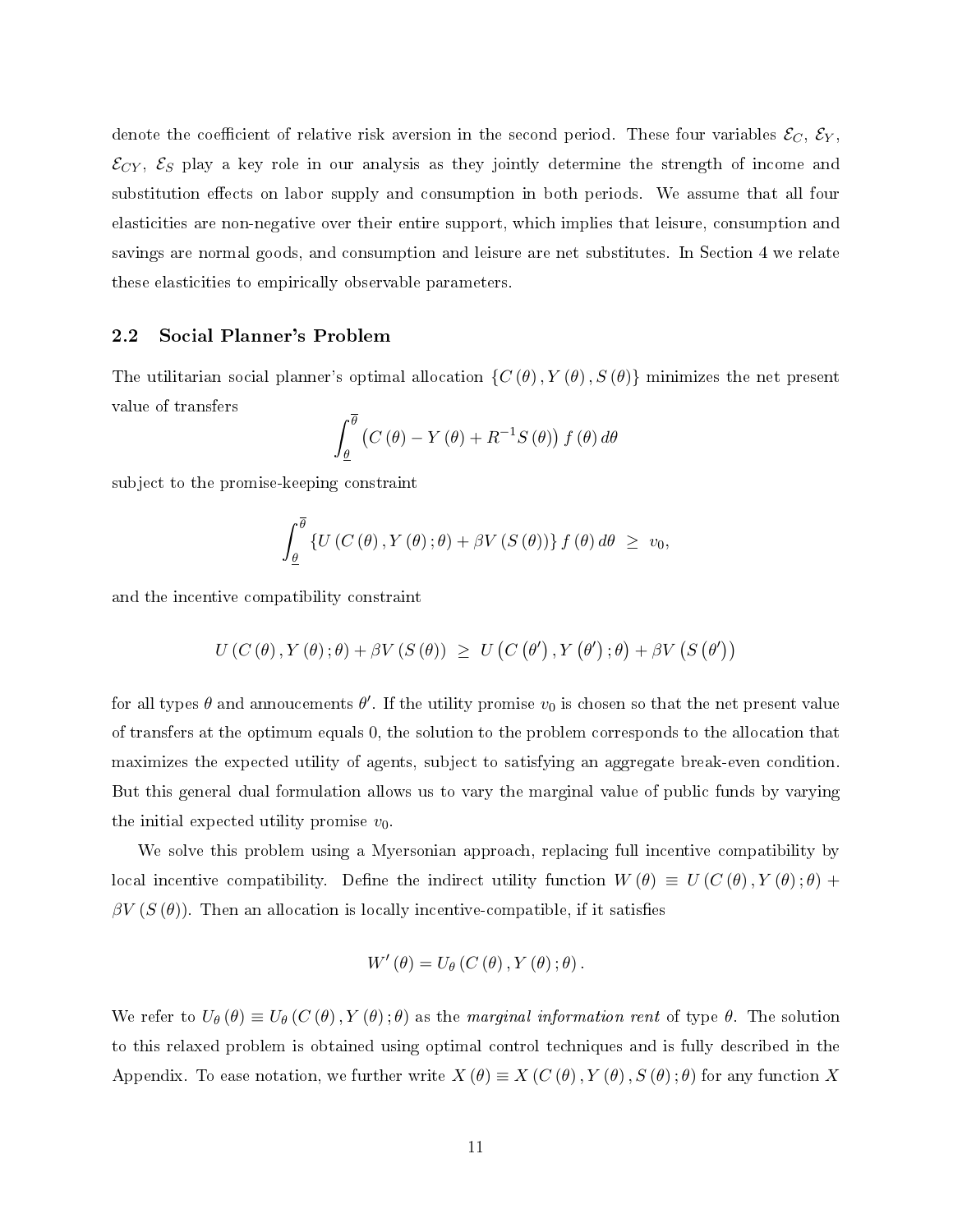denote the coefficient of relative risk aversion in the second period. These four variables $\mathcal{E}_C$, $\mathcal{E}_Y$, $\mathcal{E}_{CY}$, $\mathcal{E}_S$ play a key role in our analysis as they jointly determine the strength of income and substitution effects on labor supply and consumption in both periods. We assume that all four elasticities are non-negative over their entire support, which implies that leisure, consumption and savings are normal goods, and consumption and leisure are net substitutes. In Section 4 we relate these elasticities to empirically observable parameters.

## 2.2 Social Planner's Problem

The utilitarian social planner's optimal allocation $\{C(\theta), Y(\theta), S(\theta)\}$ minimizes the net present value of transfers

$$\int_{\underline{\theta}}^{\overline{\theta}} \left(C(\theta) - Y(\theta) + R^{-1}S(\theta)\right) f(\theta)\, d\theta$$

subject to the promise-keeping constraint

$$\int_{\underline{\theta}}^{\overline{\theta}} \left\{U(C(\theta), Y(\theta); \theta) + \beta V(S(\theta))\right\} f(\theta)\, d\theta \;\geq\; v_0,$$

and the incentive compatibility constraint

$$U(C(\theta), Y(\theta); \theta) + \beta V(S(\theta)) \;\geq\; U\left(C(\theta'), Y(\theta'); \theta\right) + \beta V\left(S(\theta')\right)$$

for all types $\theta$ and annoucements $\theta'$. If the utility promise $v_0$ is chosen so that the net present value of transfers at the optimum equals 0, the solution to the problem corresponds to the allocation that maximizes the expected utility of agents, subject to satisfying an aggregate break-even condition. But this general dual formulation allows us to vary the marginal value of public funds by varying the initial expected utility promise $v_0$.

We solve this problem using a Myersonian approach, replacing full incentive compatibility by local incentive compatibility. Define the indirect utility function $W(\theta) \equiv U(C(\theta), Y(\theta); \theta) + \beta V(S(\theta))$. Then an allocation is locally incentive-compatible, if it satisfies

$$W'(\theta) = U_\theta(C(\theta), Y(\theta); \theta).$$

We refer to $U_\theta(\theta) \equiv U_\theta(C(\theta), Y(\theta); \theta)$ as the *marginal information rent* of type $\theta$. The solution to this relaxed problem is obtained using optimal control techniques and is fully described in the Appendix. To ease notation, we further write $X(\theta) \equiv X(C(\theta), Y(\theta), S(\theta); \theta)$ for any function $X$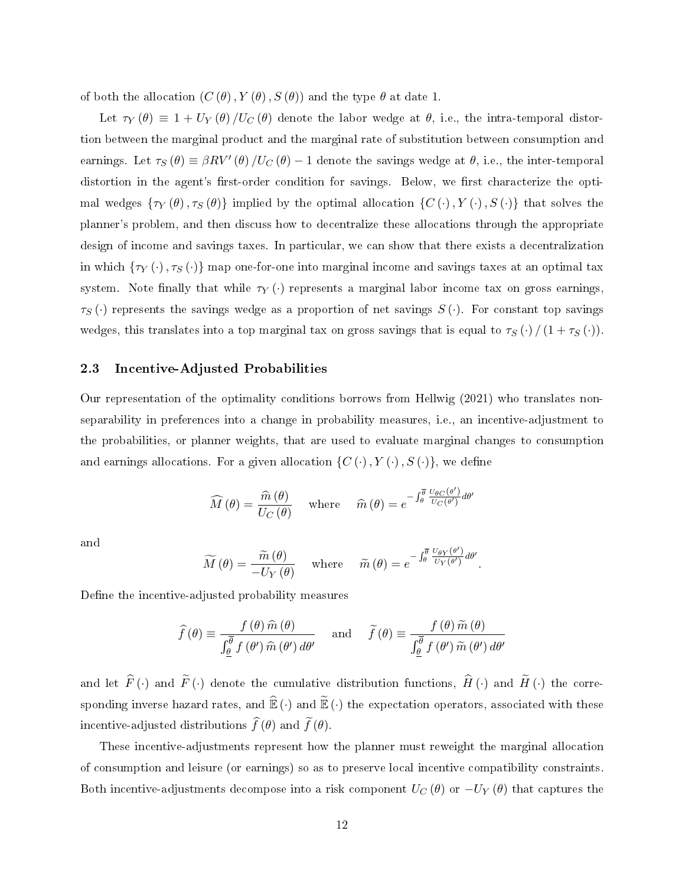of both the allocation $(C(\theta), Y(\theta), S(\theta))$ and the type $\theta$ at date 1.

Let $\tau_Y(\theta) \equiv 1 + U_Y(\theta)/U_C(\theta)$ denote the labor wedge at $\theta$, i.e., the intra-temporal distortion between the marginal product and the marginal rate of substitution between consumption and earnings. Let $\tau_S(\theta) \equiv \beta R V'(\theta)/U_C(\theta) - 1$ denote the savings wedge at $\theta$, i.e., the inter-temporal distortion in the agent's first-order condition for savings. Below, we first characterize the optimal wedges $\{\tau_Y(\theta), \tau_S(\theta)\}$ implied by the optimal allocation $\{C(\cdot), Y(\cdot), S(\cdot)\}$ that solves the planner's problem, and then discuss how to decentralize these allocations through the appropriate design of income and savings taxes. In particular, we can show that there exists a decentralization in which $\{\tau_Y(\cdot), \tau_S(\cdot)\}$ map one-for-one into marginal income and savings taxes at an optimal tax system. Note finally that while $\tau_Y(\cdot)$ represents a marginal labor income tax on gross earnings, $\tau_S(\cdot)$ represents the savings wedge as a proportion of net savings $S(\cdot)$. For constant top savings wedges, this translates into a top marginal tax on gross savings that is equal to $\tau_S(\cdot)/(1 + \tau_S(\cdot))$.

### 2.3 Incentive-Adjusted Probabilities

Our representation of the optimality conditions borrows from Hellwig (2021) who translates non-separability in preferences into a change in probability measures, i.e., an incentive-adjustment to the probabilities, or planner weights, that are used to evaluate marginal changes to consumption and earnings allocations. For a given allocation $\{C(\cdot), Y(\cdot), S(\cdot)\}$, we define

$$\widehat{M}(\theta) = \frac{\widehat{m}(\theta)}{U_C(\theta)} \quad \text{where} \quad \widehat{m}(\theta) = e^{-\int_{\theta}^{\overline{\theta}} \frac{U_{\theta C}(\theta')}{U_C(\theta')} d\theta'}$$

and

$$\widetilde{M}(\theta) = \frac{\widetilde{m}(\theta)}{-U_Y(\theta)} \quad \text{where} \quad \widetilde{m}(\theta) = e^{-\int_{\theta}^{\overline{\theta}} \frac{U_{\theta Y}(\theta')}{U_Y(\theta')} d\theta'}.$$

Define the incentive-adjusted probability measures

$$\widehat{f}(\theta) \equiv \frac{f(\theta)\,\widehat{m}(\theta)}{\int_{\underline{\theta}}^{\overline{\theta}} f(\theta')\,\widehat{m}(\theta')\, d\theta'} \quad \text{and} \quad \widetilde{f}(\theta) \equiv \frac{f(\theta)\,\widetilde{m}(\theta)}{\int_{\underline{\theta}}^{\overline{\theta}} f(\theta')\,\widetilde{m}(\theta')\, d\theta'}$$

and let $\widehat{F}(\cdot)$ and $\widetilde{F}(\cdot)$ denote the cumulative distribution functions, $\widehat{H}(\cdot)$ and $\widetilde{H}(\cdot)$ the corresponding inverse hazard rates, and $\widehat{\mathbb{E}}(\cdot)$ and $\widetilde{\mathbb{E}}(\cdot)$ the expectation operators, associated with these incentive-adjusted distributions $\widehat{f}(\theta)$ and $\widetilde{f}(\theta)$.

These incentive-adjustments represent how the planner must reweight the marginal allocation of consumption and leisure (or earnings) so as to preserve local incentive compatibility constraints. Both incentive-adjustments decompose into a risk component $U_C(\theta)$ or $-U_Y(\theta)$ that captures the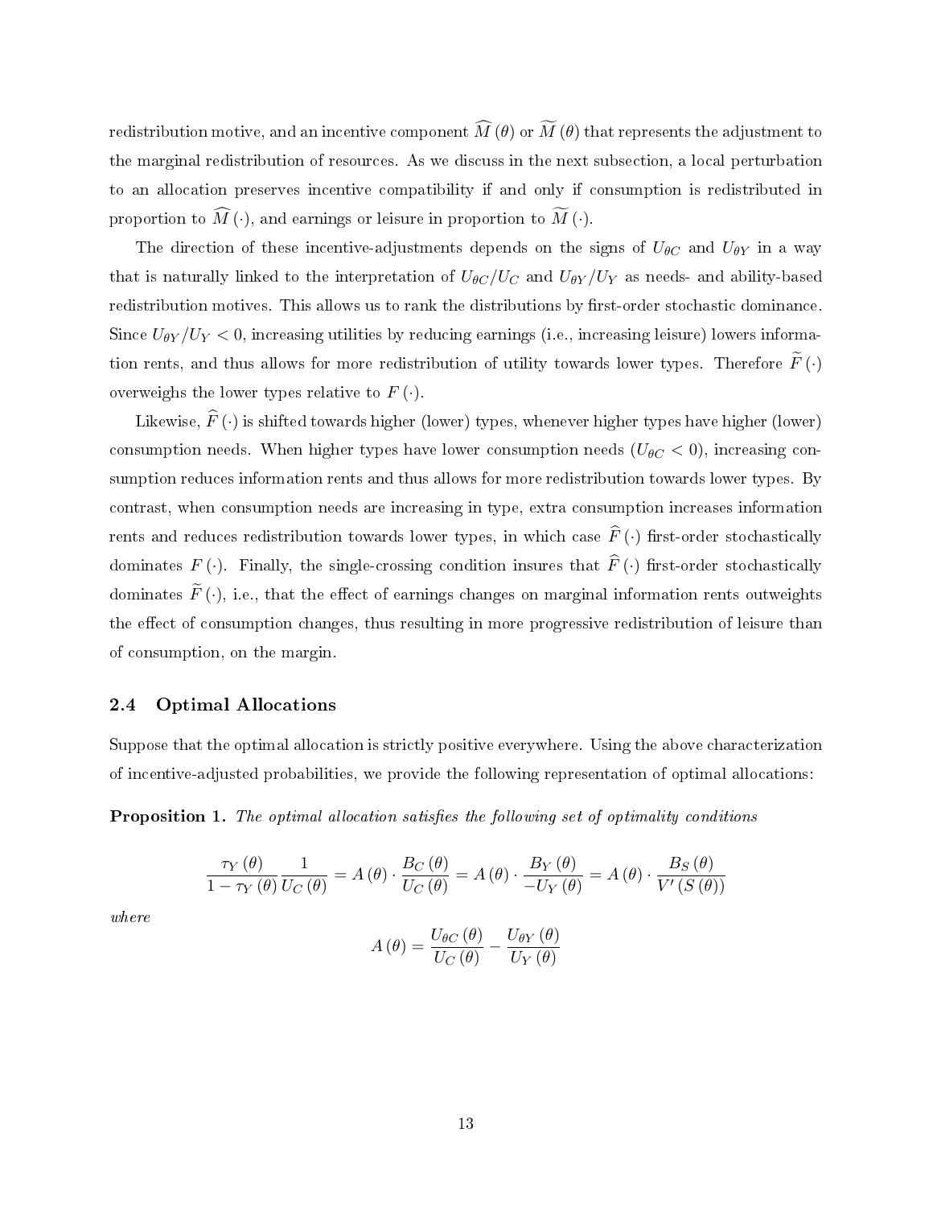redistribution motive, and an incentive component $\widehat{M}(\theta)$ or $\widetilde{M}(\theta)$ that represents the adjustment to the marginal redistribution of resources. As we discuss in the next subsection, a local perturbation to an allocation preserves incentive compatibility if and only if consumption is redistributed in proportion to $\widehat{M}(\cdot)$, and earnings or leisure in proportion to $\widetilde{M}(\cdot)$.

The direction of these incentive-adjustments depends on the signs of $U_{\theta C}$ and $U_{\theta Y}$ in a way that is naturally linked to the interpretation of $U_{\theta C}/U_C$ and $U_{\theta Y}/U_Y$ as needs- and ability-based redistribution motives. This allows us to rank the distributions by first-order stochastic dominance. Since $U_{\theta Y}/U_Y < 0$, increasing utilities by reducing earnings (i.e., increasing leisure) lowers information rents, and thus allows for more redistribution of utility towards lower types. Therefore $\widetilde{F}(\cdot)$ overweighs the lower types relative to $F(\cdot)$.

Likewise, $\widehat{F}(\cdot)$ is shifted towards higher (lower) types, whenever higher types have higher (lower) consumption needs. When higher types have lower consumption needs ($U_{\theta C} < 0$), increasing consumption reduces information rents and thus allows for more redistribution towards lower types. By contrast, when consumption needs are increasing in type, extra consumption increases information rents and reduces redistribution towards lower types, in which case $\widehat{F}(\cdot)$ first-order stochastically dominates $F(\cdot)$. Finally, the single-crossing condition insures that $\widehat{F}(\cdot)$ first-order stochastically dominates $\widetilde{F}(\cdot)$, i.e., that the effect of earnings changes on marginal information rents outweights the effect of consumption changes, thus resulting in more progressive redistribution of leisure than of consumption, on the margin.

### 2.4 Optimal Allocations

Suppose that the optimal allocation is strictly positive everywhere. Using the above characterization of incentive-adjusted probabilities, we provide the following representation of optimal allocations:

**Proposition 1.** *The optimal allocation satisfies the following set of optimality conditions*

$$\frac{\tau_Y(\theta)}{1-\tau_Y(\theta)}\frac{1}{U_C(\theta)} = A(\theta)\cdot\frac{B_C(\theta)}{U_C(\theta)} = A(\theta)\cdot\frac{B_Y(\theta)}{-U_Y(\theta)} = A(\theta)\cdot\frac{B_S(\theta)}{V'(S(\theta))}$$

*where*

$$A(\theta) = \frac{U_{\theta C}(\theta)}{U_C(\theta)} - \frac{U_{\theta Y}(\theta)}{U_Y(\theta)}$$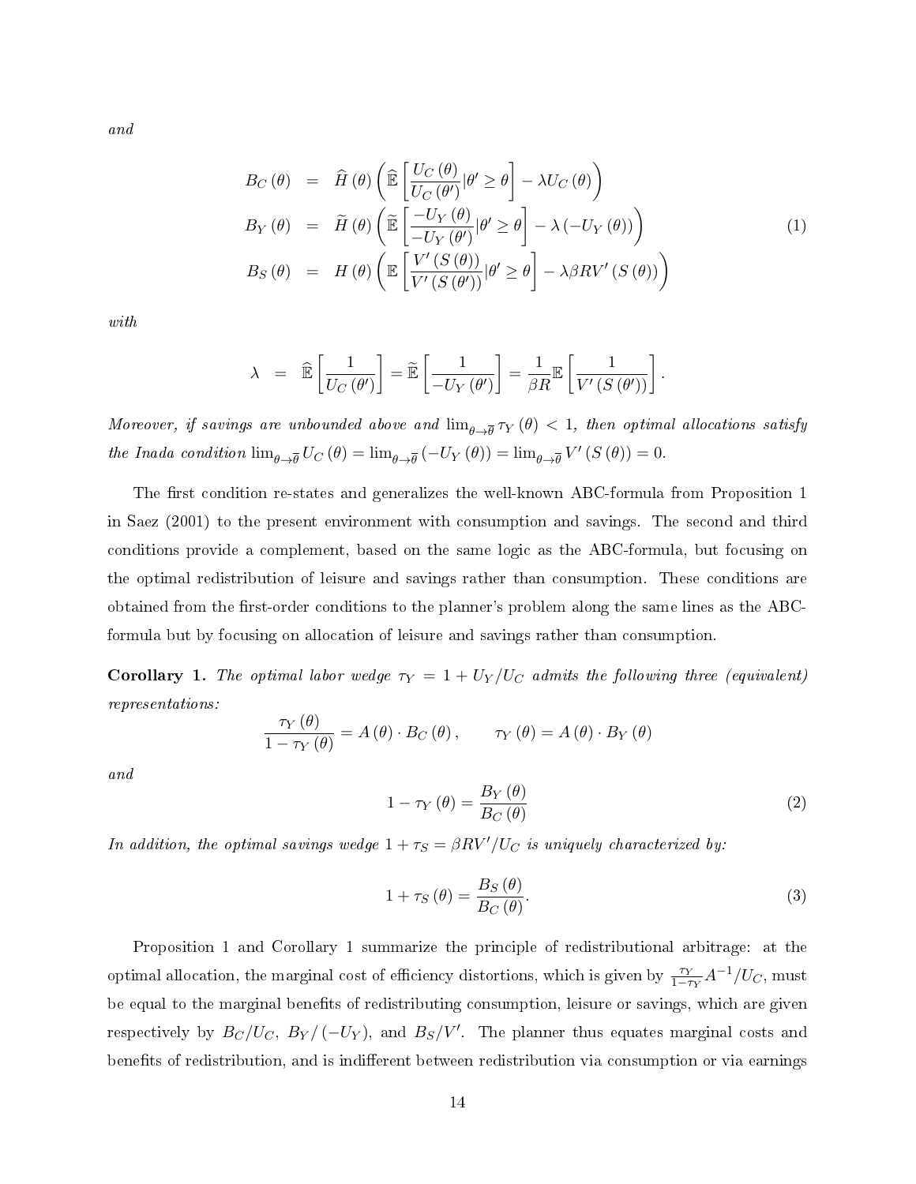*and*

$$
\begin{aligned}
B_C(\theta) &= \widehat{H}(\theta)\left(\widehat{\mathbb{E}}\left[\frac{U_C(\theta)}{U_C(\theta')}|\theta' \geq \theta\right] - \lambda U_C(\theta)\right) \\
B_Y(\theta) &= \widetilde{H}(\theta)\left(\widetilde{\mathbb{E}}\left[\frac{-U_Y(\theta)}{-U_Y(\theta')}|\theta' \geq \theta\right] - \lambda(-U_Y(\theta))\right) \\
B_S(\theta) &= H(\theta)\left(\mathbb{E}\left[\frac{V'(S(\theta))}{V'(S(\theta'))}|\theta' \geq \theta\right] - \lambda \beta R V'(S(\theta))\right)
\end{aligned}
\tag{1}
$$

*with*

$$
\lambda \;=\; \widehat{\mathbb{E}}\left[\frac{1}{U_C(\theta')}\right] = \widetilde{\mathbb{E}}\left[\frac{1}{-U_Y(\theta')}\right] = \frac{1}{\beta R}\mathbb{E}\left[\frac{1}{V'(S(\theta'))}\right].
$$

*Moreover, if savings are unbounded above and $\lim_{\theta\to\overline{\theta}}\tau_Y(\theta) < 1$, then optimal allocations satisfy the Inada condition $\lim_{\theta\to\overline{\theta}} U_C(\theta) = \lim_{\theta\to\overline{\theta}}(-U_Y(\theta)) = \lim_{\theta\to\overline{\theta}} V'(S(\theta)) = 0$.*

The first condition re-states and generalizes the well-known ABC-formula from Proposition 1 in Saez (2001) to the present environment with consumption and savings. The second and third conditions provide a complement, based on the same logic as the ABC-formula, but focusing on the optimal redistribution of leisure and savings rather than consumption. These conditions are obtained from the first-order conditions to the planner's problem along the same lines as the ABC-formula but by focusing on allocation of leisure and savings rather than consumption.

**Corollary 1.** *The optimal labor wedge $\tau_Y = 1 + U_Y/U_C$ admits the following three (equivalent) representations:*

$$
\frac{\tau_Y(\theta)}{1-\tau_Y(\theta)} = A(\theta)\cdot B_C(\theta), \qquad \tau_Y(\theta) = A(\theta)\cdot B_Y(\theta)
$$

*and*

$$
1-\tau_Y(\theta) = \frac{B_Y(\theta)}{B_C(\theta)} \tag{2}
$$

*In addition, the optimal savings wedge $1+\tau_S = \beta R V'/U_C$ is uniquely characterized by:*

$$
1+\tau_S(\theta) = \frac{B_S(\theta)}{B_C(\theta)}. \tag{3}
$$

Proposition 1 and Corollary 1 summarize the principle of redistributional arbitrage: at the optimal allocation, the marginal cost of efficiency distortions, which is given by $\frac{\tau_Y}{1-\tau_Y}A^{-1}/U_C$, must be equal to the marginal benefits of redistributing consumption, leisure or savings, which are given respectively by $B_C/U_C$, $B_Y/(-U_Y)$, and $B_S/V'$. The planner thus equates marginal costs and benefits of redistribution, and is indifferent between redistribution via consumption or via earnings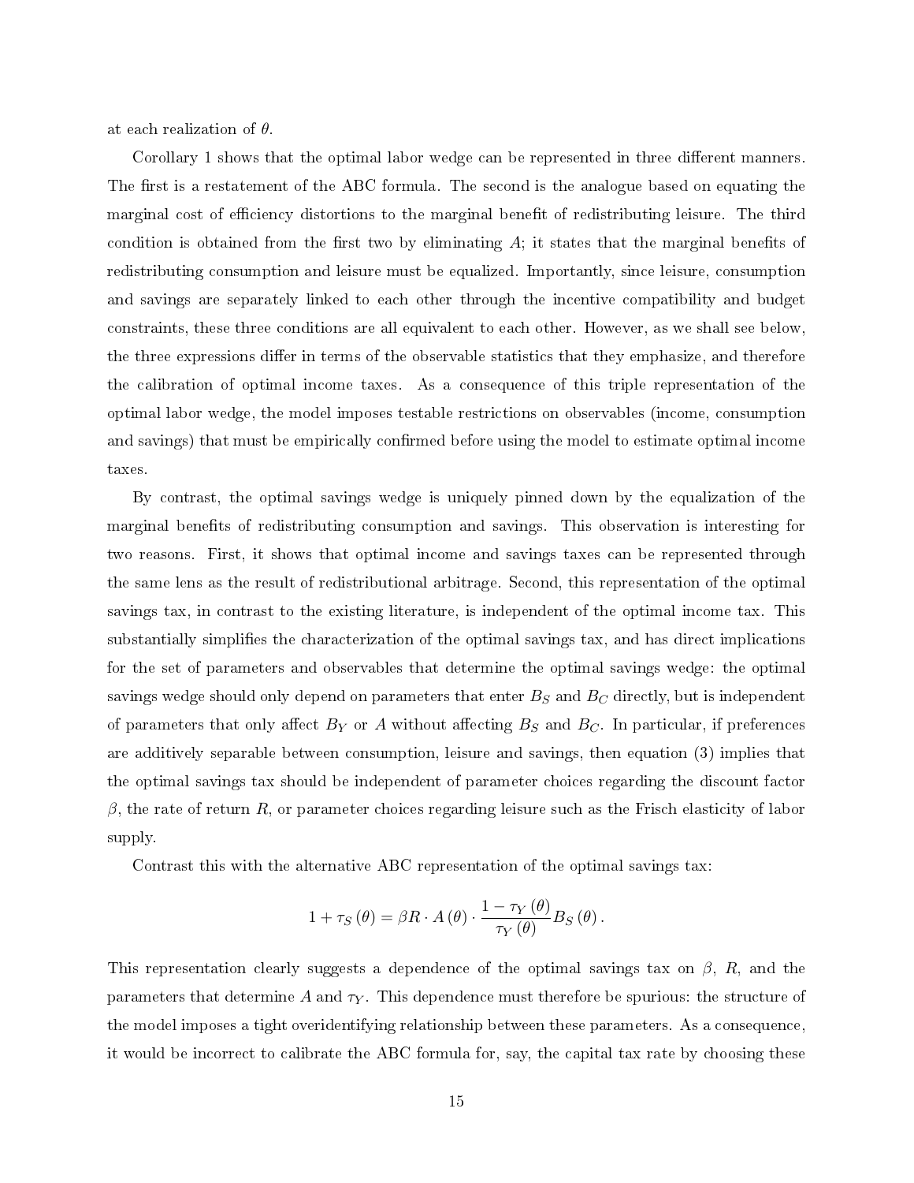at each realization of $\theta$.

Corollary 1 shows that the optimal labor wedge can be represented in three different manners. The first is a restatement of the ABC formula. The second is the analogue based on equating the marginal cost of efficiency distortions to the marginal benefit of redistributing leisure. The third condition is obtained from the first two by eliminating $A$; it states that the marginal benefits of redistributing consumption and leisure must be equalized. Importantly, since leisure, consumption and savings are separately linked to each other through the incentive compatibility and budget constraints, these three conditions are all equivalent to each other. However, as we shall see below, the three expressions differ in terms of the observable statistics that they emphasize, and therefore the calibration of optimal income taxes. As a consequence of this triple representation of the optimal labor wedge, the model imposes testable restrictions on observables (income, consumption and savings) that must be empirically confirmed before using the model to estimate optimal income taxes.

By contrast, the optimal savings wedge is uniquely pinned down by the equalization of the marginal benefits of redistributing consumption and savings. This observation is interesting for two reasons. First, it shows that optimal income and savings taxes can be represented through the same lens as the result of redistributional arbitrage. Second, this representation of the optimal savings tax, in contrast to the existing literature, is independent of the optimal income tax. This substantially simplifies the characterization of the optimal savings tax, and has direct implications for the set of parameters and observables that determine the optimal savings wedge: the optimal savings wedge should only depend on parameters that enter $B_S$ and $B_C$ directly, but is independent of parameters that only affect $B_Y$ or $A$ without affecting $B_S$ and $B_C$. In particular, if preferences are additively separable between consumption, leisure and savings, then equation (3) implies that the optimal savings tax should be independent of parameter choices regarding the discount factor $\beta$, the rate of return $R$, or parameter choices regarding leisure such as the Frisch elasticity of labor supply.

Contrast this with the alternative ABC representation of the optimal savings tax:

$$1 + \tau_S(\theta) = \beta R \cdot A(\theta) \cdot \frac{1 - \tau_Y(\theta)}{\tau_Y(\theta)} B_S(\theta).$$

This representation clearly suggests a dependence of the optimal savings tax on $\beta$, $R$, and the parameters that determine $A$ and $\tau_Y$. This dependence must therefore be spurious: the structure of the model imposes a tight overidentifying relationship between these parameters. As a consequence, it would be incorrect to calibrate the ABC formula for, say, the capital tax rate by choosing these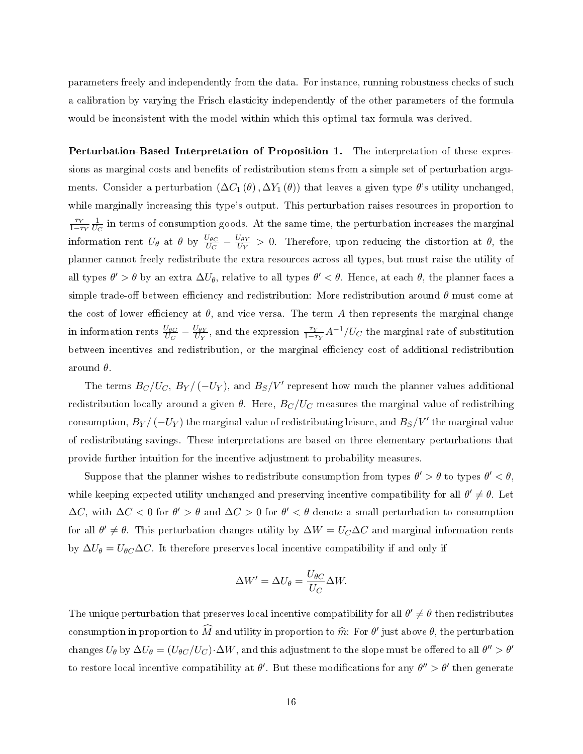parameters freely and independently from the data. For instance, running robustness checks of such a calibration by varying the Frisch elasticity independently of the other parameters of the formula would be inconsistent with the model within which this optimal tax formula was derived.

**Perturbation-Based Interpretation of Proposition 1.** The interpretation of these expressions as marginal costs and benefits of redistribution stems from a simple set of perturbation arguments. Consider a perturbation $(\Delta C_1(\theta), \Delta Y_1(\theta))$ that leaves a given type $\theta$'s utility unchanged, while marginally increasing this type's output. This perturbation raises resources in proportion to $\frac{\tau_Y}{1-\tau_Y}\frac{1}{U_C}$ in terms of consumption goods. At the same time, the perturbation increases the marginal information rent $U_\theta$ at $\theta$ by $\frac{U_{\theta C}}{U_C} - \frac{U_{\theta Y}}{U_Y} > 0$. Therefore, upon reducing the distortion at $\theta$, the planner cannot freely redistribute the extra resources across all types, but must raise the utility of all types $\theta' > \theta$ by an extra $\Delta U_\theta$, relative to all types $\theta' < \theta$. Hence, at each $\theta$, the planner faces a simple trade-off between efficiency and redistribution: More redistribution around $\theta$ must come at the cost of lower efficiency at $\theta$, and vice versa. The term $A$ then represents the marginal change in information rents $\frac{U_{\theta C}}{U_C} - \frac{U_{\theta Y}}{U_Y}$, and the expression $\frac{\tau_Y}{1-\tau_Y}A^{-1}/U_C$ the marginal rate of substitution between incentives and redistribution, or the marginal efficiency cost of additional redistribution around $\theta$.

The terms $B_C/U_C$, $B_Y/(-U_Y)$, and $B_S/V'$ represent how much the planner values additional redistribution locally around a given $\theta$. Here, $B_C/U_C$ measures the marginal value of redistribing consumption, $B_Y/(-U_Y)$ the marginal value of redistributing leisure, and $B_S/V'$ the marginal value of redistributing savings. These interpretations are based on three elementary perturbations that provide further intuition for the incentive adjustment to probability measures.

Suppose that the planner wishes to redistribute consumption from types $\theta' > \theta$ to types $\theta' < \theta$, while keeping expected utility unchanged and preserving incentive compatibility for all $\theta' \neq \theta$. Let $\Delta C$, with $\Delta C < 0$ for $\theta' > \theta$ and $\Delta C > 0$ for $\theta' < \theta$ denote a small perturbation to consumption for all $\theta' \neq \theta$. This perturbation changes utility by $\Delta W = U_C \Delta C$ and marginal information rents by $\Delta U_\theta = U_{\theta C}\Delta C$. It therefore preserves local incentive compatibility if and only if

$$\Delta W' = \Delta U_\theta = \frac{U_{\theta C}}{U_C}\Delta W.$$

The unique perturbation that preserves local incentive compatibility for all $\theta' \neq \theta$ then redistributes consumption in proportion to $\widehat{M}$ and utility in proportion to $\widehat{m}$: For $\theta'$ just above $\theta$, the perturbation changes $U_\theta$ by $\Delta U_\theta = (U_{\theta C}/U_C)\cdot \Delta W$, and this adjustment to the slope must be offered to all $\theta'' > \theta'$ to restore local incentive compatibility at $\theta'$. But these modifications for any $\theta'' > \theta'$ then generate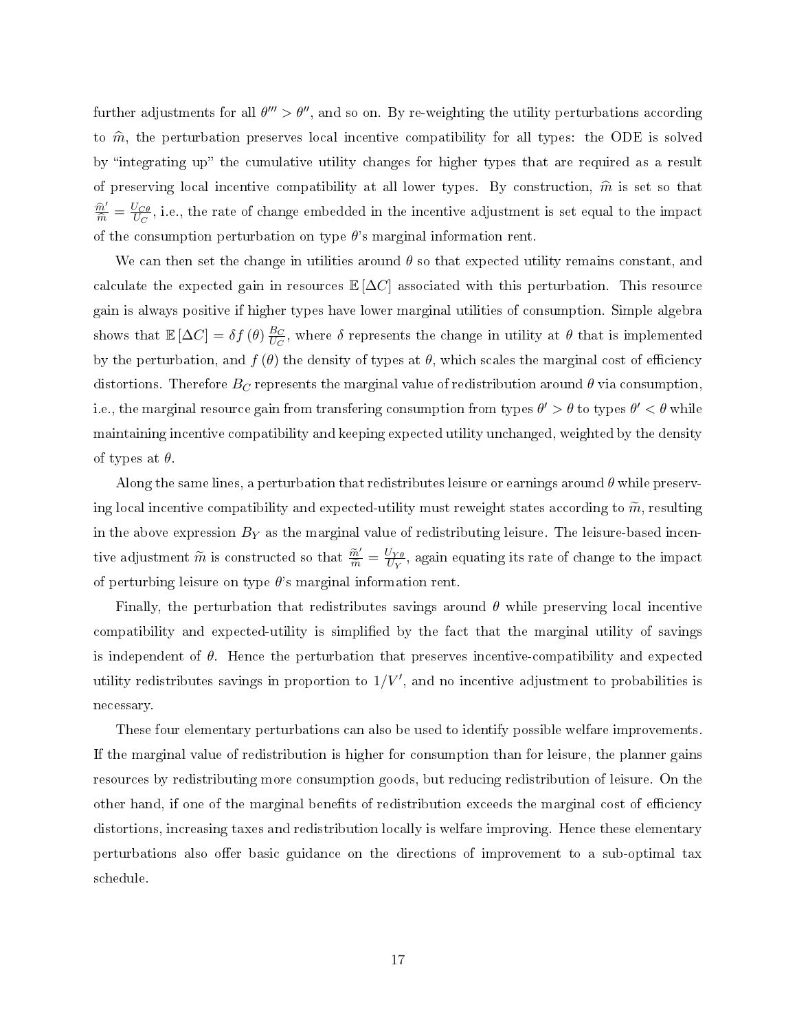further adjustments for all $\theta''' > \theta''$, and so on. By re-weighting the utility perturbations according to $\widehat{m}$, the perturbation preserves local incentive compatibility for all types: the ODE is solved by "integrating up" the cumulative utility changes for higher types that are required as a result of preserving local incentive compatibility at all lower types. By construction, $\widehat{m}$ is set so that $\frac{\widehat{m}'}{\widehat{m}} = \frac{U_{C\theta}}{U_C}$, i.e., the rate of change embedded in the incentive adjustment is set equal to the impact of the consumption perturbation on type $\theta$'s marginal information rent.

We can then set the change in utilities around $\theta$ so that expected utility remains constant, and calculate the expected gain in resources $\mathbb{E}[\Delta C]$ associated with this perturbation. This resource gain is always positive if higher types have lower marginal utilities of consumption. Simple algebra shows that $\mathbb{E}[\Delta C] = \delta f(\theta) \frac{B_C}{U_C}$, where $\delta$ represents the change in utility at $\theta$ that is implemented by the perturbation, and $f(\theta)$ the density of types at $\theta$, which scales the marginal cost of efficiency distortions. Therefore $B_C$ represents the marginal value of redistribution around $\theta$ via consumption, i.e., the marginal resource gain from transfering consumption from types $\theta' > \theta$ to types $\theta' < \theta$ while maintaining incentive compatibility and keeping expected utility unchanged, weighted by the density of types at $\theta$.

Along the same lines, a perturbation that redistributes leisure or earnings around $\theta$ while preserving local incentive compatibility and expected-utility must reweight states according to $\widetilde{m}$, resulting in the above expression $B_Y$ as the marginal value of redistributing leisure. The leisure-based incentive adjustment $\widetilde{m}$ is constructed so that $\frac{\widetilde{m}'}{\widetilde{m}} = \frac{U_{Y\theta}}{U_Y}$, again equating its rate of change to the impact of perturbing leisure on type $\theta$'s marginal information rent.

Finally, the perturbation that redistributes savings around $\theta$ while preserving local incentive compatibility and expected-utility is simplified by the fact that the marginal utility of savings is independent of $\theta$. Hence the perturbation that preserves incentive-compatibility and expected utility redistributes savings in proportion to $1/V'$, and no incentive adjustment to probabilities is necessary.

These four elementary perturbations can also be used to identify possible welfare improvements. If the marginal value of redistribution is higher for consumption than for leisure, the planner gains resources by redistributing more consumption goods, but reducing redistribution of leisure. On the other hand, if one of the marginal benefits of redistribution exceeds the marginal cost of efficiency distortions, increasing taxes and redistribution locally is welfare improving. Hence these elementary perturbations also offer basic guidance on the directions of improvement to a sub-optimal tax schedule.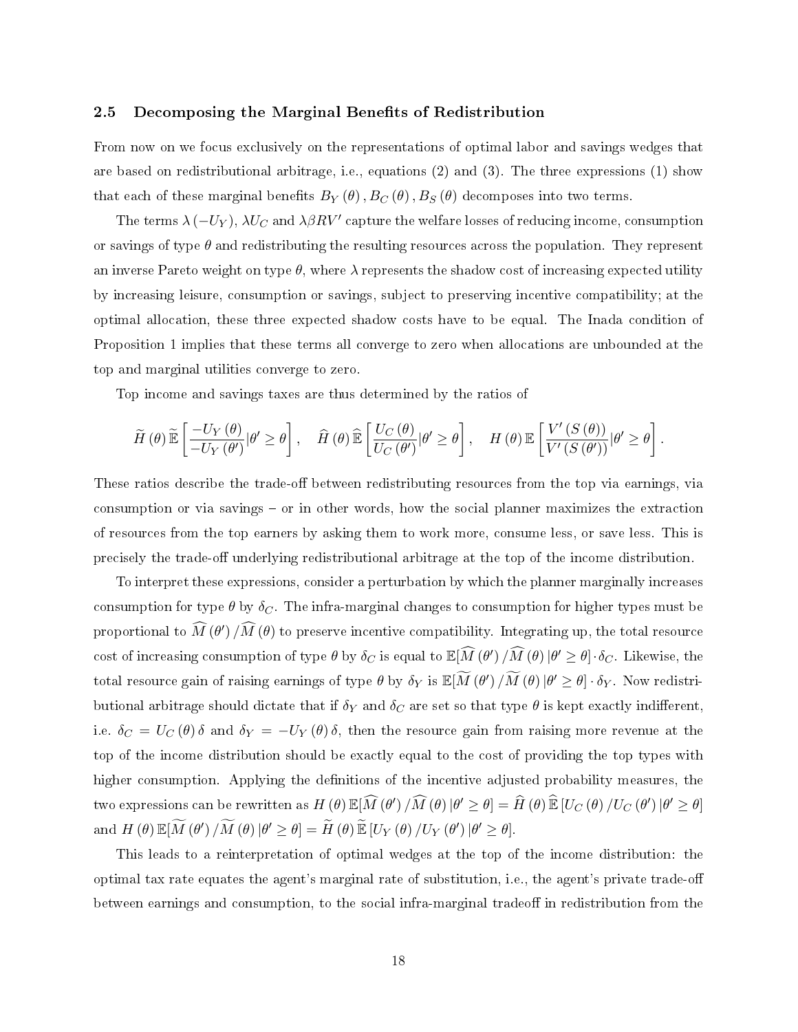### 2.5 Decomposing the Marginal Benefits of Redistribution

From now on we focus exclusively on the representations of optimal labor and savings wedges that are based on redistributional arbitrage, i.e., equations (2) and (3). The three expressions (1) show that each of these marginal benefits $B_Y(\theta), B_C(\theta), B_S(\theta)$ decomposes into two terms.

The terms $\lambda(-U_Y)$, $\lambda U_C$ and $\lambda\beta RV'$ capture the welfare losses of reducing income, consumption or savings of type $\theta$ and redistributing the resulting resources across the population. They represent an inverse Pareto weight on type $\theta$, where $\lambda$ represents the shadow cost of increasing expected utility by increasing leisure, consumption or savings, subject to preserving incentive compatibility; at the optimal allocation, these three expected shadow costs have to be equal. The Inada condition of Proposition 1 implies that these terms all converge to zero when allocations are unbounded at the top and marginal utilities converge to zero.

Top income and savings taxes are thus determined by the ratios of

$$\widetilde{H}(\theta)\,\widetilde{\mathbb{E}}\left[\frac{-U_Y(\theta)}{-U_Y(\theta')}|\theta' \geq \theta\right], \quad \widehat{H}(\theta)\,\widehat{\mathbb{E}}\left[\frac{U_C(\theta)}{U_C(\theta')}|\theta' \geq \theta\right], \quad H(\theta)\,\mathbb{E}\left[\frac{V'(S(\theta))}{V'(S(\theta'))}|\theta' \geq \theta\right].$$

These ratios describe the trade-off between redistributing resources from the top via earnings, via consumption or via savings – or in other words, how the social planner maximizes the extraction of resources from the top earners by asking them to work more, consume less, or save less. This is precisely the trade-off underlying redistributional arbitrage at the top of the income distribution.

To interpret these expressions, consider a perturbation by which the planner marginally increases consumption for type $\theta$ by $\delta_C$. The infra-marginal changes to consumption for higher types must be proportional to $\widehat{M}(\theta')/\widehat{M}(\theta)$ to preserve incentive compatibility. Integrating up, the total resource cost of increasing consumption of type $\theta$ by $\delta_C$ is equal to $\mathbb{E}[\widehat{M}(\theta')/\widehat{M}(\theta)\,|\theta' \geq \theta] \cdot \delta_C$. Likewise, the total resource gain of raising earnings of type $\theta$ by $\delta_Y$ is $\mathbb{E}[\widetilde{M}(\theta')/\widetilde{M}(\theta)\,|\theta' \geq \theta] \cdot \delta_Y$. Now redistributional arbitrage should dictate that if $\delta_Y$ and $\delta_C$ are set so that type $\theta$ is kept exactly indifferent, i.e. $\delta_C = U_C(\theta)\,\delta$ and $\delta_Y = -U_Y(\theta)\,\delta$, then the resource gain from raising more revenue at the top of the income distribution should be exactly equal to the cost of providing the top types with higher consumption. Applying the definitions of the incentive adjusted probability measures, the two expressions can be rewritten as $H(\theta)\,\mathbb{E}[\widehat{M}(\theta')/\widehat{M}(\theta)\,|\theta' \geq \theta] = \widehat{H}(\theta)\,\widehat{\mathbb{E}}[U_C(\theta)/U_C(\theta')\,|\theta' \geq \theta]$ and $H(\theta)\,\mathbb{E}[\widetilde{M}(\theta')/\widetilde{M}(\theta)\,|\theta' \geq \theta] = \widetilde{H}(\theta)\,\widetilde{\mathbb{E}}[U_Y(\theta)/U_Y(\theta')\,|\theta' \geq \theta]$.

This leads to a reinterpretation of optimal wedges at the top of the income distribution: the optimal tax rate equates the agent's marginal rate of substitution, i.e., the agent's private trade-off between earnings and consumption, to the social infra-marginal tradeoff in redistribution from the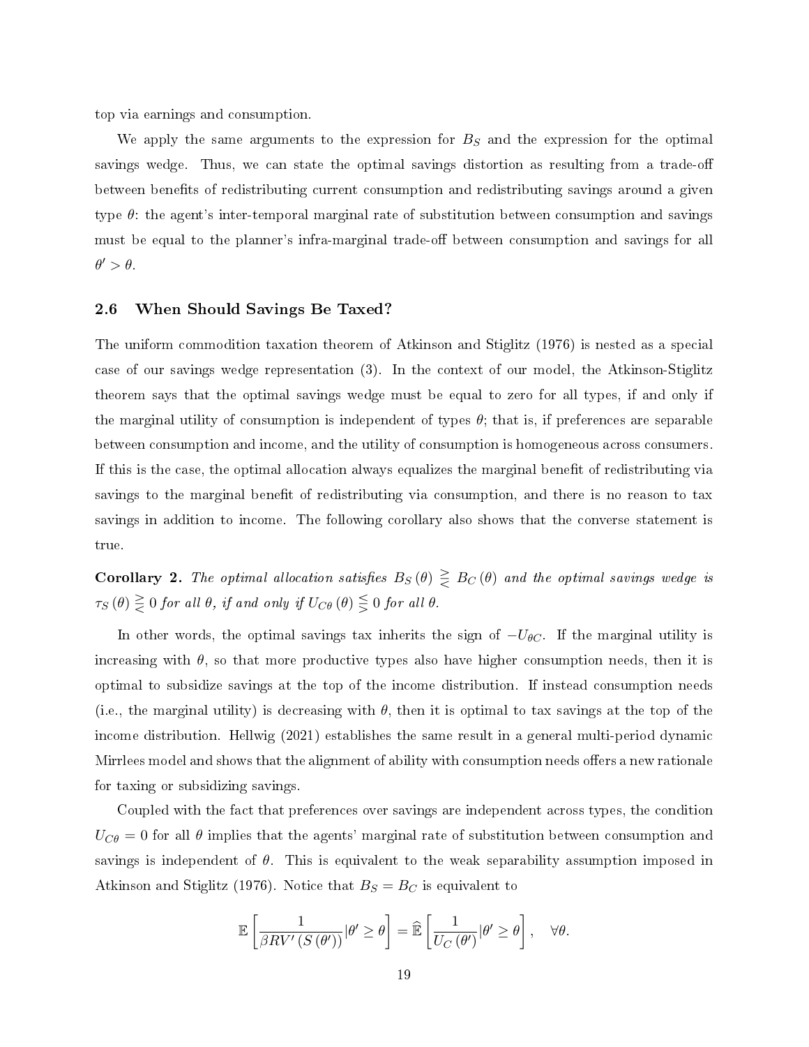top via earnings and consumption.

We apply the same arguments to the expression for $B_S$ and the expression for the optimal savings wedge. Thus, we can state the optimal savings distortion as resulting from a trade-off between benefits of redistributing current consumption and redistributing savings around a given type $\theta$: the agent's inter-temporal marginal rate of substitution between consumption and savings must be equal to the planner's infra-marginal trade-off between consumption and savings for all $\theta' > \theta$.

### 2.6 When Should Savings Be Taxed?

The uniform commodition taxation theorem of Atkinson and Stiglitz (1976) is nested as a special case of our savings wedge representation (3). In the context of our model, the Atkinson-Stiglitz theorem says that the optimal savings wedge must be equal to zero for all types, if and only if the marginal utility of consumption is independent of types $\theta$; that is, if preferences are separable between consumption and income, and the utility of consumption is homogeneous across consumers. If this is the case, the optimal allocation always equalizes the marginal benefit of redistributing via savings to the marginal benefit of redistributing via consumption, and there is no reason to tax savings in addition to income. The following corollary also shows that the converse statement is true.

**Corollary 2.** *The optimal allocation satisfies* $B_S(\theta) \gtreqless B_C(\theta)$ *and the optimal savings wedge is* $\tau_S(\theta) \gtreqless 0$ *for all* $\theta$*, if and only if* $U_{C\theta}(\theta) \lesseqgtr 0$ *for all* $\theta$*.*

In other words, the optimal savings tax inherits the sign of $-U_{\theta C}$. If the marginal utility is increasing with $\theta$, so that more productive types also have higher consumption needs, then it is optimal to subsidize savings at the top of the income distribution. If instead consumption needs (i.e., the marginal utility) is decreasing with $\theta$, then it is optimal to tax savings at the top of the income distribution. Hellwig (2021) establishes the same result in a general multi-period dynamic Mirrlees model and shows that the alignment of ability with consumption needs offers a new rationale for taxing or subsidizing savings.

Coupled with the fact that preferences over savings are independent across types, the condition $U_{C\theta} = 0$ for all $\theta$ implies that the agents' marginal rate of substitution between consumption and savings is independent of $\theta$. This is equivalent to the weak separability assumption imposed in Atkinson and Stiglitz (1976). Notice that $B_S = B_C$ is equivalent to

$$\mathbb{E}\left[\frac{1}{\beta R V'(S(\theta'))} | \theta' \geq \theta\right] = \widehat{\mathbb{E}}\left[\frac{1}{U_C(\theta')} | \theta' \geq \theta\right], \quad \forall \theta.$$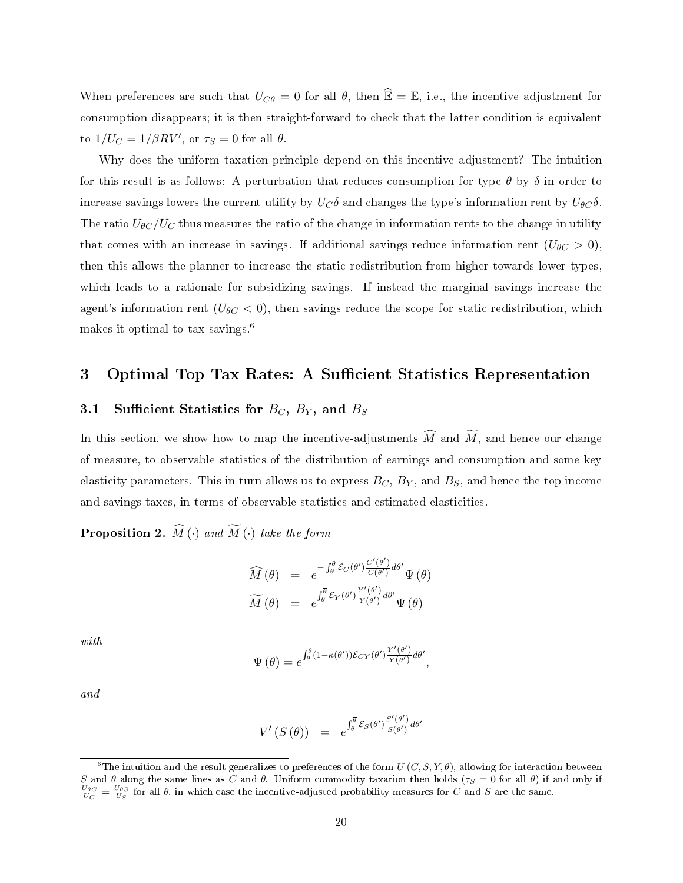When preferences are such that $U_{C\theta} = 0$ for all $\theta$, then $\widehat{\mathbb{E}} = \mathbb{E}$, i.e., the incentive adjustment for consumption disappears; it is then straight-forward to check that the latter condition is equivalent to $1/U_C = 1/\beta RV'$, or $\tau_S = 0$ for all $\theta$.

Why does the uniform taxation principle depend on this incentive adjustment? The intuition for this result is as follows: A perturbation that reduces consumption for type $\theta$ by $\delta$ in order to increase savings lowers the current utility by $U_C\delta$ and changes the type's information rent by $U_{\theta C}\delta$. The ratio $U_{\theta C}/U_C$ thus measures the ratio of the change in information rents to the change in utility that comes with an increase in savings. If additional savings reduce information rent ($U_{\theta C} > 0$), then this allows the planner to increase the static redistribution from higher towards lower types, which leads to a rationale for subsidizing savings. If instead the marginal savings increase the agent's information rent ($U_{\theta C} < 0$), then savings reduce the scope for static redistribution, which makes it optimal to tax savings.[6]

## 3 Optimal Top Tax Rates: A Sufficient Statistics Representation

### 3.1 Sufficient Statistics for $B_C$, $B_Y$, and $B_S$

In this section, we show how to map the incentive-adjustments $\widehat{M}$ and $\widetilde{M}$, and hence our change of measure, to observable statistics of the distribution of earnings and consumption and some key elasticity parameters. This in turn allows us to express $B_C$, $B_Y$, and $B_S$, and hence the top income and savings taxes, in terms of observable statistics and estimated elasticities.

**Proposition 2.** *$\widehat{M}(\cdot)$ and $\widetilde{M}(\cdot)$ take the form*

$$\widehat{M}(\theta) = e^{-\int_{\theta}^{\overline{\theta}} \mathcal{E}_C(\theta')\frac{C'(\theta')}{C(\theta')}d\theta'}\Psi(\theta)$$

$$\widetilde{M}(\theta) = e^{\int_{\theta}^{\overline{\theta}} \mathcal{E}_Y(\theta')\frac{Y'(\theta')}{Y(\theta')}d\theta'}\Psi(\theta)$$

*with*

$$\Psi(\theta) = e^{\int_{\theta}^{\overline{\theta}} (1-\kappa(\theta'))\mathcal{E}_{CY}(\theta')\frac{Y'(\theta')}{Y(\theta')}d\theta'},$$

*and*

$$V'(S(\theta)) = e^{\int_{\theta}^{\overline{\theta}} \mathcal{E}_S(\theta')\frac{S'(\theta')}{S(\theta')}d\theta'}$$

[6] The intuition and the result generalizes to preferences of the form $U(C, S, Y, \theta)$, allowing for interaction between $S$ and $\theta$ along the same lines as $C$ and $\theta$. Uniform commodity taxation then holds ($\tau_S = 0$ for all $\theta$) if and only if $\frac{U_{\theta C}}{U_C} = \frac{U_{\theta S}}{U_S}$ for all $\theta$, in which case the incentive-adjusted probability measures for $C$ and $S$ are the same.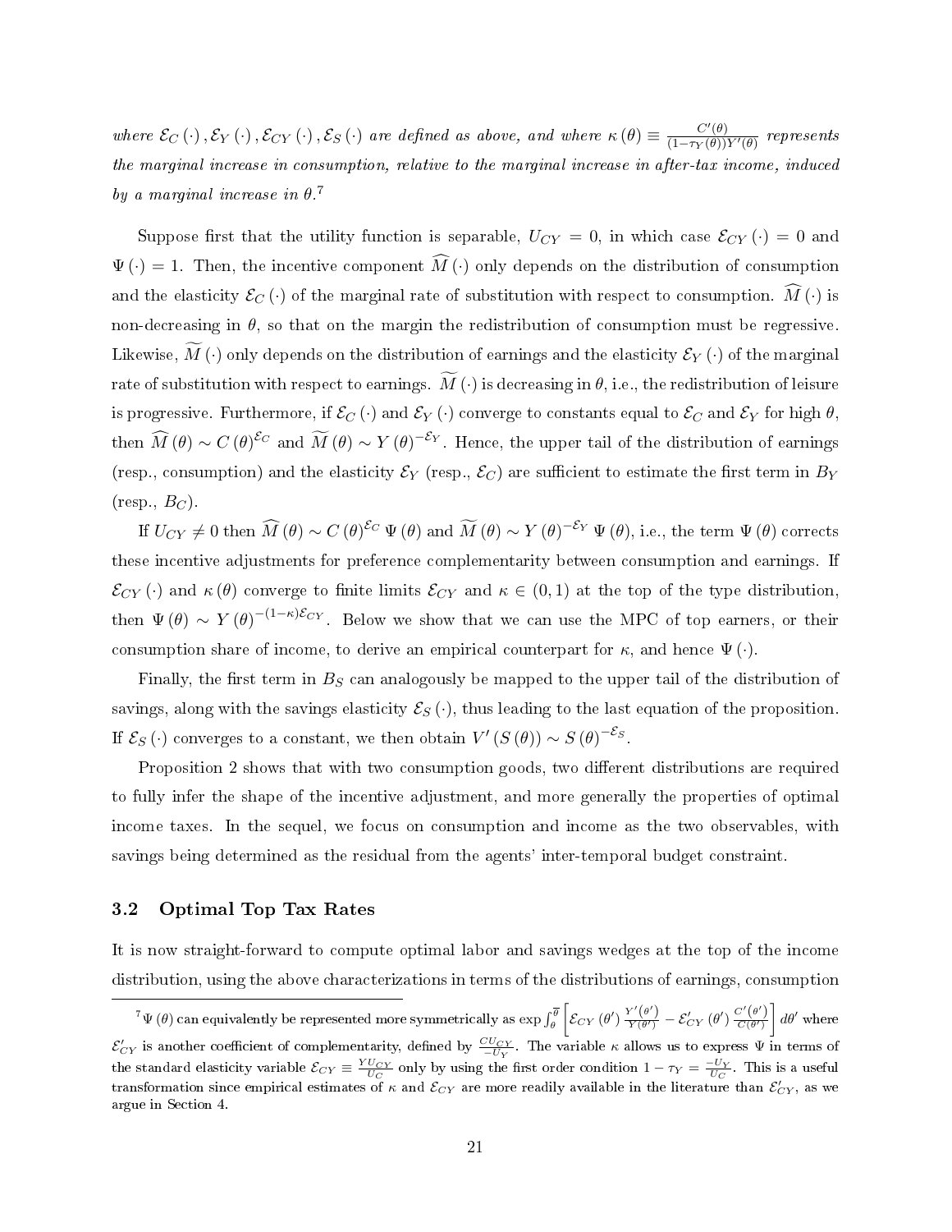*where $\mathcal{E}_C(\cdot), \mathcal{E}_Y(\cdot), \mathcal{E}_{CY}(\cdot), \mathcal{E}_S(\cdot)$ are defined as above, and where $\kappa(\theta) \equiv \frac{C'(\theta)}{(1-\tau_Y(\theta))Y'(\theta)}$ represents the marginal increase in consumption, relative to the marginal increase in after-tax income, induced by a marginal increase in $\theta$.*[7]

Suppose first that the utility function is separable, $U_{CY} = 0$, in which case $\mathcal{E}_{CY}(\cdot) = 0$ and $\Psi(\cdot) = 1$. Then, the incentive component $\widehat{M}(\cdot)$ only depends on the distribution of consumption and the elasticity $\mathcal{E}_C(\cdot)$ of the marginal rate of substitution with respect to consumption. $\widehat{M}(\cdot)$ is non-decreasing in $\theta$, so that on the margin the redistribution of consumption must be regressive. Likewise, $\widetilde{M}(\cdot)$ only depends on the distribution of earnings and the elasticity $\mathcal{E}_Y(\cdot)$ of the marginal rate of substitution with respect to earnings. $\widetilde{M}(\cdot)$ is decreasing in $\theta$, i.e., the redistribution of leisure is progressive. Furthermore, if $\mathcal{E}_C(\cdot)$ and $\mathcal{E}_Y(\cdot)$ converge to constants equal to $\mathcal{E}_C$ and $\mathcal{E}_Y$ for high $\theta$, then $\widehat{M}(\theta) \sim C(\theta)^{\mathcal{E}_C}$ and $\widetilde{M}(\theta) \sim Y(\theta)^{-\mathcal{E}_Y}$. Hence, the upper tail of the distribution of earnings (resp., consumption) and the elasticity $\mathcal{E}_Y$ (resp., $\mathcal{E}_C$) are sufficient to estimate the first term in $B_Y$ (resp., $B_C$).

If $U_{CY} \neq 0$ then $\widehat{M}(\theta) \sim C(\theta)^{\mathcal{E}_C}\Psi(\theta)$ and $\widetilde{M}(\theta) \sim Y(\theta)^{-\mathcal{E}_Y}\Psi(\theta)$, i.e., the term $\Psi(\theta)$ corrects these incentive adjustments for preference complementarity between consumption and earnings. If $\mathcal{E}_{CY}(\cdot)$ and $\kappa(\theta)$ converge to finite limits $\mathcal{E}_{CY}$ and $\kappa \in (0,1)$ at the top of the type distribution, then $\Psi(\theta) \sim Y(\theta)^{-(1-\kappa)\mathcal{E}_{CY}}$. Below we show that we can use the MPC of top earners, or their consumption share of income, to derive an empirical counterpart for $\kappa$, and hence $\Psi(\cdot)$.

Finally, the first term in $B_S$ can analogously be mapped to the upper tail of the distribution of savings, along with the savings elasticity $\mathcal{E}_S(\cdot)$, thus leading to the last equation of the proposition. If $\mathcal{E}_S(\cdot)$ converges to a constant, we then obtain $V'(S(\theta)) \sim S(\theta)^{-\mathcal{E}_S}$.

Proposition 2 shows that with two consumption goods, two different distributions are required to fully infer the shape of the incentive adjustment, and more generally the properties of optimal income taxes. In the sequel, we focus on consumption and income as the two observables, with savings being determined as the residual from the agents' inter-temporal budget constraint.

### 3.2 Optimal Top Tax Rates

It is now straight-forward to compute optimal labor and savings wedges at the top of the income distribution, using the above characterizations in terms of the distributions of earnings, consumption

[7] $\Psi(\theta)$ can equivalently be represented more symmetrically as $\exp \int_{\theta}^{\overline{\theta}} \left[ \mathcal{E}_{CY}(\theta') \frac{Y'(\theta')}{Y(\theta')} - \mathcal{E}'_{CY}(\theta') \frac{C'(\theta')}{C(\theta')} \right] d\theta'$ where $\mathcal{E}'_{CY}$ is another coefficient of complementarity, defined by $\frac{CU_{CY}}{-U_Y}$. The variable $\kappa$ allows us to express $\Psi$ in terms of the standard elasticity variable $\mathcal{E}_{CY} \equiv \frac{YU_{CY}}{U_C}$ only by using the first order condition $1 - \tau_Y = \frac{-U_Y}{U_C}$. This is a useful transformation since empirical estimates of $\kappa$ and $\mathcal{E}_{CY}$ are more readily available in the literature than $\mathcal{E}'_{CY}$, as we argue in Section 4.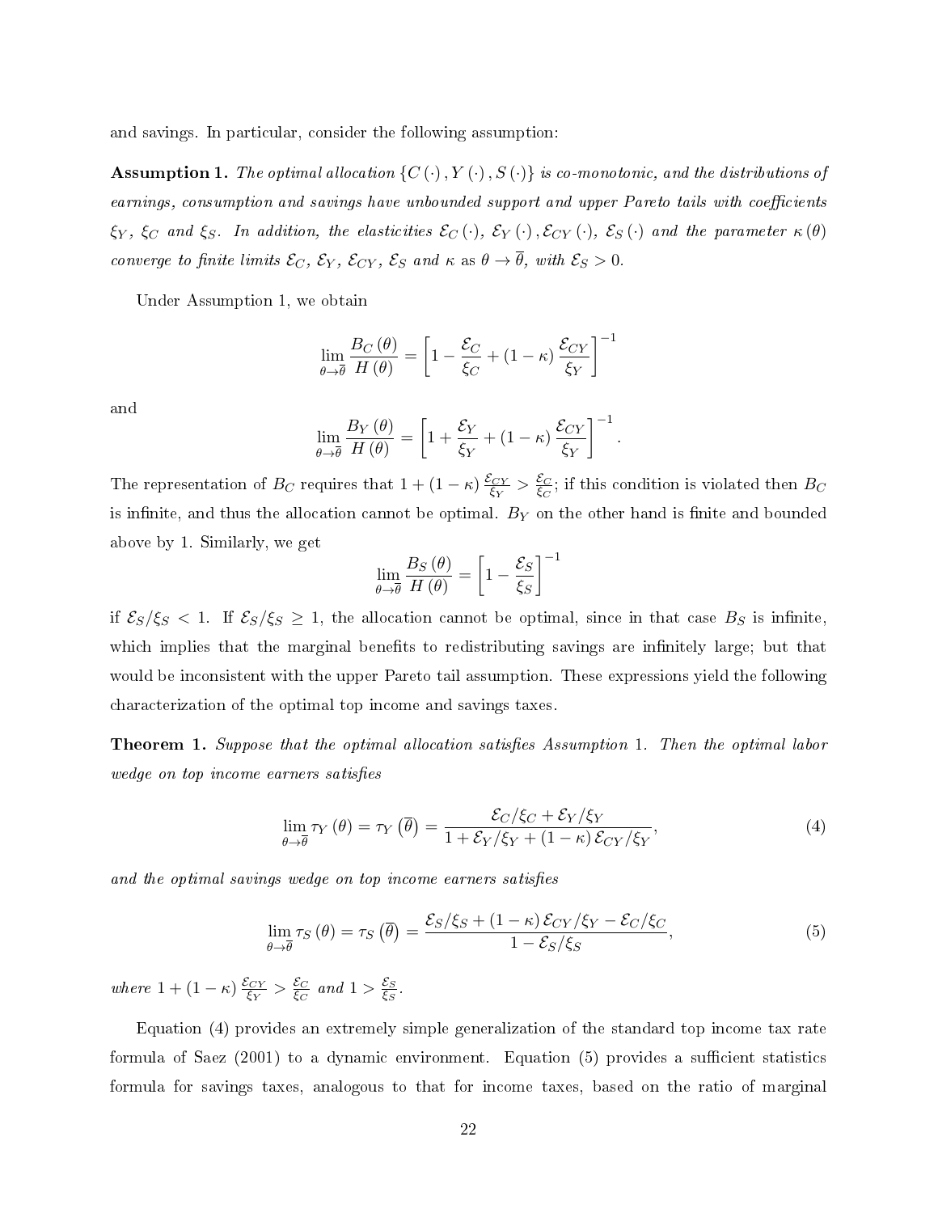and savings. In particular, consider the following assumption:

**Assumption 1.** *The optimal allocation $\{C(\cdot), Y(\cdot), S(\cdot)\}$ is co-monotonic, and the distributions of earnings, consumption and savings have unbounded support and upper Pareto tails with coefficients $\xi_Y$, $\xi_C$ and $\xi_S$. In addition, the elasticities $\mathcal{E}_C(\cdot)$, $\mathcal{E}_Y(\cdot)$, $\mathcal{E}_{CY}(\cdot)$, $\mathcal{E}_S(\cdot)$ and the parameter $\kappa(\theta)$ converge to finite limits $\mathcal{E}_C$, $\mathcal{E}_Y$, $\mathcal{E}_{CY}$, $\mathcal{E}_S$ and $\kappa$ as $\theta \to \overline{\theta}$, with $\mathcal{E}_S > 0$.*

Under Assumption 1, we obtain

$$\lim_{\theta \to \overline{\theta}} \frac{B_C(\theta)}{H(\theta)} = \left[1 - \frac{\mathcal{E}_C}{\xi_C} + (1-\kappa)\frac{\mathcal{E}_{CY}}{\xi_Y}\right]^{-1}$$

and

$$\lim_{\theta \to \overline{\theta}} \frac{B_Y(\theta)}{H(\theta)} = \left[1 + \frac{\mathcal{E}_Y}{\xi_Y} + (1-\kappa)\frac{\mathcal{E}_{CY}}{\xi_Y}\right]^{-1}.$$

The representation of $B_C$ requires that $1 + (1-\kappa)\frac{\mathcal{E}_{CY}}{\xi_Y} > \frac{\mathcal{E}_C}{\xi_C}$; if this condition is violated then $B_C$ is infinite, and thus the allocation cannot be optimal. $B_Y$ on the other hand is finite and bounded above by 1. Similarly, we get

$$\lim_{\theta \to \overline{\theta}} \frac{B_S(\theta)}{H(\theta)} = \left[1 - \frac{\mathcal{E}_S}{\xi_S}\right]^{-1}$$

if $\mathcal{E}_S/\xi_S < 1$. If $\mathcal{E}_S/\xi_S \geq 1$, the allocation cannot be optimal, since in that case $B_S$ is infinite, which implies that the marginal benefits to redistributing savings are infinitely large; but that would be inconsistent with the upper Pareto tail assumption. These expressions yield the following characterization of the optimal top income and savings taxes.

**Theorem 1.** *Suppose that the optimal allocation satisfies Assumption 1. Then the optimal labor wedge on top income earners satisfies*

$$\lim_{\theta \to \overline{\theta}} \tau_Y(\theta) = \tau_Y(\overline{\theta}) = \frac{\mathcal{E}_C/\xi_C + \mathcal{E}_Y/\xi_Y}{1 + \mathcal{E}_Y/\xi_Y + (1-\kappa)\mathcal{E}_{CY}/\xi_Y}, \tag{4}$$

*and the optimal savings wedge on top income earners satisfies*

$$\lim_{\theta \to \overline{\theta}} \tau_S(\theta) = \tau_S(\overline{\theta}) = \frac{\mathcal{E}_S/\xi_S + (1-\kappa)\mathcal{E}_{CY}/\xi_Y - \mathcal{E}_C/\xi_C}{1 - \mathcal{E}_S/\xi_S}, \tag{5}$$

*where $1 + (1-\kappa)\frac{\mathcal{E}_{CY}}{\xi_Y} > \frac{\mathcal{E}_C}{\xi_C}$ and $1 > \frac{\mathcal{E}_S}{\xi_S}$.*

Equation (4) provides an extremely simple generalization of the standard top income tax rate formula of Saez (2001) to a dynamic environment. Equation (5) provides a sufficient statistics formula for savings taxes, analogous to that for income taxes, based on the ratio of marginal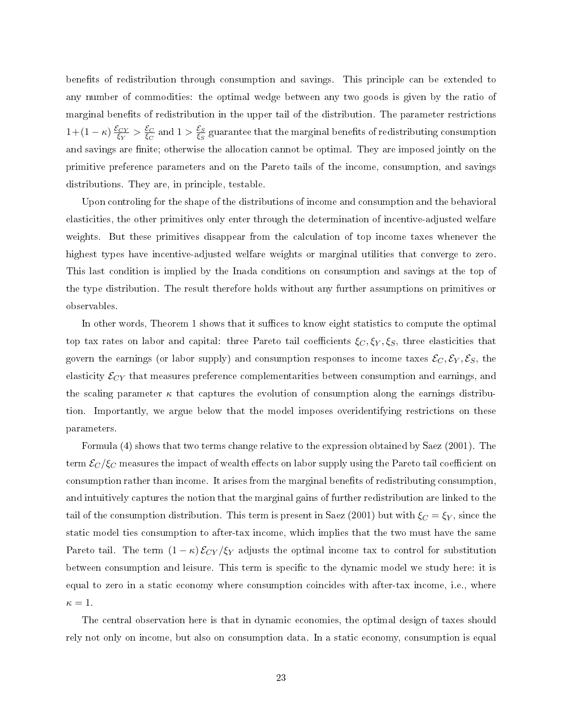benefits of redistribution through consumption and savings. This principle can be extended to any number of commodities: the optimal wedge between any two goods is given by the ratio of marginal benefits of redistribution in the upper tail of the distribution. The parameter restrictions $1+(1-\kappa)\frac{\mathcal{E}_{CY}}{\xi_Y} > \frac{\mathcal{E}_C}{\xi_C}$ and $1 > \frac{\mathcal{E}_S}{\xi_S}$ guarantee that the marginal benefits of redistributing consumption and savings are finite; otherwise the allocation cannot be optimal. They are imposed jointly on the primitive preference parameters and on the Pareto tails of the income, consumption, and savings distributions. They are, in principle, testable.

Upon controling for the shape of the distributions of income and consumption and the behavioral elasticities, the other primitives only enter through the determination of incentive-adjusted welfare weights. But these primitives disappear from the calculation of top income taxes whenever the highest types have incentive-adjusted welfare weights or marginal utilities that converge to zero. This last condition is implied by the Inada conditions on consumption and savings at the top of the type distribution. The result therefore holds without any further assumptions on primitives or observables.

In other words, Theorem 1 shows that it suffices to know eight statistics to compute the optimal top tax rates on labor and capital: three Pareto tail coefficients $\xi_C, \xi_Y, \xi_S$, three elasticities that govern the earnings (or labor supply) and consumption responses to income taxes $\mathcal{E}_C, \mathcal{E}_Y, \mathcal{E}_S$, the elasticity $\mathcal{E}_{CY}$ that measures preference complementarities between consumption and earnings, and the scaling parameter $\kappa$ that captures the evolution of consumption along the earnings distribution. Importantly, we argue below that the model imposes overidentifying restrictions on these parameters.

Formula (4) shows that two terms change relative to the expression obtained by Saez (2001). The term $\mathcal{E}_C/\xi_C$ measures the impact of wealth effects on labor supply using the Pareto tail coefficient on consumption rather than income. It arises from the marginal benefits of redistributing consumption, and intuitively captures the notion that the marginal gains of further redistribution are linked to the tail of the consumption distribution. This term is present in Saez (2001) but with $\xi_C = \xi_Y$, since the static model ties consumption to after-tax income, which implies that the two must have the same Pareto tail. The term $(1-\kappa)\,\mathcal{E}_{CY}/\xi_Y$ adjusts the optimal income tax to control for substitution between consumption and leisure. This term is specific to the dynamic model we study here: it is equal to zero in a static economy where consumption coincides with after-tax income, i.e., where $\kappa = 1$.

The central observation here is that in dynamic economies, the optimal design of taxes should rely not only on income, but also on consumption data. In a static economy, consumption is equal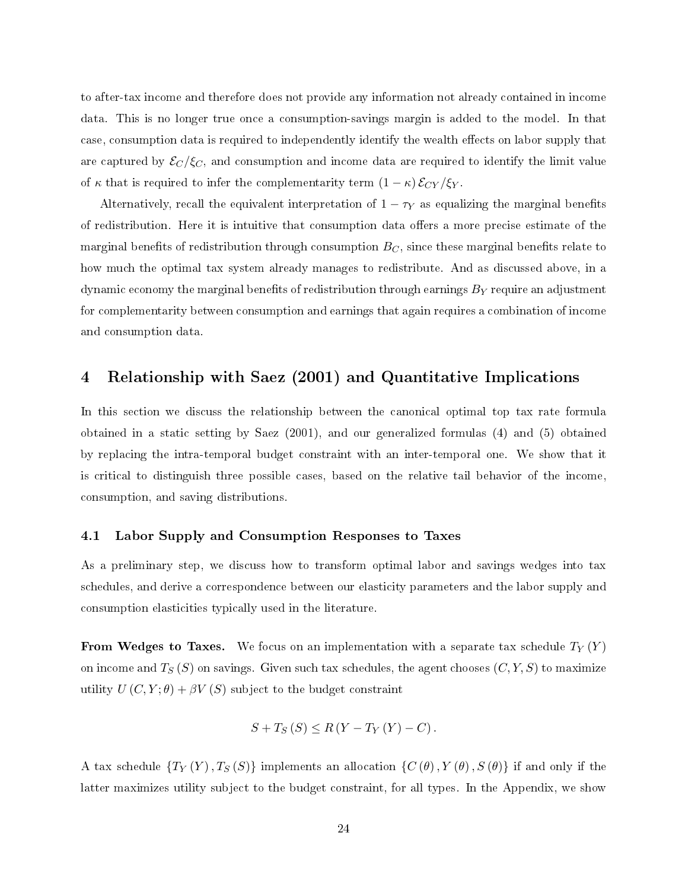to after-tax income and therefore does not provide any information not already contained in income data. This is no longer true once a consumption-savings margin is added to the model. In that case, consumption data is required to independently identify the wealth effects on labor supply that are captured by $\mathcal{E}_C/\xi_C$, and consumption and income data are required to identify the limit value of $\kappa$ that is required to infer the complementarity term $(1-\kappa)\,\mathcal{E}_{CY}/\xi_Y$.

Alternatively, recall the equivalent interpretation of $1-\tau_Y$ as equalizing the marginal benefits of redistribution. Here it is intuitive that consumption data offers a more precise estimate of the marginal benefits of redistribution through consumption $B_C$, since these marginal benefits relate to how much the optimal tax system already manages to redistribute. And as discussed above, in a dynamic economy the marginal benefits of redistribution through earnings $B_Y$ require an adjustment for complementarity between consumption and earnings that again requires a combination of income and consumption data.

## 4 Relationship with Saez (2001) and Quantitative Implications

In this section we discuss the relationship between the canonical optimal top tax rate formula obtained in a static setting by Saez (2001), and our generalized formulas (4) and (5) obtained by replacing the intra-temporal budget constraint with an inter-temporal one. We show that it is critical to distinguish three possible cases, based on the relative tail behavior of the income, consumption, and saving distributions.

### 4.1 Labor Supply and Consumption Responses to Taxes

As a preliminary step, we discuss how to transform optimal labor and savings wedges into tax schedules, and derive a correspondence between our elasticity parameters and the labor supply and consumption elasticities typically used in the literature.

**From Wedges to Taxes.** We focus on an implementation with a separate tax schedule $T_Y(Y)$ on income and $T_S(S)$ on savings. Given such tax schedules, the agent chooses $(C, Y, S)$ to maximize utility $U(C, Y; \theta) + \beta V(S)$ subject to the budget constraint

$$S + T_S(S) \leq R\,(Y - T_Y(Y) - C)\,.$$

A tax schedule $\{T_Y(Y), T_S(S)\}$ implements an allocation $\{C(\theta), Y(\theta), S(\theta)\}$ if and only if the latter maximizes utility subject to the budget constraint, for all types. In the Appendix, we show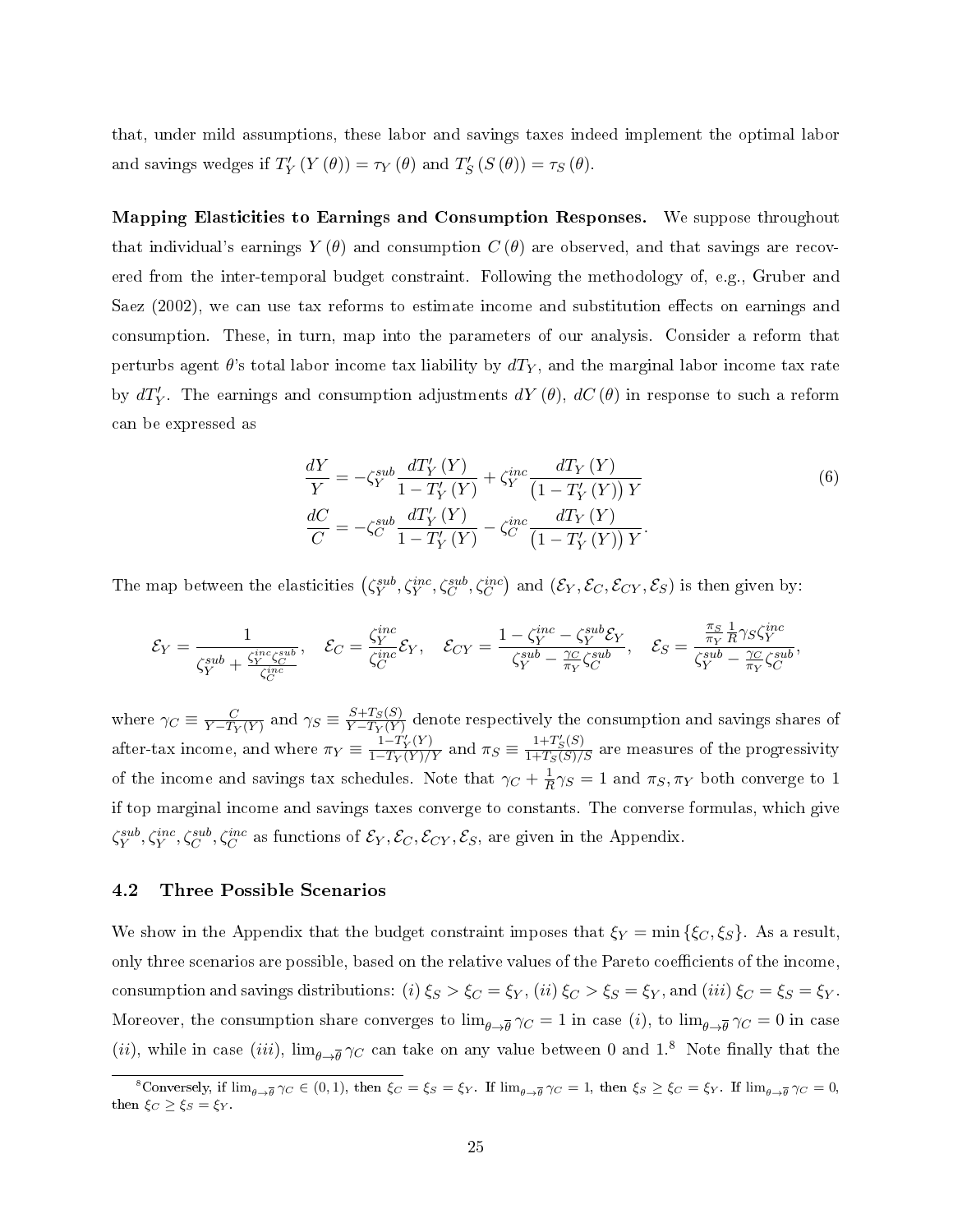that, under mild assumptions, these labor and savings taxes indeed implement the optimal labor and savings wedges if $T_Y'(Y(\theta)) = \tau_Y(\theta)$ and $T_S'(S(\theta)) = \tau_S(\theta)$.

**Mapping Elasticities to Earnings and Consumption Responses.** We suppose throughout that individual's earnings $Y(\theta)$ and consumption $C(\theta)$ are observed, and that savings are recovered from the inter-temporal budget constraint. Following the methodology of, e.g., Gruber and Saez (2002), we can use tax reforms to estimate income and substitution effects on earnings and consumption. These, in turn, map into the parameters of our analysis. Consider a reform that perturbs agent $\theta$'s total labor income tax liability by $dT_Y$, and the marginal labor income tax rate by $dT_Y'$. The earnings and consumption adjustments $dY(\theta)$, $dC(\theta)$ in response to such a reform can be expressed as

$$
\begin{aligned}
\frac{dY}{Y} &= -\zeta_Y^{sub} \frac{dT_Y'(Y)}{1 - T_Y'(Y)} + \zeta_Y^{inc} \frac{dT_Y(Y)}{\left(1 - T_Y'(Y)\right) Y} \\
\frac{dC}{C} &= -\zeta_C^{sub} \frac{dT_Y'(Y)}{1 - T_Y'(Y)} - \zeta_C^{inc} \frac{dT_Y(Y)}{\left(1 - T_Y'(Y)\right) Y}.
\end{aligned} \tag{6}
$$

The map between the elasticities $\left(\zeta_Y^{sub}, \zeta_Y^{inc}, \zeta_C^{sub}, \zeta_C^{inc}\right)$ and $(\mathcal{E}_Y, \mathcal{E}_C, \mathcal{E}_{CY}, \mathcal{E}_S)$ is then given by:

$$
\mathcal{E}_Y = \frac{1}{\zeta_Y^{sub} + \frac{\zeta_Y^{inc}\zeta_C^{sub}}{\zeta_C^{inc}}}, \quad \mathcal{E}_C = \frac{\zeta_Y^{inc}}{\zeta_C^{inc}} \mathcal{E}_Y, \quad \mathcal{E}_{CY} = \frac{1 - \zeta_Y^{inc} - \zeta_Y^{sub}\mathcal{E}_Y}{\zeta_Y^{sub} - \frac{\gamma_C}{\pi_Y}\zeta_C^{sub}}, \quad \mathcal{E}_S = \frac{\frac{\pi_S}{\pi_Y}\frac{1}{R}\gamma_S \zeta_Y^{inc}}{\zeta_Y^{sub} - \frac{\gamma_C}{\pi_Y}\zeta_C^{sub}},
$$

where $\gamma_C \equiv \frac{C}{Y - T_Y(Y)}$ and $\gamma_S \equiv \frac{S + T_S(S)}{Y - T_Y(Y)}$ denote respectively the consumption and savings shares of after-tax income, and where $\pi_Y \equiv \frac{1 - T_Y'(Y)}{1 - T_Y(Y)/Y}$ and $\pi_S \equiv \frac{1 + T_S'(S)}{1 + T_S(S)/S}$ are measures of the progressivity of the income and savings tax schedules. Note that $\gamma_C + \frac{1}{R}\gamma_S = 1$ and $\pi_S, \pi_Y$ both converge to 1 if top marginal income and savings taxes converge to constants. The converse formulas, which give $\zeta_Y^{sub}, \zeta_Y^{inc}, \zeta_C^{sub}, \zeta_C^{inc}$ as functions of $\mathcal{E}_Y, \mathcal{E}_C, \mathcal{E}_{CY}, \mathcal{E}_S$, are given in the Appendix.

### 4.2 Three Possible Scenarios

We show in the Appendix that the budget constraint imposes that $\xi_Y = \min\{\xi_C, \xi_S\}$. As a result, only three scenarios are possible, based on the relative values of the Pareto coefficients of the income, consumption and savings distributions: $(i)$ $\xi_S > \xi_C = \xi_Y$, $(ii)$ $\xi_C > \xi_S = \xi_Y$, and $(iii)$ $\xi_C = \xi_S = \xi_Y$. Moreover, the consumption share converges to $\lim_{\theta \to \overline{\theta}} \gamma_C = 1$ in case $(i)$, to $\lim_{\theta \to \overline{\theta}} \gamma_C = 0$ in case $(ii)$, while in case $(iii)$, $\lim_{\theta \to \overline{\theta}} \gamma_C$ can take on any value between 0 and 1.[8] Note finally that the

[8] Conversely, if $\lim_{\theta \to \overline{\theta}} \gamma_C \in (0, 1)$, then $\xi_C = \xi_S = \xi_Y$. If $\lim_{\theta \to \overline{\theta}} \gamma_C = 1$, then $\xi_S \geq \xi_C = \xi_Y$. If $\lim_{\theta \to \overline{\theta}} \gamma_C = 0$, then $\xi_C \geq \xi_S = \xi_Y$.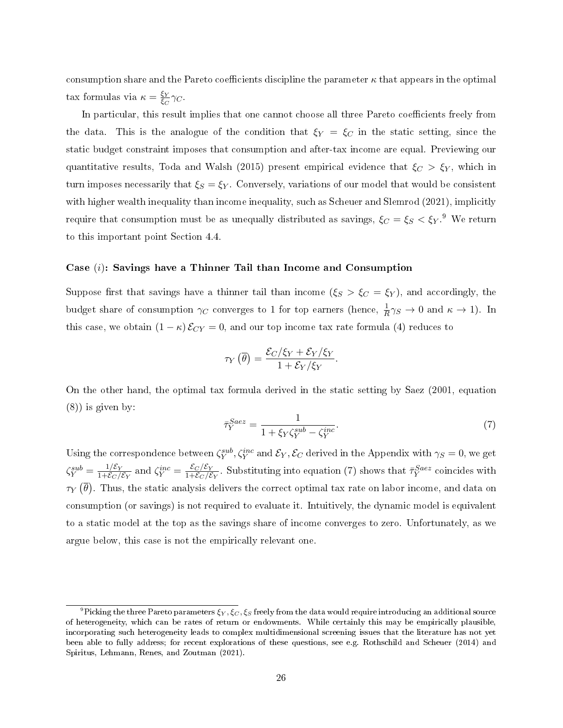consumption share and the Pareto coefficients discipline the parameter $\kappa$ that appears in the optimal tax formulas via $\kappa = \frac{\xi_Y}{\xi_C}\gamma_C$.

In particular, this result implies that one cannot choose all three Pareto coefficients freely from the data. This is the analogue of the condition that $\xi_Y = \xi_C$ in the static setting, since the static budget constraint imposes that consumption and after-tax income are equal. Previewing our quantitative results, Toda and Walsh (2015) present empirical evidence that $\xi_C > \xi_Y$, which in turn imposes necessarily that $\xi_S = \xi_Y$. Conversely, variations of our model that would be consistent with higher wealth inequality than income inequality, such as Scheuer and Slemrod (2021), implicitly require that consumption must be as unequally distributed as savings, $\xi_C = \xi_S < \xi_Y$.[9] We return to this important point Section 4.4.

### Case $(i)$: Savings have a Thinner Tail than Income and Consumption

Suppose first that savings have a thinner tail than income ($\xi_S > \xi_C = \xi_Y$), and accordingly, the budget share of consumption $\gamma_C$ converges to 1 for top earners (hence, $\frac{1}{R}\gamma_S \to 0$ and $\kappa \to 1$). In this case, we obtain $(1-\kappa)\,\mathcal{E}_{CY} = 0$, and our top income tax rate formula (4) reduces to

$$\tau_Y\left(\overline{\theta}\right) = \frac{\mathcal{E}_C/\xi_Y + \mathcal{E}_Y/\xi_Y}{1 + \mathcal{E}_Y/\xi_Y}.$$

On the other hand, the optimal tax formula derived in the static setting by Saez (2001, equation (8)) is given by:

$$\bar{\tau}_Y^{Saez} = \frac{1}{1 + \xi_Y \zeta_Y^{sub} - \zeta_Y^{inc}}. \tag{7}$$

Using the correspondence between $\zeta_Y^{sub}, \zeta_Y^{inc}$ and $\mathcal{E}_Y, \mathcal{E}_C$ derived in the Appendix with $\gamma_S = 0$, we get $\zeta_Y^{sub} = \frac{1/\mathcal{E}_Y}{1+\mathcal{E}_C/\mathcal{E}_Y}$ and $\zeta_Y^{inc} = \frac{\mathcal{E}_C/\mathcal{E}_Y}{1+\mathcal{E}_C/\mathcal{E}_Y}$. Substituting into equation (7) shows that $\bar{\tau}_Y^{Saez}$ coincides with $\tau_Y\left(\overline{\theta}\right)$. Thus, the static analysis delivers the correct optimal tax rate on labor income, and data on consumption (or savings) is not required to evaluate it. Intuitively, the dynamic model is equivalent to a static model at the top as the savings share of income converges to zero. Unfortunately, as we argue below, this case is not the empirically relevant one.

[9] Picking the three Pareto parameters $\xi_Y, \xi_C, \xi_S$ freely from the data would require introducing an additional source of heterogeneity, which can be rates of return or endowments. While certainly this may be empirically plausible, incorporating such heterogeneity leads to complex multidimensional screening issues that the literature has not yet been able to fully address; for recent explorations of these questions, see e.g. Rothschild and Scheuer (2014) and Spiritus, Lehmann, Renes, and Zoutman (2021).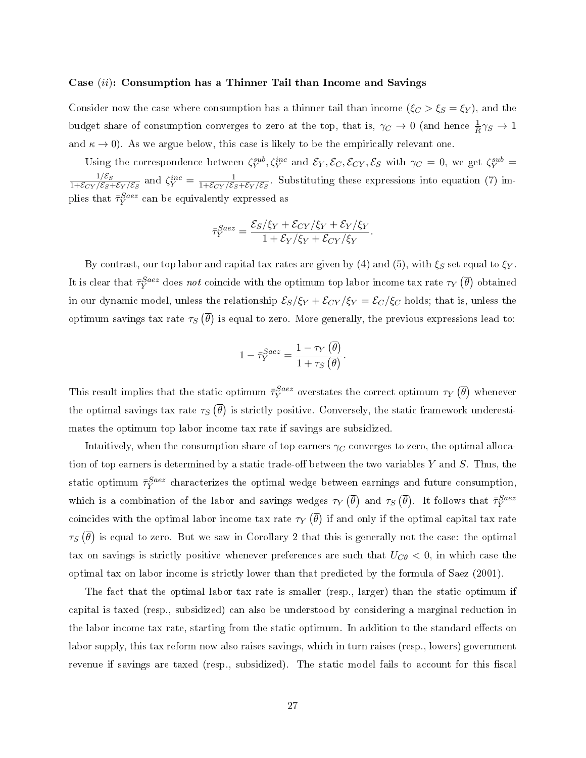**Case $(ii)$: Consumption has a Thinner Tail than Income and Savings**

Consider now the case where consumption has a thinner tail than income ($\xi_C > \xi_S = \xi_Y$), and the budget share of consumption converges to zero at the top, that is, $\gamma_C \to 0$ (and hence $\frac{1}{R}\gamma_S \to 1$ and $\kappa \to 0$). As we argue below, this case is likely to be the empirically relevant one.

Using the correspondence between $\zeta_Y^{sub}, \zeta_Y^{inc}$ and $\mathcal{E}_Y, \mathcal{E}_C, \mathcal{E}_{CY}, \mathcal{E}_S$ with $\gamma_C = 0$, we get $\zeta_Y^{sub} = \frac{1/\mathcal{E}_S}{1+\mathcal{E}_{CY}/\mathcal{E}_S+\mathcal{E}_Y/\mathcal{E}_S}$ and $\zeta_Y^{inc} = \frac{1}{1+\mathcal{E}_{CY}/\mathcal{E}_S+\mathcal{E}_Y/\mathcal{E}_S}$. Substituting these expressions into equation (7) implies that $\bar{\tau}_Y^{Saez}$ can be equivalently expressed as

$$\bar{\tau}_Y^{Saez} = \frac{\mathcal{E}_S/\xi_Y + \mathcal{E}_{CY}/\xi_Y + \mathcal{E}_Y/\xi_Y}{1 + \mathcal{E}_Y/\xi_Y + \mathcal{E}_{CY}/\xi_Y}.$$

By contrast, our top labor and capital tax rates are given by (4) and (5), with $\xi_S$ set equal to $\xi_Y$. It is clear that $\bar{\tau}_Y^{Saez}$ does *not* coincide with the optimum top labor income tax rate $\tau_Y\left(\overline{\theta}\right)$ obtained in our dynamic model, unless the relationship $\mathcal{E}_S/\xi_Y + \mathcal{E}_{CY}/\xi_Y = \mathcal{E}_C/\xi_C$ holds; that is, unless the optimum savings tax rate $\tau_S\left(\overline{\theta}\right)$ is equal to zero. More generally, the previous expressions lead to:

$$1 - \bar{\tau}_Y^{Saez} = \frac{1 - \tau_Y\left(\overline{\theta}\right)}{1 + \tau_S\left(\overline{\theta}\right)}.$$

This result implies that the static optimum $\bar{\tau}_Y^{Saez}$ overstates the correct optimum $\tau_Y\left(\overline{\theta}\right)$ whenever the optimal savings tax rate $\tau_S\left(\overline{\theta}\right)$ is strictly positive. Conversely, the static framework underestimates the optimum top labor income tax rate if savings are subsidized.

Intuitively, when the consumption share of top earners $\gamma_C$ converges to zero, the optimal allocation of top earners is determined by a static trade-off between the two variables $Y$ and $S$. Thus, the static optimum $\bar{\tau}_Y^{Saez}$ characterizes the optimal wedge between earnings and future consumption, which is a combination of the labor and savings wedges $\tau_Y\left(\overline{\theta}\right)$ and $\tau_S\left(\overline{\theta}\right)$. It follows that $\bar{\tau}_Y^{Saez}$ coincides with the optimal labor income tax rate $\tau_Y\left(\overline{\theta}\right)$ if and only if the optimal capital tax rate $\tau_S\left(\overline{\theta}\right)$ is equal to zero. But we saw in Corollary 2 that this is generally not the case: the optimal tax on savings is strictly positive whenever preferences are such that $U_{C\theta} < 0$, in which case the optimal tax on labor income is strictly lower than that predicted by the formula of Saez (2001).

The fact that the optimal labor tax rate is smaller (resp., larger) than the static optimum if capital is taxed (resp., subsidized) can also be understood by considering a marginal reduction in the labor income tax rate, starting from the static optimum. In addition to the standard effects on labor supply, this tax reform now also raises savings, which in turn raises (resp., lowers) government revenue if savings are taxed (resp., subsidized). The static model fails to account for this fiscal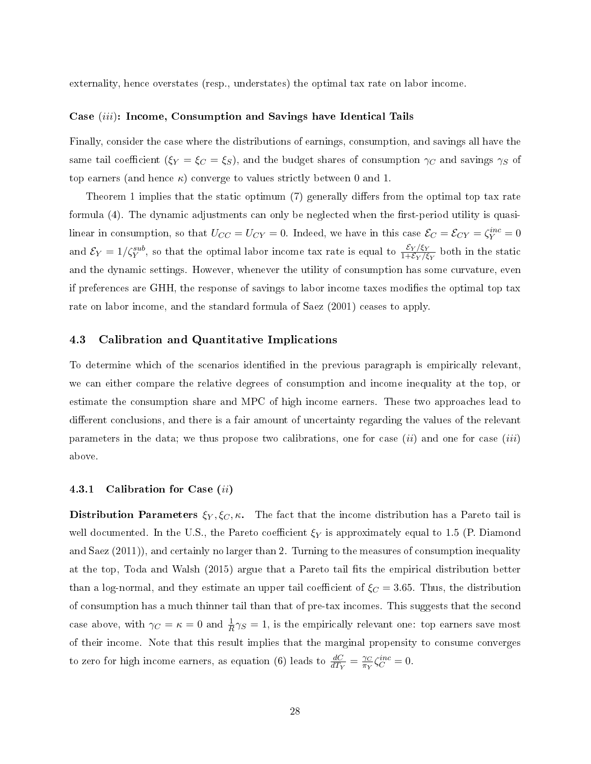externality, hence overstates (resp., understates) the optimal tax rate on labor income.

#### Case (*iii*): Income, Consumption and Savings have Identical Tails

Finally, consider the case where the distributions of earnings, consumption, and savings all have the same tail coefficient ($\xi_Y = \xi_C = \xi_S$), and the budget shares of consumption $\gamma_C$ and savings $\gamma_S$ of top earners (and hence $\kappa$) converge to values strictly between 0 and 1.

Theorem 1 implies that the static optimum (7) generally differs from the optimal top tax rate formula (4). The dynamic adjustments can only be neglected when the first-period utility is quasi-linear in consumption, so that $U_{CC} = U_{CY} = 0$. Indeed, we have in this case $\mathcal{E}_C = \mathcal{E}_{CY} = \zeta_Y^{inc} = 0$ and $\mathcal{E}_Y = 1/\zeta_Y^{sub}$, so that the optimal labor income tax rate is equal to $\frac{\mathcal{E}_Y/\xi_Y}{1+\mathcal{E}_Y/\xi_Y}$ both in the static and the dynamic settings. However, whenever the utility of consumption has some curvature, even if preferences are GHH, the response of savings to labor income taxes modifies the optimal top tax rate on labor income, and the standard formula of Saez (2001) ceases to apply.

## 4.3 Calibration and Quantitative Implications

To determine which of the scenarios identified in the previous paragraph is empirically relevant, we can either compare the relative degrees of consumption and income inequality at the top, or estimate the consumption share and MPC of high income earners. These two approaches lead to different conclusions, and there is a fair amount of uncertainty regarding the values of the relevant parameters in the data; we thus propose two calibrations, one for case (*ii*) and one for case (*iii*) above.

### 4.3.1 Calibration for Case (*ii*)

**Distribution Parameters $\xi_Y, \xi_C, \kappa$.** The fact that the income distribution has a Pareto tail is well documented. In the U.S., the Pareto coefficient $\xi_Y$ is approximately equal to 1.5 (P. Diamond and Saez (2011)), and certainly no larger than 2. Turning to the measures of consumption inequality at the top, Toda and Walsh (2015) argue that a Pareto tail fits the empirical distribution better than a log-normal, and they estimate an upper tail coefficient of $\xi_C = 3.65$. Thus, the distribution of consumption has a much thinner tail than that of pre-tax incomes. This suggests that the second case above, with $\gamma_C = \kappa = 0$ and $\frac{1}{R}\gamma_S = 1$, is the empirically relevant one: top earners save most of their income. Note that this result implies that the marginal propensity to consume converges to zero for high income earners, as equation (6) leads to $\frac{dC}{dT_Y} = \frac{\gamma_C}{\pi_Y}\zeta_C^{inc} = 0$.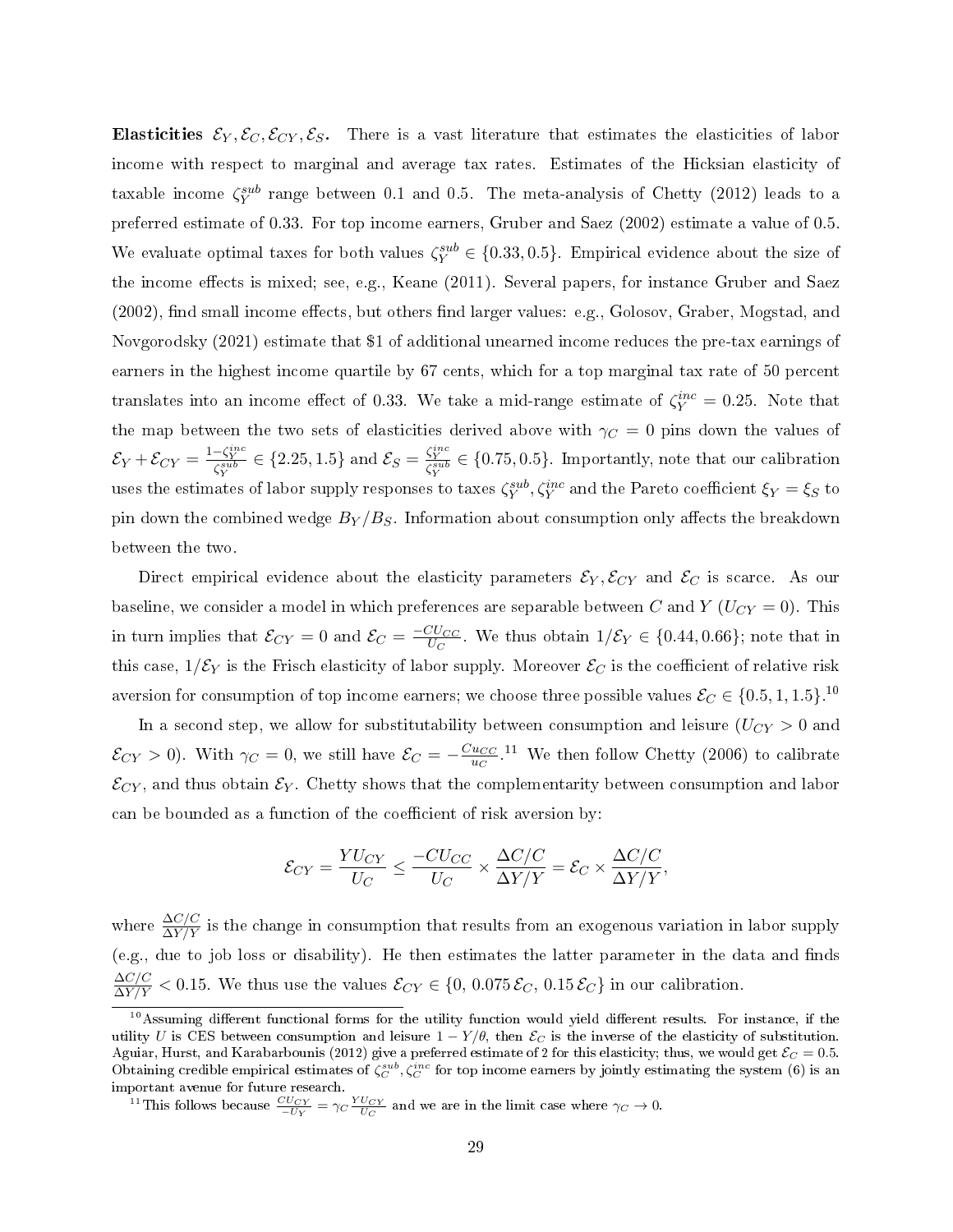**Elasticities $\mathcal{E}_Y, \mathcal{E}_C, \mathcal{E}_{CY}, \mathcal{E}_S$.** There is a vast literature that estimates the elasticities of labor income with respect to marginal and average tax rates. Estimates of the Hicksian elasticity of taxable income $\zeta_Y^{sub}$ range between 0.1 and 0.5. The meta-analysis of Chetty (2012) leads to a preferred estimate of 0.33. For top income earners, Gruber and Saez (2002) estimate a value of 0.5. We evaluate optimal taxes for both values $\zeta_Y^{sub} \in \{0.33, 0.5\}$. Empirical evidence about the size of the income effects is mixed; see, e.g., Keane (2011). Several papers, for instance Gruber and Saez (2002), find small income effects, but others find larger values: e.g., Golosov, Graber, Mogstad, and Novgorodsky (2021) estimate that \$1 of additional unearned income reduces the pre-tax earnings of earners in the highest income quartile by 67 cents, which for a top marginal tax rate of 50 percent translates into an income effect of 0.33. We take a mid-range estimate of $\zeta_Y^{inc} = 0.25$. Note that the map between the two sets of elasticities derived above with $\gamma_C = 0$ pins down the values of $\mathcal{E}_Y + \mathcal{E}_{CY} = \frac{1-\zeta_Y^{inc}}{\zeta_Y^{sub}} \in \{2.25, 1.5\}$ and $\mathcal{E}_S = \frac{\zeta_Y^{inc}}{\zeta_Y^{sub}} \in \{0.75, 0.5\}$. Importantly, note that our calibration uses the estimates of labor supply responses to taxes $\zeta_Y^{sub}, \zeta_Y^{inc}$ and the Pareto coefficient $\xi_Y = \xi_S$ to pin down the combined wedge $B_Y/B_S$. Information about consumption only affects the breakdown between the two.

Direct empirical evidence about the elasticity parameters $\mathcal{E}_Y, \mathcal{E}_{CY}$ and $\mathcal{E}_C$ is scarce. As our baseline, we consider a model in which preferences are separable between $C$ and $Y$ ($U_{CY} = 0$). This in turn implies that $\mathcal{E}_{CY} = 0$ and $\mathcal{E}_C = \frac{-CU_{CC}}{U_C}$. We thus obtain $1/\mathcal{E}_Y \in \{0.44, 0.66\}$; note that in this case, $1/\mathcal{E}_Y$ is the Frisch elasticity of labor supply. Moreover $\mathcal{E}_C$ is the coefficient of relative risk aversion for consumption of top income earners; we choose three possible values $\mathcal{E}_C \in \{0.5, 1, 1.5\}$.[10]

In a second step, we allow for substitutability between consumption and leisure ($U_{CY} > 0$ and $\mathcal{E}_{CY} > 0$). With $\gamma_C = 0$, we still have $\mathcal{E}_C = -\frac{Cu_{CC}}{u_C}$.[11] We then follow Chetty (2006) to calibrate $\mathcal{E}_{CY}$, and thus obtain $\mathcal{E}_Y$. Chetty shows that the complementarity between consumption and labor can be bounded as a function of the coefficient of risk aversion by:

$$\mathcal{E}_{CY} = \frac{YU_{CY}}{U_C} \leq \frac{-CU_{CC}}{U_C} \times \frac{\Delta C/C}{\Delta Y/Y} = \mathcal{E}_C \times \frac{\Delta C/C}{\Delta Y/Y},$$

where $\frac{\Delta C/C}{\Delta Y/Y}$ is the change in consumption that results from an exogenous variation in labor supply (e.g., due to job loss or disability). He then estimates the latter parameter in the data and finds $\frac{\Delta C/C}{\Delta Y/Y} < 0.15$. We thus use the values $\mathcal{E}_{CY} \in \{0,\, 0.075\,\mathcal{E}_C,\, 0.15\,\mathcal{E}_C\}$ in our calibration.

[10] Assuming different functional forms for the utility function would yield different results. For instance, if the utility $U$ is CES between consumption and leisure $1 - Y/\theta$, then $\mathcal{E}_C$ is the inverse of the elasticity of substitution. Aguiar, Hurst, and Karabarbounis (2012) give a preferred estimate of 2 for this elasticity; thus, we would get $\mathcal{E}_C = 0.5$. Obtaining credible empirical estimates of $\zeta_C^{sub}, \zeta_C^{inc}$ for top income earners by jointly estimating the system (6) is an important avenue for future research.

[11] This follows because $\frac{CU_{CY}}{-U_Y} = \gamma_C \frac{YU_{CY}}{U_C}$ and we are in the limit case where $\gamma_C \to 0$.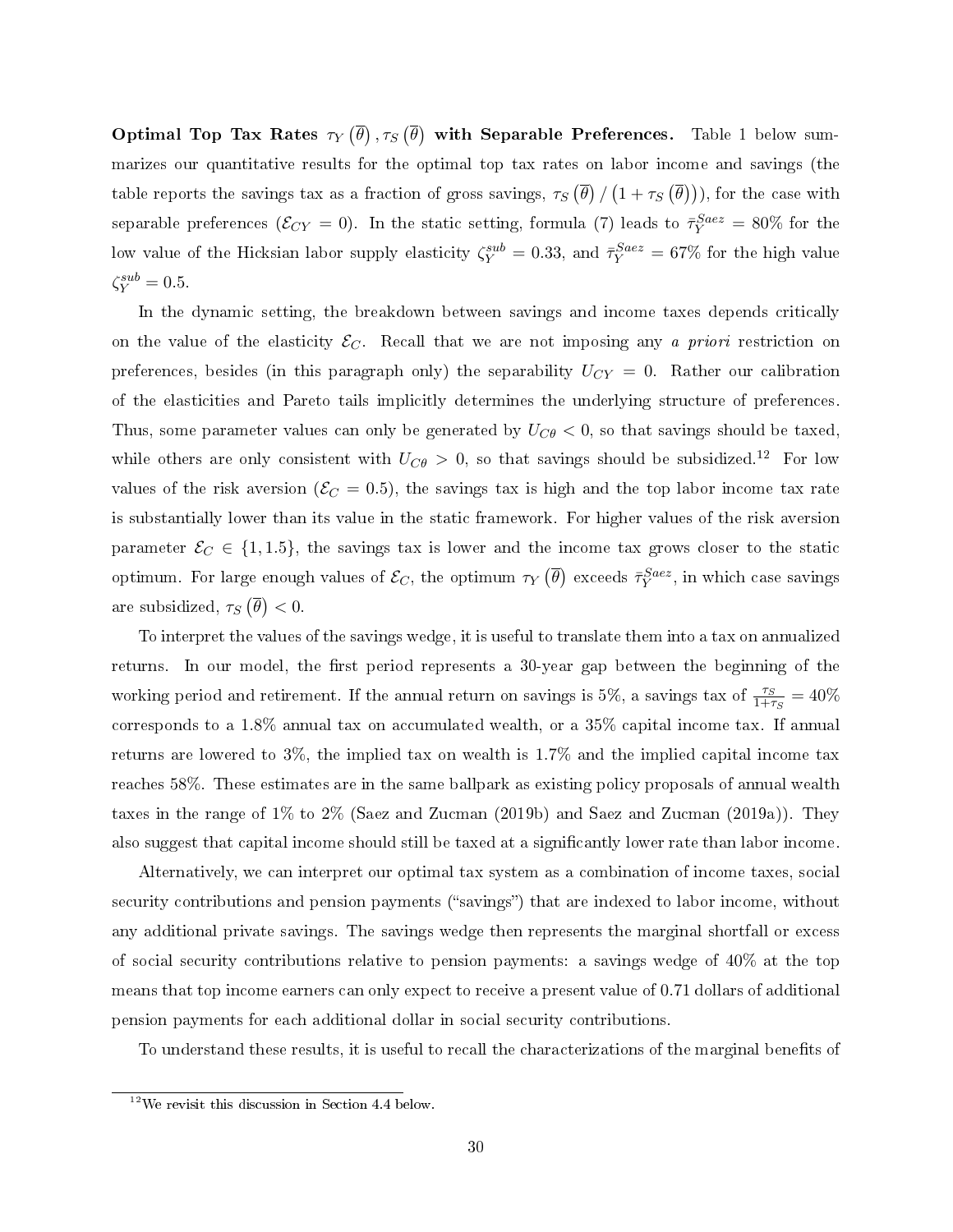**Optimal Top Tax Rates $\tau_Y(\overline{\theta}), \tau_S(\overline{\theta})$ with Separable Preferences.** Table 1 below summarizes our quantitative results for the optimal top tax rates on labor income and savings (the table reports the savings tax as a fraction of gross savings, $\tau_S(\overline{\theta}) / (1 + \tau_S(\overline{\theta}))$), for the case with separable preferences ($\mathcal{E}_{CY} = 0$). In the static setting, formula (7) leads to $\bar{\tau}_Y^{Saez} = 80\%$ for the low value of the Hicksian labor supply elasticity $\zeta_Y^{sub} = 0.33$, and $\bar{\tau}_Y^{Saez} = 67\%$ for the high value $\zeta_Y^{sub} = 0.5$.

In the dynamic setting, the breakdown between savings and income taxes depends critically on the value of the elasticity $\mathcal{E}_C$. Recall that we are not imposing any *a priori* restriction on preferences, besides (in this paragraph only) the separability $U_{CY} = 0$. Rather our calibration of the elasticities and Pareto tails implicitly determines the underlying structure of preferences. Thus, some parameter values can only be generated by $U_{C\theta} < 0$, so that savings should be taxed, while others are only consistent with $U_{C\theta} > 0$, so that savings should be subsidized.[12] For low values of the risk aversion ($\mathcal{E}_C = 0.5$), the savings tax is high and the top labor income tax rate is substantially lower than its value in the static framework. For higher values of the risk aversion parameter $\mathcal{E}_C \in \{1, 1.5\}$, the savings tax is lower and the income tax grows closer to the static optimum. For large enough values of $\mathcal{E}_C$, the optimum $\tau_Y(\overline{\theta})$ exceeds $\bar{\tau}_Y^{Saez}$, in which case savings are subsidized, $\tau_S(\overline{\theta}) < 0$.

To interpret the values of the savings wedge, it is useful to translate them into a tax on annualized returns. In our model, the first period represents a 30-year gap between the beginning of the working period and retirement. If the annual return on savings is 5%, a savings tax of $\frac{\tau_S}{1+\tau_S} = 40\%$ corresponds to a 1.8% annual tax on accumulated wealth, or a 35% capital income tax. If annual returns are lowered to 3%, the implied tax on wealth is 1.7% and the implied capital income tax reaches 58%. These estimates are in the same ballpark as existing policy proposals of annual wealth taxes in the range of 1% to 2% (Saez and Zucman (2019b) and Saez and Zucman (2019a)). They also suggest that capital income should still be taxed at a significantly lower rate than labor income.

Alternatively, we can interpret our optimal tax system as a combination of income taxes, social security contributions and pension payments ("savings") that are indexed to labor income, without any additional private savings. The savings wedge then represents the marginal shortfall or excess of social security contributions relative to pension payments: a savings wedge of 40% at the top means that top income earners can only expect to receive a present value of 0.71 dollars of additional pension payments for each additional dollar in social security contributions.

To understand these results, it is useful to recall the characterizations of the marginal benefits of

[12] We revisit this discussion in Section 4.4 below.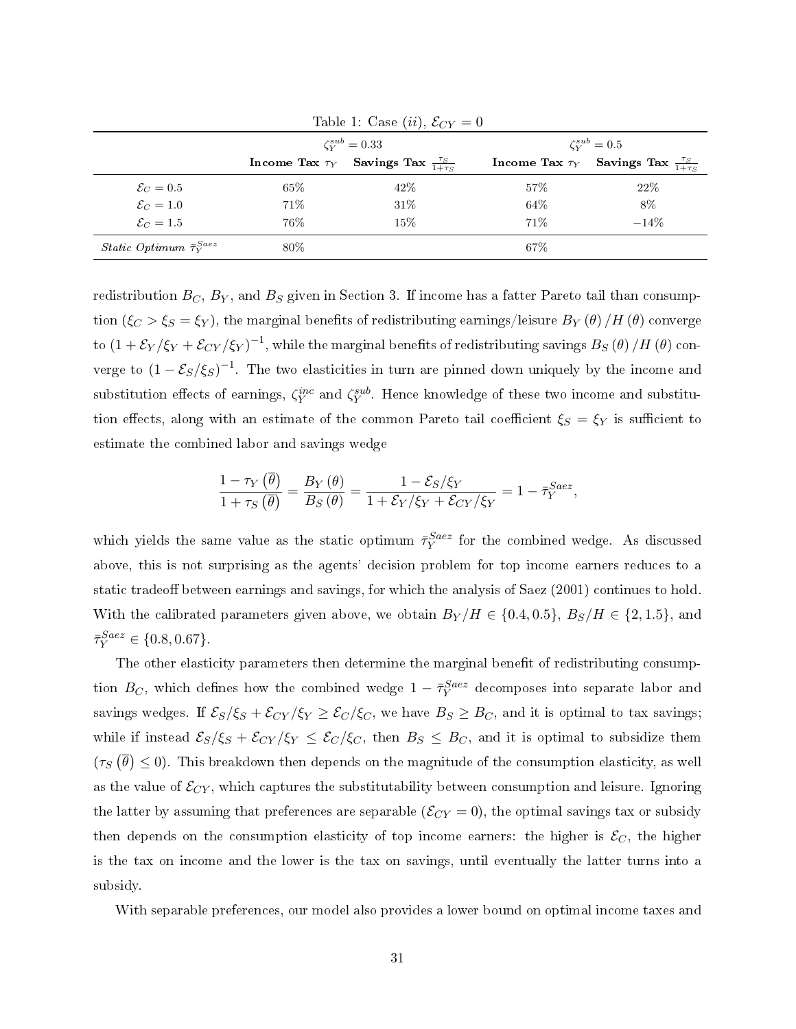Table 1: Case $(ii)$, $\mathcal{E}_{CY} = 0$

| | $\zeta_Y^{sub} = 0.33$ | | $\zeta_Y^{sub} = 0.5$ | |
|---|---|---|---|---|
| | **Income Tax** $\tau_Y$ | **Savings Tax** $\frac{\tau_S}{1+\tau_S}$ | **Income Tax** $\tau_Y$ | **Savings Tax** $\frac{\tau_S}{1+\tau_S}$ |
| $\mathcal{E}_C = 0.5$ | 65% | 42% | 57% | 22% |
| $\mathcal{E}_C = 1.0$ | 71% | 31% | 64% | 8% |
| $\mathcal{E}_C = 1.5$ | 76% | 15% | 71% | −14% |
| *Static Optimum* $\bar{\tau}_Y^{Saez}$ | 80% | | 67% | |

redistribution $B_C$, $B_Y$, and $B_S$ given in Section 3. If income has a fatter Pareto tail than consumption ($\xi_C > \xi_S = \xi_Y$), the marginal benefits of redistributing earnings/leisure $B_Y(\theta)/H(\theta)$ converge to $(1 + \mathcal{E}_Y/\xi_Y + \mathcal{E}_{CY}/\xi_Y)^{-1}$, while the marginal benefits of redistributing savings $B_S(\theta)/H(\theta)$ converge to $(1 - \mathcal{E}_S/\xi_S)^{-1}$. The two elasticities in turn are pinned down uniquely by the income and substitution effects of earnings, $\zeta_Y^{inc}$ and $\zeta_Y^{sub}$. Hence knowledge of these two income and substitution effects, along with an estimate of the common Pareto tail coefficient $\xi_S = \xi_Y$ is sufficient to estimate the combined labor and savings wedge

$$\frac{1 - \tau_Y(\overline{\theta})}{1 + \tau_S(\overline{\theta})} = \frac{B_Y(\theta)}{B_S(\theta)} = \frac{1 - \mathcal{E}_S/\xi_Y}{1 + \mathcal{E}_Y/\xi_Y + \mathcal{E}_{CY}/\xi_Y} = 1 - \bar{\tau}_Y^{Saez},$$

which yields the same value as the static optimum $\bar{\tau}_Y^{Saez}$ for the combined wedge. As discussed above, this is not surprising as the agents' decision problem for top income earners reduces to a static tradeoff between earnings and savings, for which the analysis of Saez (2001) continues to hold. With the calibrated parameters given above, we obtain $B_Y/H \in \{0.4, 0.5\}$, $B_S/H \in \{2, 1.5\}$, and $\bar{\tau}_Y^{Saez} \in \{0.8, 0.67\}$.

The other elasticity parameters then determine the marginal benefit of redistributing consumption $B_C$, which defines how the combined wedge $1 - \bar{\tau}_Y^{Saez}$ decomposes into separate labor and savings wedges. If $\mathcal{E}_S/\xi_S + \mathcal{E}_{CY}/\xi_Y \geq \mathcal{E}_C/\xi_C$, we have $B_S \geq B_C$, and it is optimal to tax savings; while if instead $\mathcal{E}_S/\xi_S + \mathcal{E}_{CY}/\xi_Y \leq \mathcal{E}_C/\xi_C$, then $B_S \leq B_C$, and it is optimal to subsidize them ($\tau_S(\overline{\theta}) \leq 0$). This breakdown then depends on the magnitude of the consumption elasticity, as well as the value of $\mathcal{E}_{CY}$, which captures the substitutability between consumption and leisure. Ignoring the latter by assuming that preferences are separable ($\mathcal{E}_{CY} = 0$), the optimal savings tax or subsidy then depends on the consumption elasticity of top income earners: the higher is $\mathcal{E}_C$, the higher is the tax on income and the lower is the tax on savings, until eventually the latter turns into a subsidy.

With separable preferences, our model also provides a lower bound on optimal income taxes and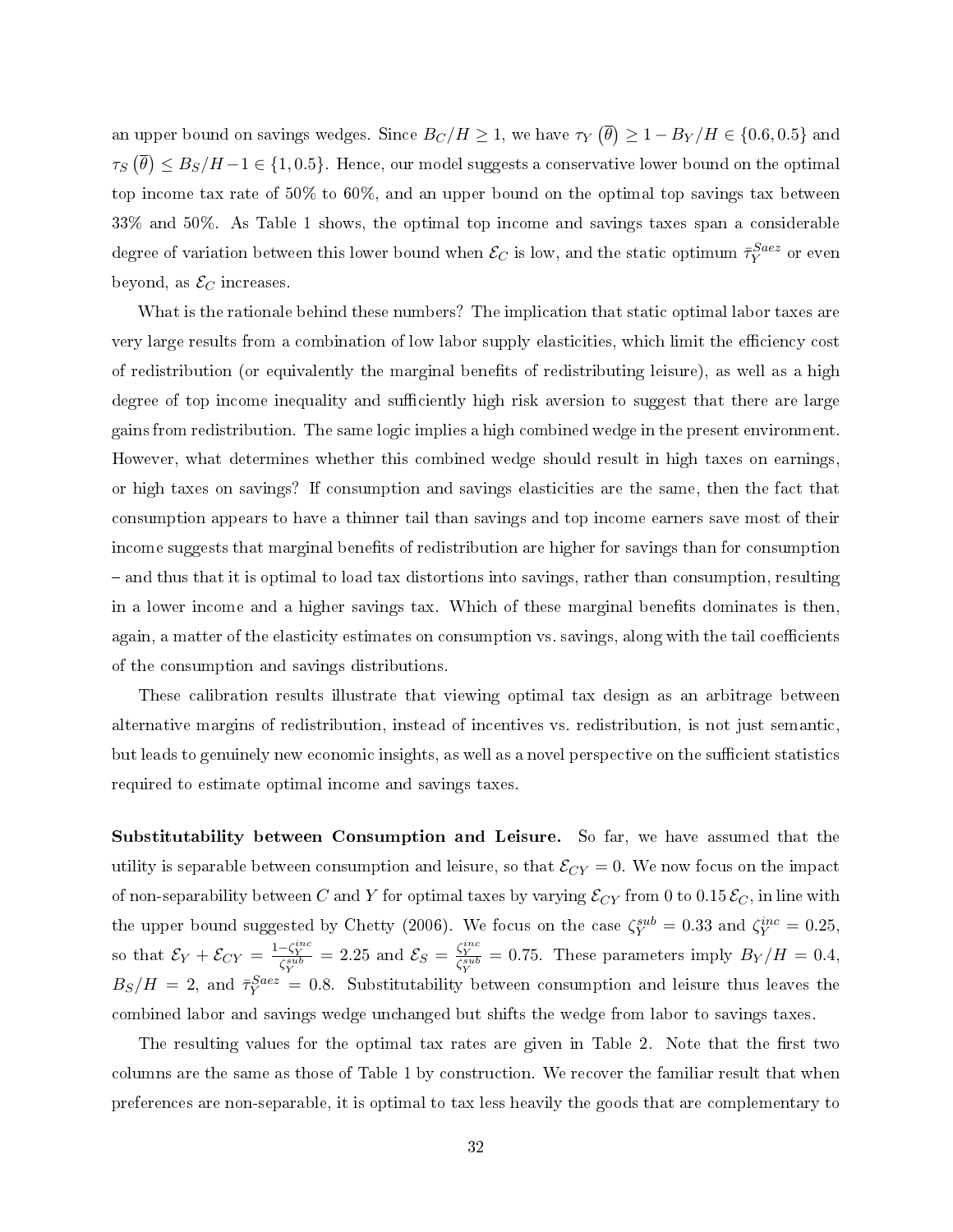an upper bound on savings wedges. Since $B_C/H \geq 1$, we have $\tau_Y(\overline{\theta}) \geq 1 - B_Y/H \in \{0.6, 0.5\}$ and $\tau_S(\overline{\theta}) \leq B_S/H - 1 \in \{1, 0.5\}$. Hence, our model suggests a conservative lower bound on the optimal top income tax rate of 50% to 60%, and an upper bound on the optimal top savings tax between 33% and 50%. As Table 1 shows, the optimal top income and savings taxes span a considerable degree of variation between this lower bound when $\mathcal{E}_C$ is low, and the static optimum $\bar{\tau}_Y^{Saez}$ or even beyond, as $\mathcal{E}_C$ increases.

What is the rationale behind these numbers? The implication that static optimal labor taxes are very large results from a combination of low labor supply elasticities, which limit the efficiency cost of redistribution (or equivalently the marginal benefits of redistributing leisure), as well as a high degree of top income inequality and sufficiently high risk aversion to suggest that there are large gains from redistribution. The same logic implies a high combined wedge in the present environment. However, what determines whether this combined wedge should result in high taxes on earnings, or high taxes on savings? If consumption and savings elasticities are the same, then the fact that consumption appears to have a thinner tail than savings and top income earners save most of their income suggests that marginal benefits of redistribution are higher for savings than for consumption – and thus that it is optimal to load tax distortions into savings, rather than consumption, resulting in a lower income and a higher savings tax. Which of these marginal benefits dominates is then, again, a matter of the elasticity estimates on consumption vs. savings, along with the tail coefficients of the consumption and savings distributions.

These calibration results illustrate that viewing optimal tax design as an arbitrage between alternative margins of redistribution, instead of incentives vs. redistribution, is not just semantic, but leads to genuinely new economic insights, as well as a novel perspective on the sufficient statistics required to estimate optimal income and savings taxes.

**Substitutability between Consumption and Leisure.** So far, we have assumed that the utility is separable between consumption and leisure, so that $\mathcal{E}_{CY} = 0$. We now focus on the impact of non-separability between $C$ and $Y$ for optimal taxes by varying $\mathcal{E}_{CY}$ from 0 to $0.15\,\mathcal{E}_C$, in line with the upper bound suggested by Chetty (2006). We focus on the case $\zeta_Y^{sub} = 0.33$ and $\zeta_Y^{inc} = 0.25$, so that $\mathcal{E}_Y + \mathcal{E}_{CY} = \frac{1-\zeta_Y^{inc}}{\zeta_Y^{sub}} = 2.25$ and $\mathcal{E}_S = \frac{\zeta_Y^{inc}}{\zeta_Y^{sub}} = 0.75$. These parameters imply $B_Y/H = 0.4$, $B_S/H = 2$, and $\bar{\tau}_Y^{Saez} = 0.8$. Substitutability between consumption and leisure thus leaves the combined labor and savings wedge unchanged but shifts the wedge from labor to savings taxes.

The resulting values for the optimal tax rates are given in Table 2. Note that the first two columns are the same as those of Table 1 by construction. We recover the familiar result that when preferences are non-separable, it is optimal to tax less heavily the goods that are complementary to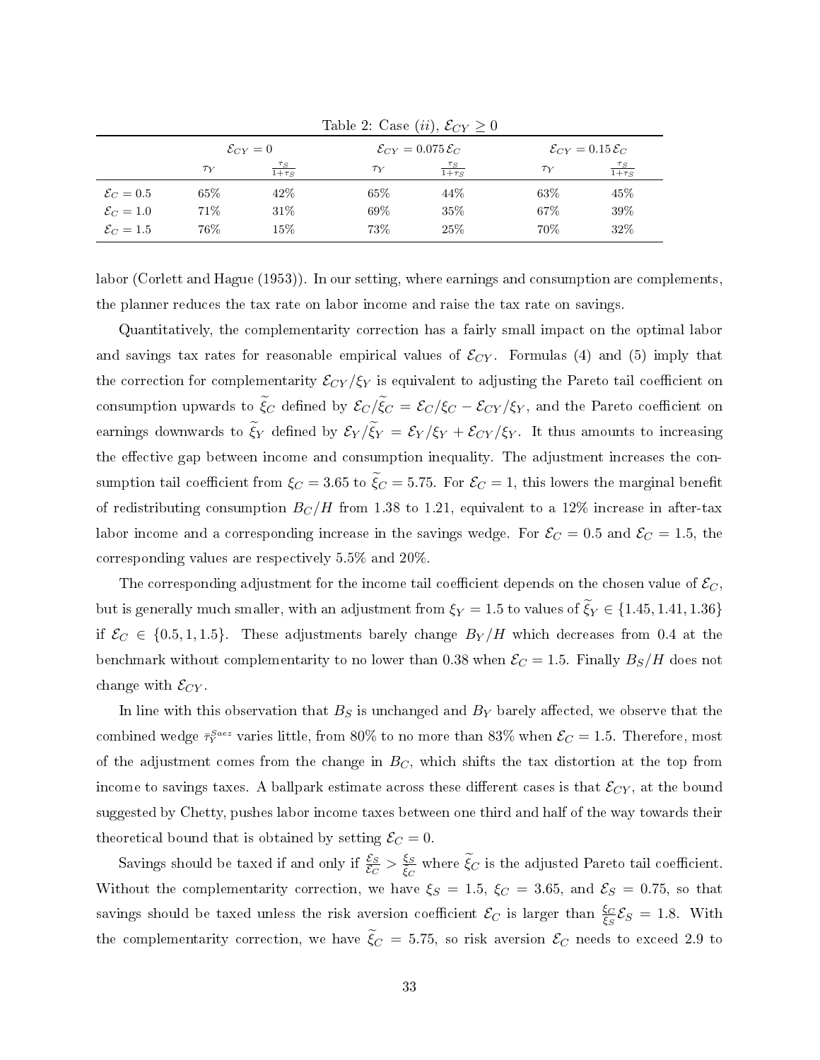Table 2: Case (*ii*), $\mathcal{E}_{CY} \geq 0$

| | $\mathcal{E}_{CY} = 0$ | | $\mathcal{E}_{CY} = 0.075\,\mathcal{E}_C$ | | $\mathcal{E}_{CY} = 0.15\,\mathcal{E}_C$ | |
|---|---|---|---|---|---|---|
| | $\tau_Y$ | $\frac{\tau_S}{1+\tau_S}$ | $\tau_Y$ | $\frac{\tau_S}{1+\tau_S}$ | $\tau_Y$ | $\frac{\tau_S}{1+\tau_S}$ |
| $\mathcal{E}_C = 0.5$ | 65% | 42% | 65% | 44% | 63% | 45% |
| $\mathcal{E}_C = 1.0$ | 71% | 31% | 69% | 35% | 67% | 39% |
| $\mathcal{E}_C = 1.5$ | 76% | 15% | 73% | 25% | 70% | 32% |

labor (Corlett and Hague (1953)). In our setting, where earnings and consumption are complements, the planner reduces the tax rate on labor income and raise the tax rate on savings.

Quantitatively, the complementarity correction has a fairly small impact on the optimal labor and savings tax rates for reasonable empirical values of $\mathcal{E}_{CY}$. Formulas (4) and (5) imply that the correction for complementarity $\mathcal{E}_{CY}/\xi_Y$ is equivalent to adjusting the Pareto tail coefficient on consumption upwards to $\widetilde{\xi}_C$ defined by $\mathcal{E}_C/\widetilde{\xi}_C = \mathcal{E}_C/\xi_C - \mathcal{E}_{CY}/\xi_Y$, and the Pareto coefficient on earnings downwards to $\widetilde{\xi}_Y$ defined by $\mathcal{E}_Y/\widetilde{\xi}_Y = \mathcal{E}_Y/\xi_Y + \mathcal{E}_{CY}/\xi_Y$. It thus amounts to increasing the effective gap between income and consumption inequality. The adjustment increases the consumption tail coefficient from $\xi_C = 3.65$ to $\widetilde{\xi}_C = 5.75$. For $\mathcal{E}_C = 1$, this lowers the marginal benefit of redistributing consumption $B_C/H$ from 1.38 to 1.21, equivalent to a 12% increase in after-tax labor income and a corresponding increase in the savings wedge. For $\mathcal{E}_C = 0.5$ and $\mathcal{E}_C = 1.5$, the corresponding values are respectively 5.5% and 20%.

The corresponding adjustment for the income tail coefficient depends on the chosen value of $\mathcal{E}_C$, but is generally much smaller, with an adjustment from $\xi_Y = 1.5$ to values of $\widetilde{\xi}_Y \in \{1.45, 1.41, 1.36\}$ if $\mathcal{E}_C \in \{0.5, 1, 1.5\}$. These adjustments barely change $B_Y/H$ which decreases from 0.4 at the benchmark without complementarity to no lower than 0.38 when $\mathcal{E}_C = 1.5$. Finally $B_S/H$ does not change with $\mathcal{E}_{CY}$.

In line with this observation that $B_S$ is unchanged and $B_Y$ barely affected, we observe that the combined wedge $\bar{\tau}_Y^{Saez}$ varies little, from 80% to no more than 83% when $\mathcal{E}_C = 1.5$. Therefore, most of the adjustment comes from the change in $B_C$, which shifts the tax distortion at the top from income to savings taxes. A ballpark estimate across these different cases is that $\mathcal{E}_{CY}$, at the bound suggested by Chetty, pushes labor income taxes between one third and half of the way towards their theoretical bound that is obtained by setting $\mathcal{E}_C = 0$.

Savings should be taxed if and only if $\frac{\mathcal{E}_S}{\mathcal{E}_C} > \frac{\xi_S}{\widetilde{\xi}_C}$ where $\widetilde{\xi}_C$ is the adjusted Pareto tail coefficient. Without the complementarity correction, we have $\xi_S = 1.5$, $\xi_C = 3.65$, and $\mathcal{E}_S = 0.75$, so that savings should be taxed unless the risk aversion coefficient $\mathcal{E}_C$ is larger than $\frac{\xi_C}{\xi_S}\mathcal{E}_S = 1.8$. With the complementarity correction, we have $\widetilde{\xi}_C = 5.75$, so risk aversion $\mathcal{E}_C$ needs to exceed 2.9 to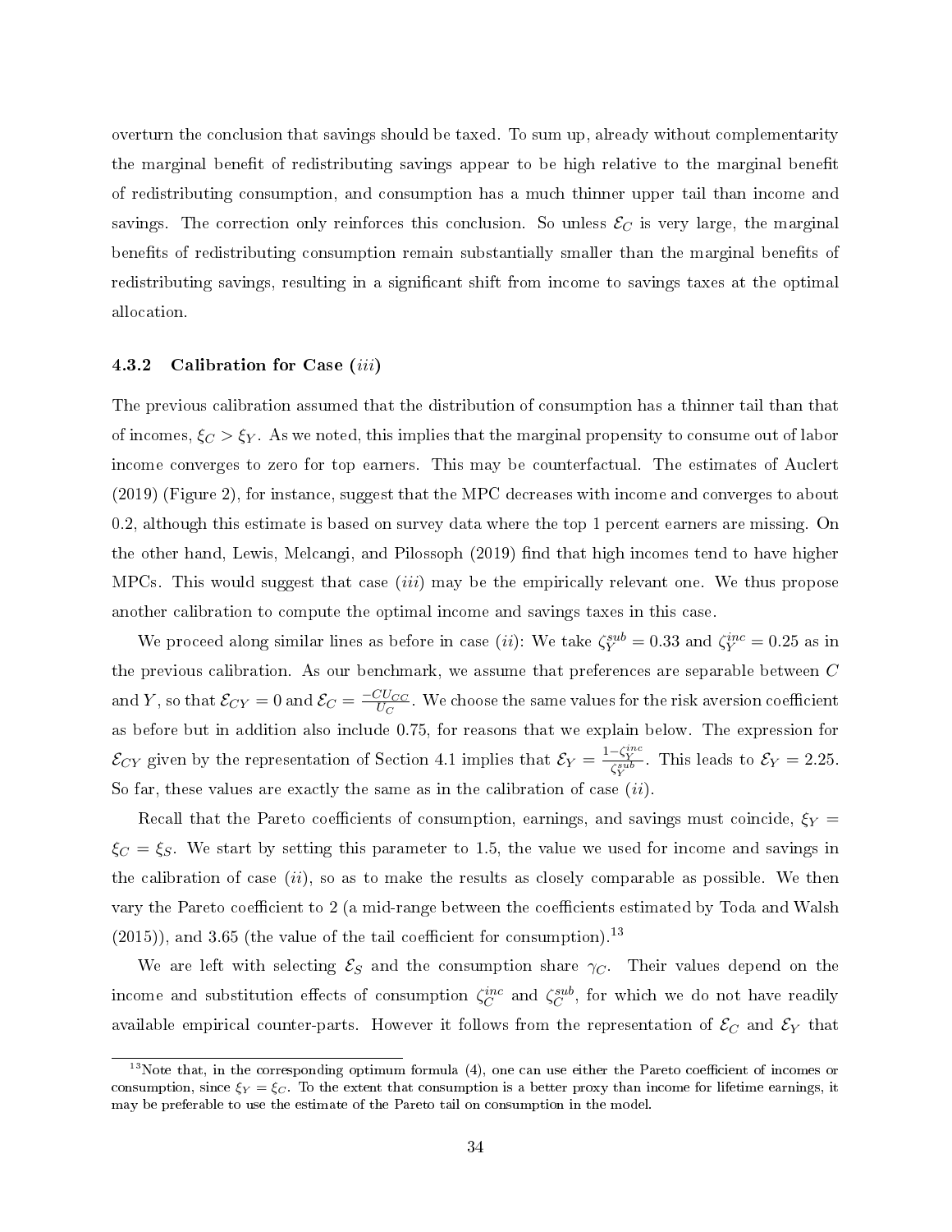overturn the conclusion that savings should be taxed. To sum up, already without complementarity the marginal benefit of redistributing savings appear to be high relative to the marginal benefit of redistributing consumption, and consumption has a much thinner upper tail than income and savings. The correction only reinforces this conclusion. So unless $\mathcal{E}_C$ is very large, the marginal benefits of redistributing consumption remain substantially smaller than the marginal benefits of redistributing savings, resulting in a significant shift from income to savings taxes at the optimal allocation.

### 4.3.2 Calibration for Case (*iii*)

The previous calibration assumed that the distribution of consumption has a thinner tail than that of incomes, $\xi_C > \xi_Y$. As we noted, this implies that the marginal propensity to consume out of labor income converges to zero for top earners. This may be counterfactual. The estimates of Auclert (2019) (Figure 2), for instance, suggest that the MPC decreases with income and converges to about 0.2, although this estimate is based on survey data where the top 1 percent earners are missing. On the other hand, Lewis, Melcangi, and Pilossoph (2019) find that high incomes tend to have higher MPCs. This would suggest that case (*iii*) may be the empirically relevant one. We thus propose another calibration to compute the optimal income and savings taxes in this case.

We proceed along similar lines as before in case (*ii*): We take $\zeta_Y^{sub} = 0.33$ and $\zeta_Y^{inc} = 0.25$ as in the previous calibration. As our benchmark, we assume that preferences are separable between $C$ and $Y$, so that $\mathcal{E}_{CY} = 0$ and $\mathcal{E}_C = \frac{-CU_{CC}}{U_C}$. We choose the same values for the risk aversion coefficient as before but in addition also include 0.75, for reasons that we explain below. The expression for $\mathcal{E}_{CY}$ given by the representation of Section 4.1 implies that $\mathcal{E}_Y = \frac{1-\zeta_Y^{inc}}{\zeta_Y^{sub}}$. This leads to $\mathcal{E}_Y = 2.25$. So far, these values are exactly the same as in the calibration of case (*ii*).

Recall that the Pareto coefficients of consumption, earnings, and savings must coincide, $\xi_Y = \xi_C = \xi_S$. We start by setting this parameter to 1.5, the value we used for income and savings in the calibration of case (*ii*), so as to make the results as closely comparable as possible. We then vary the Pareto coefficient to 2 (a mid-range between the coefficients estimated by Toda and Walsh (2015)), and 3.65 (the value of the tail coefficient for consumption).[13]

We are left with selecting $\mathcal{E}_S$ and the consumption share $\gamma_C$. Their values depend on the income and substitution effects of consumption $\zeta_C^{inc}$ and $\zeta_C^{sub}$, for which we do not have readily available empirical counter-parts. However it follows from the representation of $\mathcal{E}_C$ and $\mathcal{E}_Y$ that

[13] Note that, in the corresponding optimum formula (4), one can use either the Pareto coefficient of incomes or consumption, since $\xi_Y = \xi_C$. To the extent that consumption is a better proxy than income for lifetime earnings, it may be preferable to use the estimate of the Pareto tail on consumption in the model.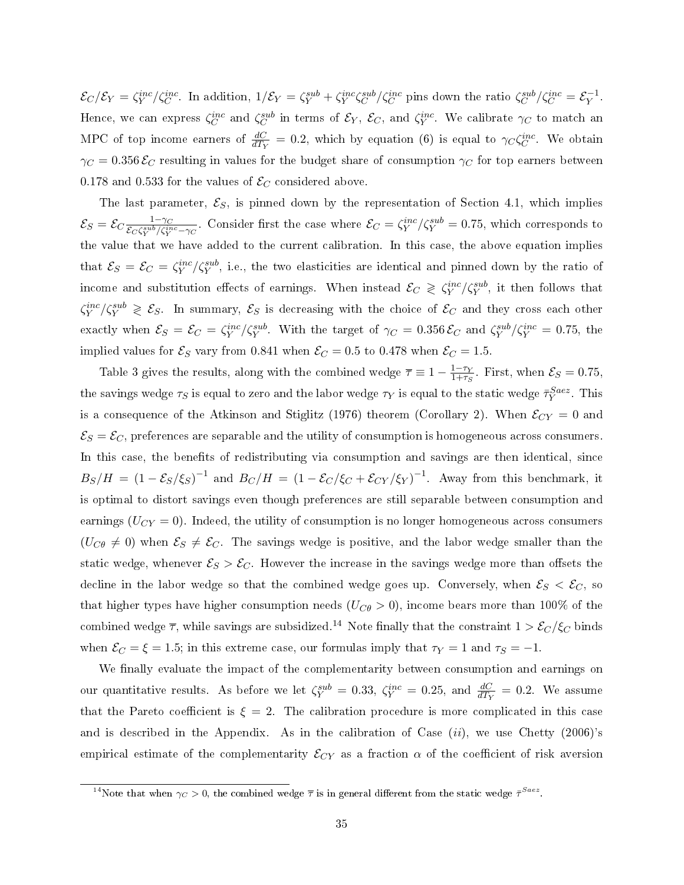$\mathcal{E}_C/\mathcal{E}_Y = \zeta_Y^{inc}/\zeta_C^{inc}$. In addition, $1/\mathcal{E}_Y = \zeta_Y^{sub} + \zeta_Y^{inc}\zeta_C^{sub}/\zeta_C^{inc}$ pins down the ratio $\zeta_C^{sub}/\zeta_C^{inc} = \mathcal{E}_Y^{-1}$. Hence, we can express $\zeta_C^{inc}$ and $\zeta_C^{sub}$ in terms of $\mathcal{E}_Y$, $\mathcal{E}_C$, and $\zeta_Y^{inc}$. We calibrate $\gamma_C$ to match an MPC of top income earners of $\frac{dC}{dT_Y} = 0.2$, which by equation (6) is equal to $\gamma_C\zeta_C^{inc}$. We obtain $\gamma_C = 0.356\,\mathcal{E}_C$ resulting in values for the budget share of consumption $\gamma_C$ for top earners between 0.178 and 0.533 for the values of $\mathcal{E}_C$ considered above.

The last parameter, $\mathcal{E}_S$, is pinned down by the representation of Section 4.1, which implies $\mathcal{E}_S = \mathcal{E}_C \frac{1-\gamma_C}{\mathcal{E}_C\zeta_Y^{sub}/\zeta_Y^{inc} - \gamma_C}$. Consider first the case where $\mathcal{E}_C = \zeta_Y^{inc}/\zeta_Y^{sub} = 0.75$, which corresponds to the value that we have added to the current calibration. In this case, the above equation implies that $\mathcal{E}_S = \mathcal{E}_C = \zeta_Y^{inc}/\zeta_Y^{sub}$, i.e., the two elasticities are identical and pinned down by the ratio of income and substitution effects of earnings. When instead $\mathcal{E}_C \gtrless \zeta_Y^{inc}/\zeta_Y^{sub}$, it then follows that $\zeta_Y^{inc}/\zeta_Y^{sub} \gtrless \mathcal{E}_S$. In summary, $\mathcal{E}_S$ is decreasing with the choice of $\mathcal{E}_C$ and they cross each other exactly when $\mathcal{E}_S = \mathcal{E}_C = \zeta_Y^{inc}/\zeta_Y^{sub}$. With the target of $\gamma_C = 0.356\,\mathcal{E}_C$ and $\zeta_Y^{sub}/\zeta_Y^{inc} = 0.75$, the implied values for $\mathcal{E}_S$ vary from 0.841 when $\mathcal{E}_C = 0.5$ to 0.478 when $\mathcal{E}_C = 1.5$.

Table 3 gives the results, along with the combined wedge $\overline{\tau} \equiv 1 - \frac{1-\tau_Y}{1+\tau_S}$. First, when $\mathcal{E}_S = 0.75$, the savings wedge $\tau_S$ is equal to zero and the labor wedge $\tau_Y$ is equal to the static wedge $\overline{\tau}_Y^{Saez}$. This is a consequence of the Atkinson and Stiglitz (1976) theorem (Corollary 2). When $\mathcal{E}_{CY} = 0$ and $\mathcal{E}_S = \mathcal{E}_C$, preferences are separable and the utility of consumption is homogeneous across consumers. In this case, the benefits of redistributing via consumption and savings are then identical, since $B_S/H = (1 - \mathcal{E}_S/\xi_S)^{-1}$ and $B_C/H = (1 - \mathcal{E}_C/\xi_C + \mathcal{E}_{CY}/\xi_Y)^{-1}$. Away from this benchmark, it is optimal to distort savings even though preferences are still separable between consumption and earnings ($U_{CY} = 0$). Indeed, the utility of consumption is no longer homogeneous across consumers ($U_{C\theta} \neq 0$) when $\mathcal{E}_S \neq \mathcal{E}_C$. The savings wedge is positive, and the labor wedge smaller than the static wedge, whenever $\mathcal{E}_S > \mathcal{E}_C$. However the increase in the savings wedge more than offsets the decline in the labor wedge so that the combined wedge goes up. Conversely, when $\mathcal{E}_S < \mathcal{E}_C$, so that higher types have higher consumption needs ($U_{C\theta} > 0$), income bears more than 100% of the combined wedge $\overline{\tau}$, while savings are subsidized.[14] Note finally that the constraint $1 > \mathcal{E}_C/\xi_C$ binds when $\mathcal{E}_C = \xi = 1.5$; in this extreme case, our formulas imply that $\tau_Y = 1$ and $\tau_S = -1$.

We finally evaluate the impact of the complementarity between consumption and earnings on our quantitative results. As before we let $\zeta_Y^{sub} = 0.33$, $\zeta_Y^{inc} = 0.25$, and $\frac{dC}{dT_Y} = 0.2$. We assume that the Pareto coefficient is $\xi = 2$. The calibration procedure is more complicated in this case and is described in the Appendix. As in the calibration of Case (*ii*), we use Chetty (2006)'s empirical estimate of the complementarity $\mathcal{E}_{CY}$ as a fraction $\alpha$ of the coefficient of risk aversion

[14] Note that when $\gamma_C > 0$, the combined wedge $\overline{\tau}$ is in general different from the static wedge $\overline{\tau}^{Saez}$.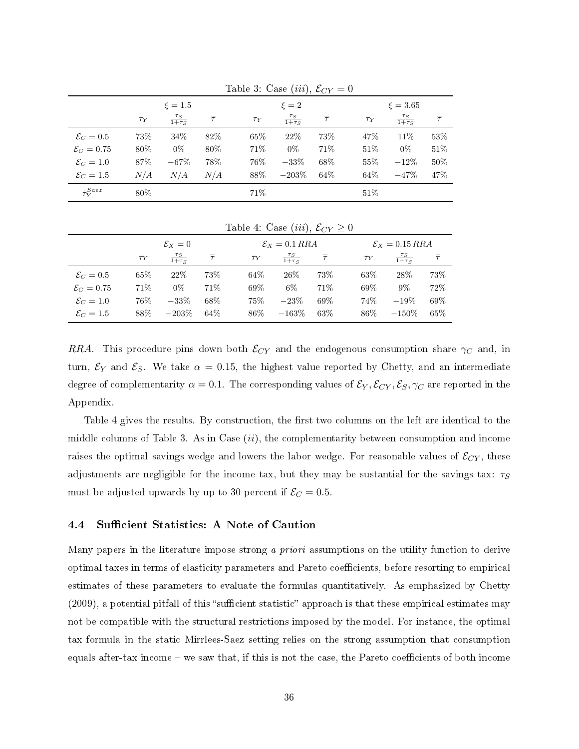Table 3: Case (*iii*), $\mathcal{E}_{CY} = 0$

| | $\xi = 1.5$ | | | $\xi = 2$ | | | $\xi = 3.65$ | | |
|---|---|---|---|---|---|---|---|---|---|
| | $\tau_Y$ | $\frac{\tau_S}{1+\tau_S}$ | $\overline{\tau}$ | $\tau_Y$ | $\frac{\tau_S}{1+\tau_S}$ | $\overline{\tau}$ | $\tau_Y$ | $\frac{\tau_S}{1+\tau_S}$ | $\overline{\tau}$ |
| $\mathcal{E}_C = 0.5$ | 73% | 34% | 82% | 65% | 22% | 73% | 47% | 11% | 53% |
| $\mathcal{E}_C = 0.75$ | 80% | 0% | 80% | 71% | 0% | 71% | 51% | 0% | 51% |
| $\mathcal{E}_C = 1.0$ | 87% | $-67\%$ | 78% | 76% | $-33\%$ | 68% | 55% | $-12\%$ | 50% |
| $\mathcal{E}_C = 1.5$ | $N/A$ | $N/A$ | $N/A$ | 88% | $-203\%$ | 64% | 64% | $-47\%$ | 47% |
| $\overline{\tau}_Y^{Saez}$ | 80% | | | 71% | | | 51% | | |

Table 4: Case (*iii*), $\mathcal{E}_{CY} \geq 0$

| | $\mathcal{E}_X = 0$ | | | $\mathcal{E}_X = 0.1\,RRA$ | | | $\mathcal{E}_X = 0.15\,RRA$ | | |
|---|---|---|---|---|---|---|---|---|---|
| | $\tau_Y$ | $\frac{\tau_S}{1+\tau_S}$ | $\overline{\tau}$ | $\tau_Y$ | $\frac{\tau_S}{1+\tau_S}$ | $\overline{\tau}$ | $\tau_Y$ | $\frac{\tau_S}{1+\tau_S}$ | $\overline{\tau}$ |
| $\mathcal{E}_C = 0.5$ | 65% | 22% | 73% | 64% | 26% | 73% | 63% | 28% | 73% |
| $\mathcal{E}_C = 0.75$ | 71% | 0% | 71% | 69% | 6% | 71% | 69% | 9% | 72% |
| $\mathcal{E}_C = 1.0$ | 76% | $-33\%$ | 68% | 75% | $-23\%$ | 69% | 74% | $-19\%$ | 69% |
| $\mathcal{E}_C = 1.5$ | 88% | $-203\%$ | 64% | 86% | $-163\%$ | 63% | 86% | $-150\%$ | 65% |

*RRA*. This procedure pins down both $\mathcal{E}_{CY}$ and the endogenous consumption share $\gamma_C$ and, in turn, $\mathcal{E}_Y$ and $\mathcal{E}_S$. We take $\alpha = 0.15$, the highest value reported by Chetty, and an intermediate degree of complementarity $\alpha = 0.1$. The corresponding values of $\mathcal{E}_Y, \mathcal{E}_{CY}, \mathcal{E}_S, \gamma_C$ are reported in the Appendix.

Table 4 gives the results. By construction, the first two columns on the left are identical to the middle columns of Table 3. As in Case (*ii*), the complementarity between consumption and income raises the optimal savings wedge and lowers the labor wedge. For reasonable values of $\mathcal{E}_{CY}$, these adjustments are negligible for the income tax, but they may be sustantial for the savings tax: $\tau_S$ must be adjusted upwards by up to 30 percent if $\mathcal{E}_C = 0.5$.

### 4.4 Sufficient Statistics: A Note of Caution

Many papers in the literature impose strong *a priori* assumptions on the utility function to derive optimal taxes in terms of elasticity parameters and Pareto coefficients, before resorting to empirical estimates of these parameters to evaluate the formulas quantitatively. As emphasized by Chetty (2009), a potential pitfall of this "sufficient statistic" approach is that these empirical estimates may not be compatible with the structural restrictions imposed by the model. For instance, the optimal tax formula in the static Mirrlees-Saez setting relies on the strong assumption that consumption equals after-tax income – we saw that, if this is not the case, the Pareto coefficients of both income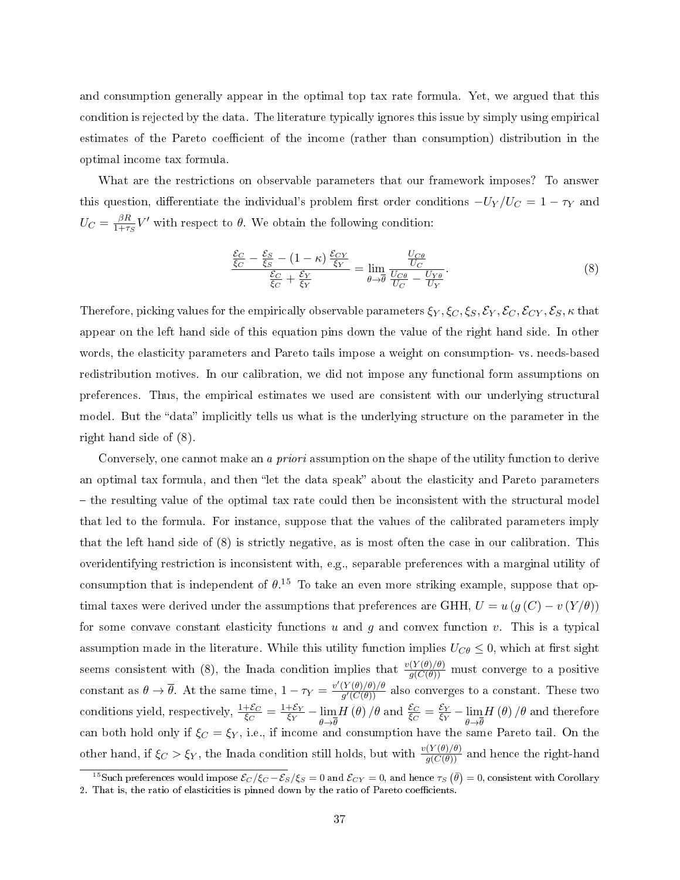and consumption generally appear in the optimal top tax rate formula. Yet, we argued that this condition is rejected by the data. The literature typically ignores this issue by simply using empirical estimates of the Pareto coefficient of the income (rather than consumption) distribution in the optimal income tax formula.

What are the restrictions on observable parameters that our framework imposes? To answer this question, differentiate the individual's problem first order conditions $-U_Y/U_C = 1-\tau_Y$ and $U_C = \frac{\beta R}{1+\tau_S}V'$ with respect to $\theta$. We obtain the following condition:

$$\frac{\frac{\mathcal{E}_C}{\xi_C} - \frac{\mathcal{E}_S}{\xi_S} - (1-\kappa)\frac{\mathcal{E}_{CY}}{\xi_Y}}{\frac{\mathcal{E}_C}{\xi_C} + \frac{\mathcal{E}_Y}{\xi_Y}} = \lim_{\theta\to\overline{\theta}} \frac{\frac{U_{C\theta}}{U_C}}{\frac{U_{C\theta}}{U_C} - \frac{U_{Y\theta}}{U_Y}}. \tag{8}$$

Therefore, picking values for the empirically observable parameters $\xi_Y, \xi_C, \xi_S, \mathcal{E}_Y, \mathcal{E}_C, \mathcal{E}_{CY}, \mathcal{E}_S, \kappa$ that appear on the left hand side of this equation pins down the value of the right hand side. In other words, the elasticity parameters and Pareto tails impose a weight on consumption- vs. needs-based redistribution motives. In our calibration, we did not impose any functional form assumptions on preferences. Thus, the empirical estimates we used are consistent with our underlying structural model. But the "data" implicitly tells us what is the underlying structure on the parameter in the right hand side of (8).

Conversely, one cannot make an *a priori* assumption on the shape of the utility function to derive an optimal tax formula, and then "let the data speak" about the elasticity and Pareto parameters – the resulting value of the optimal tax rate could then be inconsistent with the structural model that led to the formula. For instance, suppose that the values of the calibrated parameters imply that the left hand side of (8) is strictly negative, as is most often the case in our calibration. This overidentifying restriction is inconsistent with, e.g., separable preferences with a marginal utility of consumption that is independent of $\theta$.[15] To take an even more striking example, suppose that optimal taxes were derived under the assumptions that preferences are GHH, $U = u(g(C) - v(Y/\theta))$ for some convave constant elasticity functions $u$ and $g$ and convex function $v$. This is a typical assumption made in the literature. While this utility function implies $U_{C\theta} \leq 0$, which at first sight seems consistent with (8), the Inada condition implies that $\frac{v(Y(\theta)/\theta)}{g(C(\theta))}$ must converge to a positive constant as $\theta \to \overline{\theta}$. At the same time, $1-\tau_Y = \frac{v'(Y(\theta)/\theta)/\theta}{g'(C(\theta))}$ also converges to a constant. These two conditions yield, respectively, $\frac{1+\mathcal{E}_C}{\xi_C} = \frac{1+\mathcal{E}_Y}{\xi_Y} - \lim_{\theta\to\overline{\theta}} H(\theta)/\theta$ and $\frac{\mathcal{E}_C}{\xi_C} = \frac{\mathcal{E}_Y}{\xi_Y} - \lim_{\theta\to\overline{\theta}} H(\theta)/\theta$ and therefore can both hold only if $\xi_C = \xi_Y$, i.e., if income and consumption have the same Pareto tail. On the other hand, if $\xi_C > \xi_Y$, the Inada condition still holds, but with $\frac{v(Y(\theta)/\theta)}{g(C(\theta))}$ and hence the right-hand

[15] Such preferences would impose $\mathcal{E}_C/\xi_C - \mathcal{E}_S/\xi_S = 0$ and $\mathcal{E}_{CY} = 0$, and hence $\tau_S(\bar{\theta}) = 0$, consistent with Corollary 2. That is, the ratio of elasticities is pinned down by the ratio of Pareto coefficients.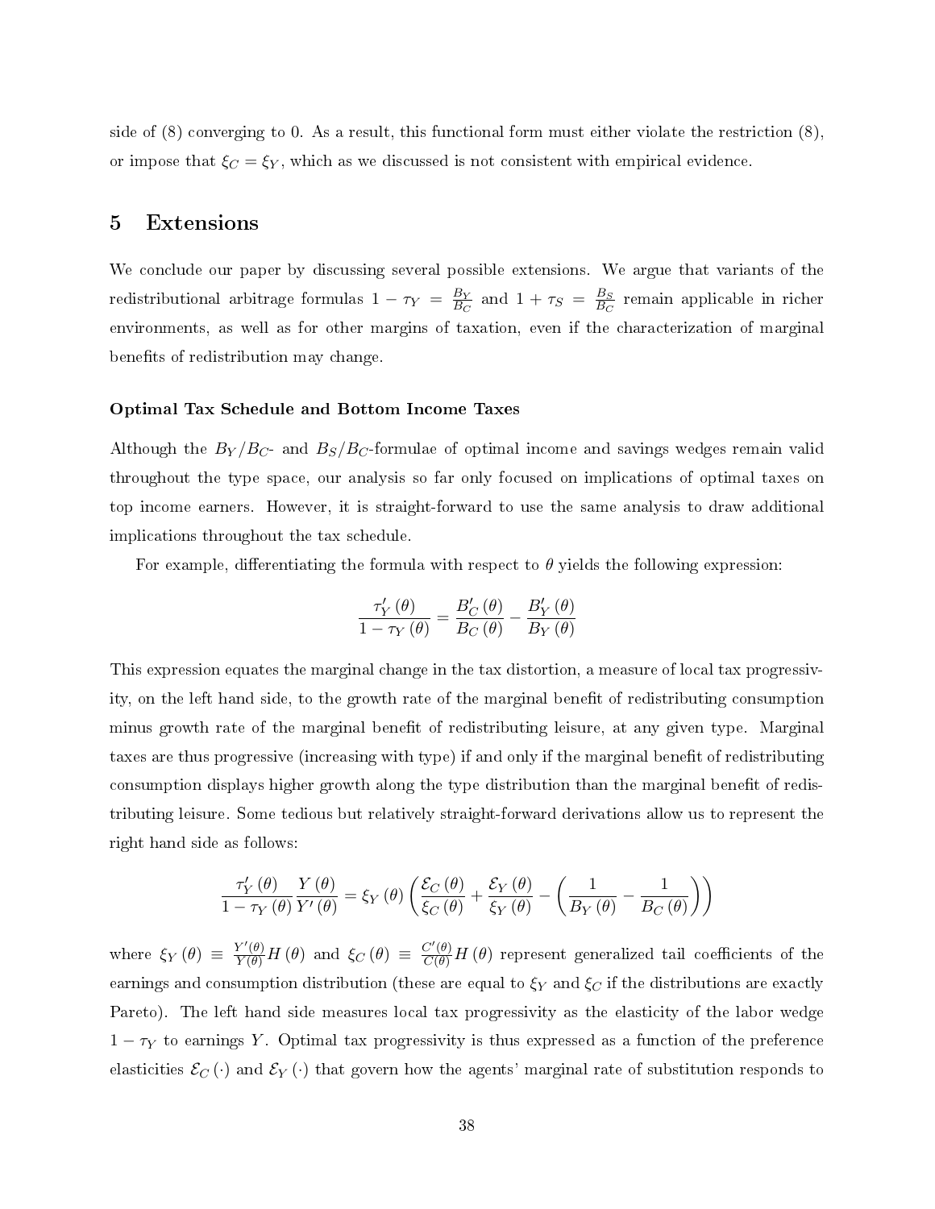side of (8) converging to 0. As a result, this functional form must either violate the restriction (8), or impose that $\xi_C = \xi_Y$, which as we discussed is not consistent with empirical evidence.

# 5 Extensions

We conclude our paper by discussing several possible extensions. We argue that variants of the redistributional arbitrage formulas $1 - \tau_Y = \frac{B_Y}{B_C}$ and $1 + \tau_S = \frac{B_S}{B_C}$ remain applicable in richer environments, as well as for other margins of taxation, even if the characterization of marginal benefits of redistribution may change.

### Optimal Tax Schedule and Bottom Income Taxes

Although the $B_Y/B_C$- and $B_S/B_C$-formulae of optimal income and savings wedges remain valid throughout the type space, our analysis so far only focused on implications of optimal taxes on top income earners. However, it is straight-forward to use the same analysis to draw additional implications throughout the tax schedule.

For example, differentiating the formula with respect to $\theta$ yields the following expression:

$$\frac{\tau_Y'(\theta)}{1 - \tau_Y(\theta)} = \frac{B_C'(\theta)}{B_C(\theta)} - \frac{B_Y'(\theta)}{B_Y(\theta)}$$

This expression equates the marginal change in the tax distortion, a measure of local tax progressivity, on the left hand side, to the growth rate of the marginal benefit of redistributing consumption minus growth rate of the marginal benefit of redistributing leisure, at any given type. Marginal taxes are thus progressive (increasing with type) if and only if the marginal benefit of redistributing consumption displays higher growth along the type distribution than the marginal benefit of redistributing leisure. Some tedious but relatively straight-forward derivations allow us to represent the right hand side as follows:

$$\frac{\tau_Y'(\theta)}{1 - \tau_Y(\theta)} \frac{Y(\theta)}{Y'(\theta)} = \xi_Y(\theta) \left( \frac{\mathcal{E}_C(\theta)}{\xi_C(\theta)} + \frac{\mathcal{E}_Y(\theta)}{\xi_Y(\theta)} - \left( \frac{1}{B_Y(\theta)} - \frac{1}{B_C(\theta)} \right) \right)$$

where $\xi_Y(\theta) \equiv \frac{Y'(\theta)}{Y(\theta)} H(\theta)$ and $\xi_C(\theta) \equiv \frac{C'(\theta)}{C(\theta)} H(\theta)$ represent generalized tail coefficients of the earnings and consumption distribution (these are equal to $\xi_Y$ and $\xi_C$ if the distributions are exactly Pareto). The left hand side measures local tax progressivity as the elasticity of the labor wedge $1 - \tau_Y$ to earnings $Y$. Optimal tax progressivity is thus expressed as a function of the preference elasticities $\mathcal{E}_C(\cdot)$ and $\mathcal{E}_Y(\cdot)$ that govern how the agents' marginal rate of substitution responds to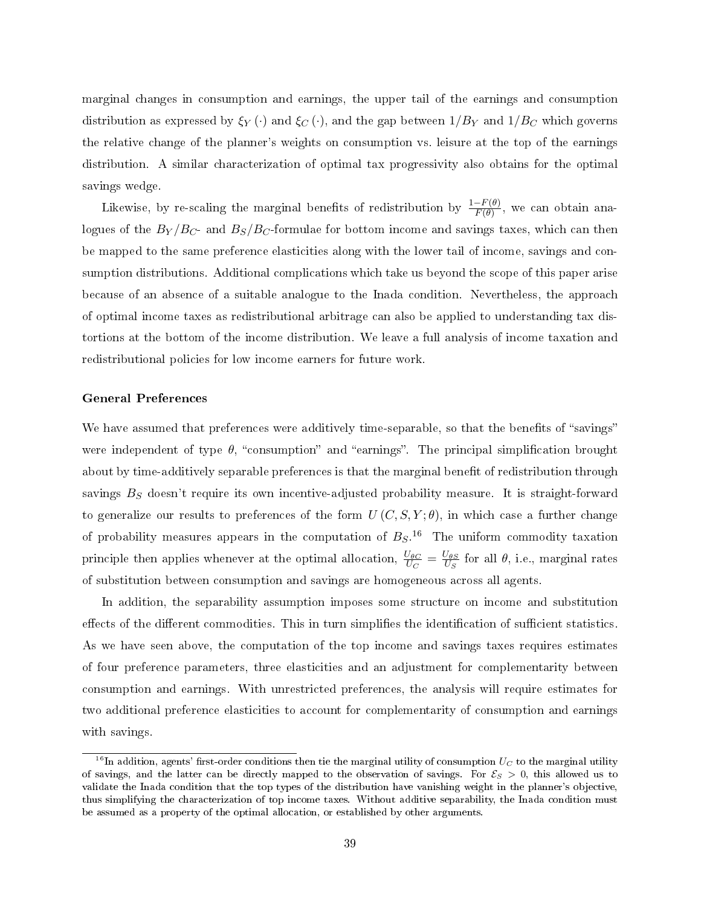marginal changes in consumption and earnings, the upper tail of the earnings and consumption distribution as expressed by $\xi_Y(\cdot)$ and $\xi_C(\cdot)$, and the gap between $1/B_Y$ and $1/B_C$ which governs the relative change of the planner's weights on consumption vs. leisure at the top of the earnings distribution. A similar characterization of optimal tax progressivity also obtains for the optimal savings wedge.

Likewise, by re-scaling the marginal benefits of redistribution by $\frac{1-F(\theta)}{F(\theta)}$, we can obtain analogues of the $B_Y/B_C$- and $B_S/B_C$-formulae for bottom income and savings taxes, which can then be mapped to the same preference elasticities along with the lower tail of income, savings and consumption distributions. Additional complications which take us beyond the scope of this paper arise because of an absence of a suitable analogue to the Inada condition. Nevertheless, the approach of optimal income taxes as redistributional arbitrage can also be applied to understanding tax distortions at the bottom of the income distribution. We leave a full analysis of income taxation and redistributional policies for low income earners for future work.

**General Preferences**

We have assumed that preferences were additively time-separable, so that the benefits of "savings" were independent of type $\theta$, "consumption" and "earnings". The principal simplification brought about by time-additively separable preferences is that the marginal benefit of redistribution through savings $B_S$ doesn't require its own incentive-adjusted probability measure. It is straight-forward to generalize our results to preferences of the form $U(C, S, Y; \theta)$, in which case a further change of probability measures appears in the computation of $B_S$.[16] The uniform commodity taxation principle then applies whenever at the optimal allocation, $\frac{U_{\theta C}}{U_C} = \frac{U_{\theta S}}{U_S}$ for all $\theta$, i.e., marginal rates of substitution between consumption and savings are homogeneous across all agents.

In addition, the separability assumption imposes some structure on income and substitution effects of the different commodities. This in turn simplifies the identification of sufficient statistics. As we have seen above, the computation of the top income and savings taxes requires estimates of four preference parameters, three elasticities and an adjustment for complementarity between consumption and earnings. With unrestricted preferences, the analysis will require estimates for two additional preference elasticities to account for complementarity of consumption and earnings with savings.

[16] In addition, agents' first-order conditions then tie the marginal utility of consumption $U_C$ to the marginal utility of savings, and the latter can be directly mapped to the observation of savings. For $\mathcal{E}_S > 0$, this allowed us to validate the Inada condition that the top types of the distribution have vanishing weight in the planner's objective, thus simplifying the characterization of top income taxes. Without additive separability, the Inada condition must be assumed as a property of the optimal allocation, or established by other arguments.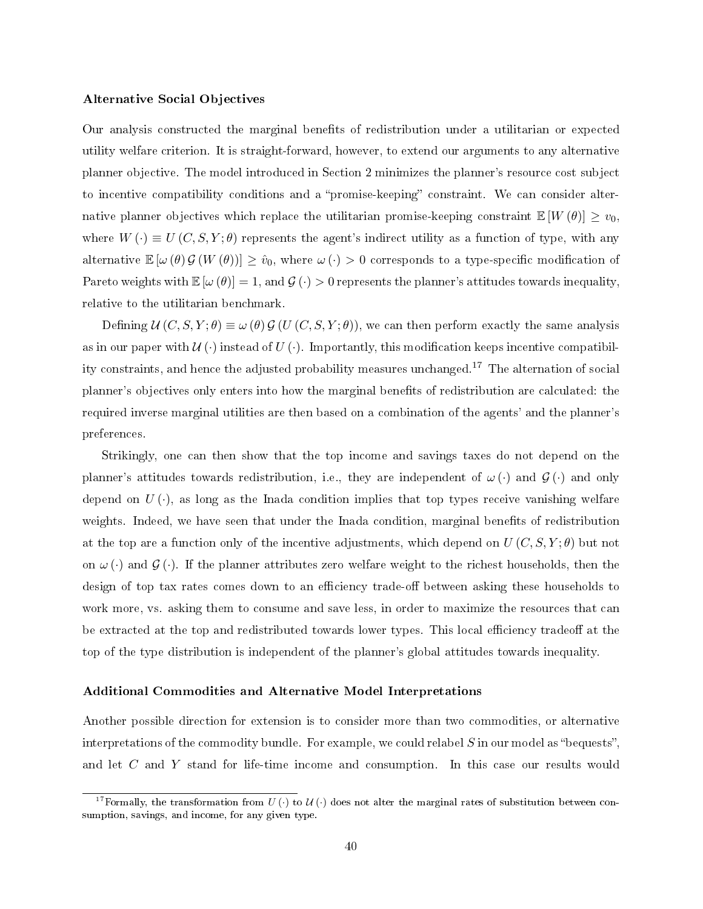**Alternative Social Objectives**

Our analysis constructed the marginal benefits of redistribution under a utilitarian or expected utility welfare criterion. It is straight-forward, however, to extend our arguments to any alternative planner objective. The model introduced in Section 2 minimizes the planner's resource cost subject to incentive compatibility conditions and a "promise-keeping" constraint. We can consider alternative planner objectives which replace the utilitarian promise-keeping constraint $\mathbb{E}[W(\theta)] \geq v_0$, where $W(\cdot) \equiv U(C, S, Y; \theta)$ represents the agent's indirect utility as a function of type, with any alternative $\mathbb{E}[\omega(\theta) \mathcal{G}(W(\theta))] \geq \hat{v}_0$, where $\omega(\cdot) > 0$ corresponds to a type-specific modification of Pareto weights with $\mathbb{E}[\omega(\theta)] = 1$, and $\mathcal{G}(\cdot) > 0$ represents the planner's attitudes towards inequality, relative to the utilitarian benchmark.

Defining $\mathcal{U}(C, S, Y; \theta) \equiv \omega(\theta) \mathcal{G}(U(C, S, Y; \theta))$, we can then perform exactly the same analysis as in our paper with $\mathcal{U}(\cdot)$ instead of $U(\cdot)$. Importantly, this modification keeps incentive compatibility constraints, and hence the adjusted probability measures unchanged.[17] The alternation of social planner's objectives only enters into how the marginal benefits of redistribution are calculated: the required inverse marginal utilities are then based on a combination of the agents' and the planner's preferences.

Strikingly, one can then show that the top income and savings taxes do not depend on the planner's attitudes towards redistribution, i.e., they are independent of $\omega(\cdot)$ and $\mathcal{G}(\cdot)$ and only depend on $U(\cdot)$, as long as the Inada condition implies that top types receive vanishing welfare weights. Indeed, we have seen that under the Inada condition, marginal benefits of redistribution at the top are a function only of the incentive adjustments, which depend on $U(C, S, Y; \theta)$ but not on $\omega(\cdot)$ and $\mathcal{G}(\cdot)$. If the planner attributes zero welfare weight to the richest households, then the design of top tax rates comes down to an efficiency trade-off between asking these households to work more, vs. asking them to consume and save less, in order to maximize the resources that can be extracted at the top and redistributed towards lower types. This local efficiency tradeoff at the top of the type distribution is independent of the planner's global attitudes towards inequality.

**Additional Commodities and Alternative Model Interpretations**

Another possible direction for extension is to consider more than two commodities, or alternative interpretations of the commodity bundle. For example, we could relabel $S$ in our model as "bequests", and let $C$ and $Y$ stand for life-time income and consumption. In this case our results would

[17] Formally, the transformation from $U(\cdot)$ to $\mathcal{U}(\cdot)$ does not alter the marginal rates of substitution between consumption, savings, and income, for any given type.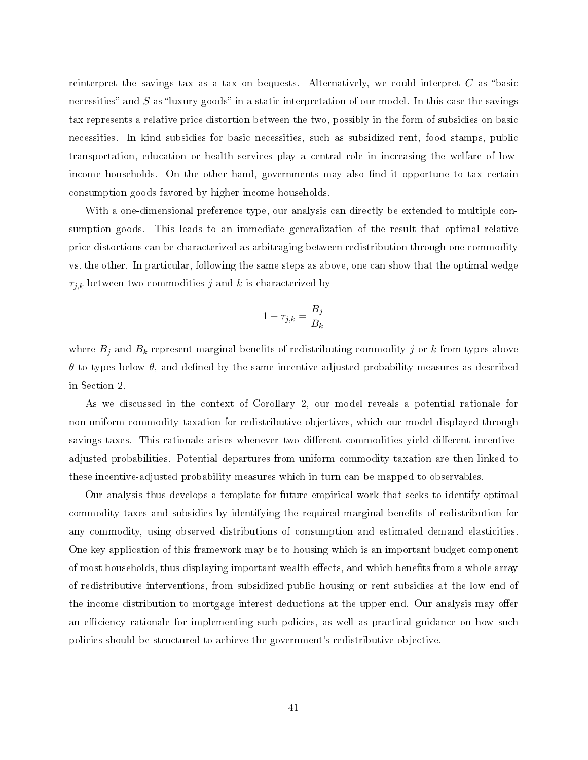reinterpret the savings tax as a tax on bequests. Alternatively, we could interpret $C$ as "basic necessities" and $S$ as "luxury goods" in a static interpretation of our model. In this case the savings tax represents a relative price distortion between the two, possibly in the form of subsidies on basic necessities. In kind subsidies for basic necessities, such as subsidized rent, food stamps, public transportation, education or health services play a central role in increasing the welfare of low-income households. On the other hand, governments may also find it opportune to tax certain consumption goods favored by higher income households.

With a one-dimensional preference type, our analysis can directly be extended to multiple consumption goods. This leads to an immediate generalization of the result that optimal relative price distortions can be characterized as arbitraging between redistribution through one commodity vs. the other. In particular, following the same steps as above, one can show that the optimal wedge $\tau_{j,k}$ between two commodities $j$ and $k$ is characterized by

$$1 - \tau_{j,k} = \frac{B_j}{B_k}$$

where $B_j$ and $B_k$ represent marginal benefits of redistributing commodity $j$ or $k$ from types above $\theta$ to types below $\theta$, and defined by the same incentive-adjusted probability measures as described in Section 2.

As we discussed in the context of Corollary 2, our model reveals a potential rationale for non-uniform commodity taxation for redistributive objectives, which our model displayed through savings taxes. This rationale arises whenever two different commodities yield different incentive-adjusted probabilities. Potential departures from uniform commodity taxation are then linked to these incentive-adjusted probability measures which in turn can be mapped to observables.

Our analysis thus develops a template for future empirical work that seeks to identify optimal commodity taxes and subsidies by identifying the required marginal benefits of redistribution for any commodity, using observed distributions of consumption and estimated demand elasticities. One key application of this framework may be to housing which is an important budget component of most households, thus displaying important wealth effects, and which benefits from a whole array of redistributive interventions, from subsidized public housing or rent subsidies at the low end of the income distribution to mortgage interest deductions at the upper end. Our analysis may offer an efficiency rationale for implementing such policies, as well as practical guidance on how such policies should be structured to achieve the government's redistributive objective.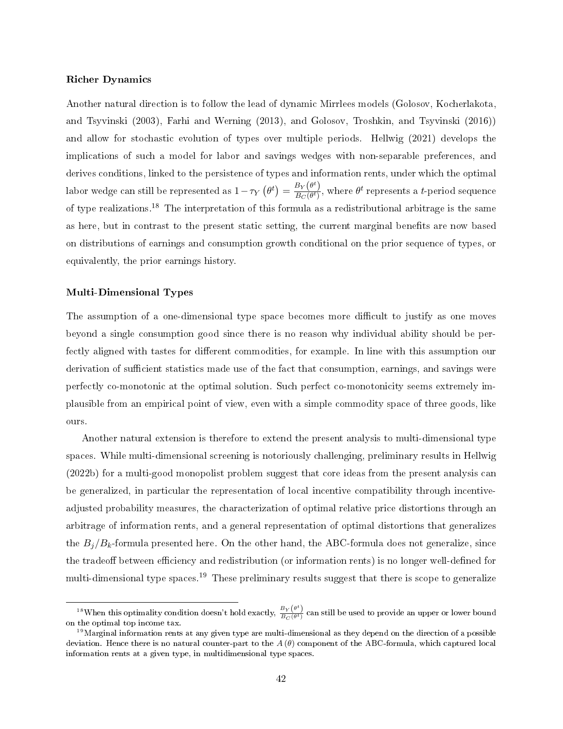### Richer Dynamics

Another natural direction is to follow the lead of dynamic Mirrlees models (Golosov, Kocherlakota, and Tsyvinski (2003), Farhi and Werning (2013), and Golosov, Troshkin, and Tsyvinski (2016)) and allow for stochastic evolution of types over multiple periods. Hellwig (2021) develops the implications of such a model for labor and savings wedges with non-separable preferences, and derives conditions, linked to the persistence of types and information rents, under which the optimal labor wedge can still be represented as $1 - \tau_Y(\theta^t) = \frac{B_Y(\theta^t)}{B_C(\theta^t)}$, where $\theta^t$ represents a $t$-period sequence of type realizations.[18] The interpretation of this formula as a redistributional arbitrage is the same as here, but in contrast to the present static setting, the current marginal benefits are now based on distributions of earnings and consumption growth conditional on the prior sequence of types, or equivalently, the prior earnings history.

### Multi-Dimensional Types

The assumption of a one-dimensional type space becomes more difficult to justify as one moves beyond a single consumption good since there is no reason why individual ability should be perfectly aligned with tastes for different commodities, for example. In line with this assumption our derivation of sufficient statistics made use of the fact that consumption, earnings, and savings were perfectly co-monotonic at the optimal solution. Such perfect co-monotonicity seems extremely implausible from an empirical point of view, even with a simple commodity space of three goods, like ours.

Another natural extension is therefore to extend the present analysis to multi-dimensional type spaces. While multi-dimensional screening is notoriously challenging, preliminary results in Hellwig (2022b) for a multi-good monopolist problem suggest that core ideas from the present analysis can be generalized, in particular the representation of local incentive compatibility through incentive-adjusted probability measures, the characterization of optimal relative price distortions through an arbitrage of information rents, and a general representation of optimal distortions that generalizes the $B_j/B_k$-formula presented here. On the other hand, the ABC-formula does not generalize, since the tradeoff between efficiency and redistribution (or information rents) is no longer well-defined for multi-dimensional type spaces.[19] These preliminary results suggest that there is scope to generalize

[18] When this optimality condition doesn't hold exactly, $\frac{B_Y(\theta^t)}{B_C(\theta^t)}$ can still be used to provide an upper or lower bound on the optimal top income tax.

[19] Marginal information rents at any given type are multi-dimensional as they depend on the direction of a possible deviation. Hence there is no natural counter-part to the $A(\theta)$ component of the ABC-formula, which captured local information rents at a given type, in multidimensional type spaces.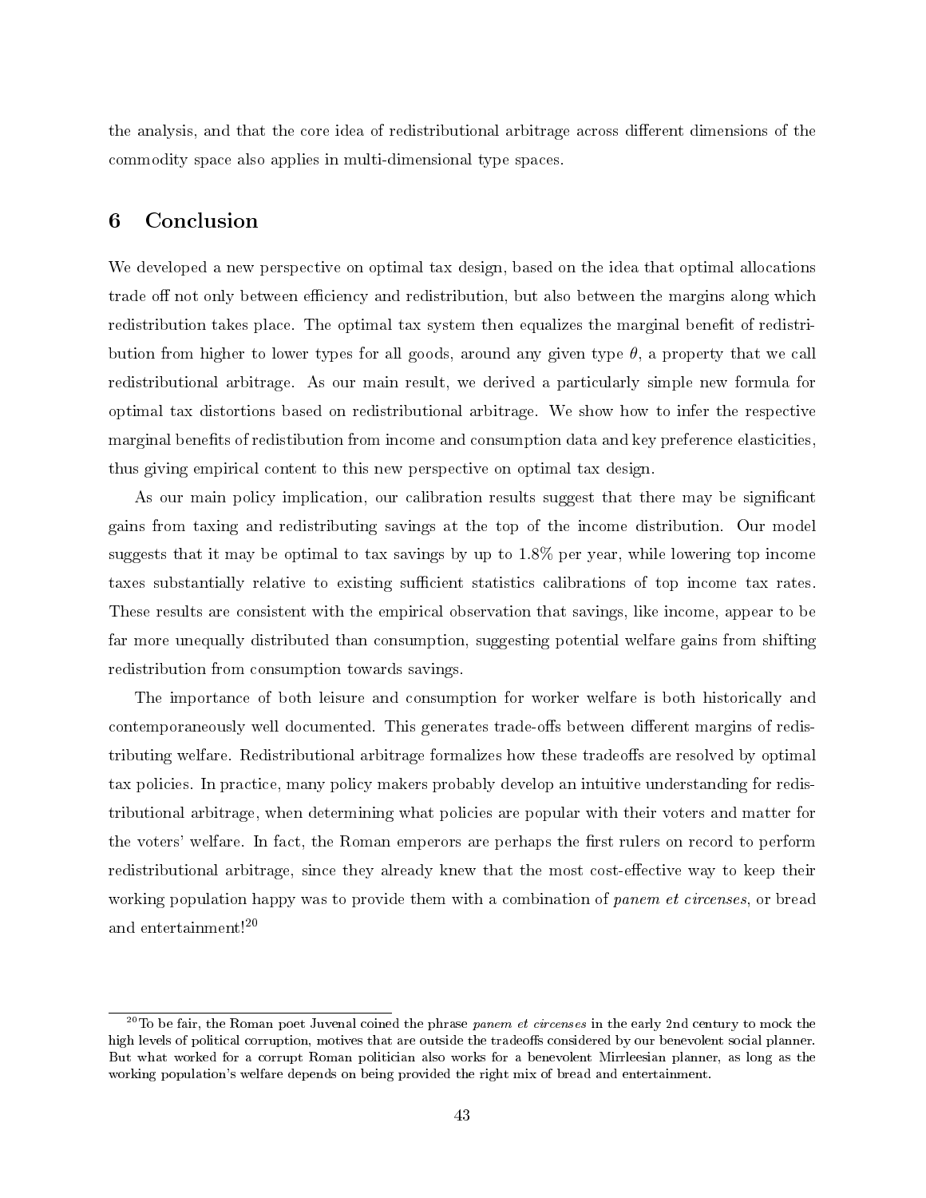the analysis, and that the core idea of redistributional arbitrage across different dimensions of the commodity space also applies in multi-dimensional type spaces.

## 6 Conclusion

We developed a new perspective on optimal tax design, based on the idea that optimal allocations trade off not only between efficiency and redistribution, but also between the margins along which redistribution takes place. The optimal tax system then equalizes the marginal benefit of redistribution from higher to lower types for all goods, around any given type $\theta$, a property that we call redistributional arbitrage. As our main result, we derived a particularly simple new formula for optimal tax distortions based on redistributional arbitrage. We show how to infer the respective marginal benefits of redistibution from income and consumption data and key preference elasticities, thus giving empirical content to this new perspective on optimal tax design.

As our main policy implication, our calibration results suggest that there may be significant gains from taxing and redistributing savings at the top of the income distribution. Our model suggests that it may be optimal to tax savings by up to 1.8% per year, while lowering top income taxes substantially relative to existing sufficient statistics calibrations of top income tax rates. These results are consistent with the empirical observation that savings, like income, appear to be far more unequally distributed than consumption, suggesting potential welfare gains from shifting redistribution from consumption towards savings.

The importance of both leisure and consumption for worker welfare is both historically and contemporaneously well documented. This generates trade-offs between different margins of redistributing welfare. Redistributional arbitrage formalizes how these tradeoffs are resolved by optimal tax policies. In practice, many policy makers probably develop an intuitive understanding for redistributional arbitrage, when determining what policies are popular with their voters and matter for the voters' welfare. In fact, the Roman emperors are perhaps the first rulers on record to perform redistributional arbitrage, since they already knew that the most cost-effective way to keep their working population happy was to provide them with a combination of *panem et circenses*, or bread and entertainment![20]

---

[20] To be fair, the Roman poet Juvenal coined the phrase *panem et circenses* in the early 2nd century to mock the high levels of political corruption, motives that are outside the tradeoffs considered by our benevolent social planner. But what worked for a corrupt Roman politician also works for a benevolent Mirrleesian planner, as long as the working population's welfare depends on being provided the right mix of bread and entertainment.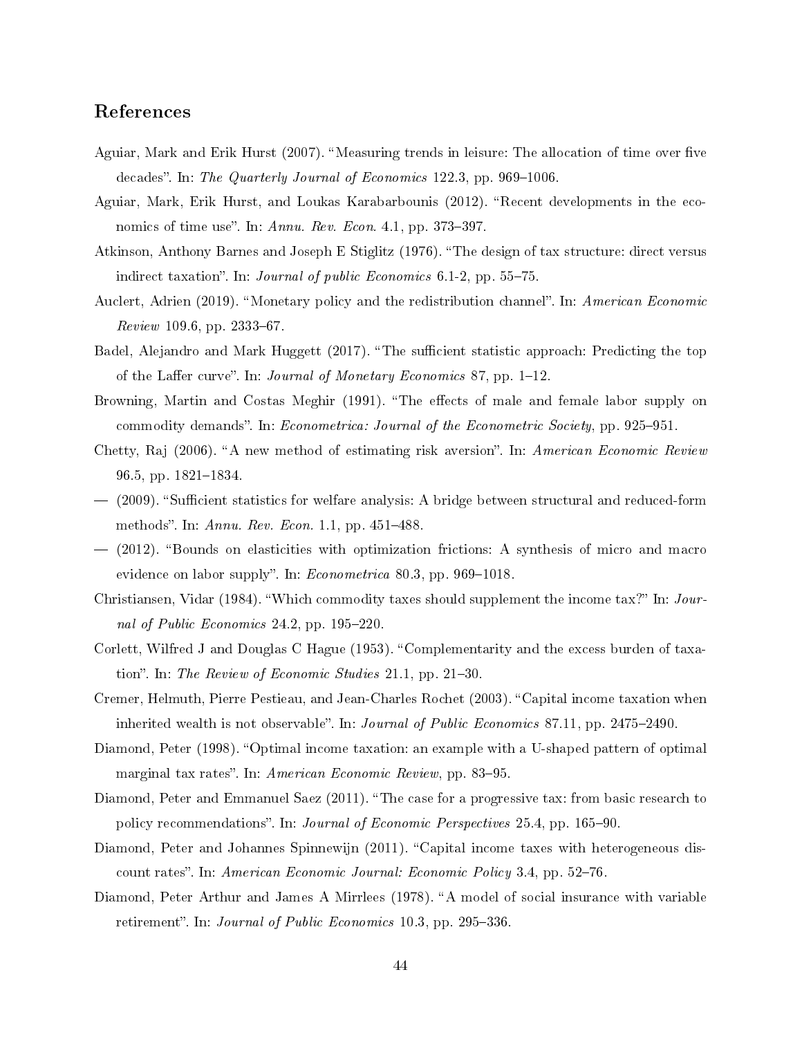## References

Aguiar, Mark and Erik Hurst (2007). "Measuring trends in leisure: The allocation of time over five decades". In: *The Quarterly Journal of Economics* 122.3, pp. 969–1006.

Aguiar, Mark, Erik Hurst, and Loukas Karabarbounis (2012). "Recent developments in the economics of time use". In: *Annu. Rev. Econ.* 4.1, pp. 373–397.

Atkinson, Anthony Barnes and Joseph E Stiglitz (1976). "The design of tax structure: direct versus indirect taxation". In: *Journal of public Economics* 6.1-2, pp. 55–75.

Auclert, Adrien (2019). "Monetary policy and the redistribution channel". In: *American Economic Review* 109.6, pp. 2333–67.

Badel, Alejandro and Mark Huggett (2017). "The sufficient statistic approach: Predicting the top of the Laffer curve". In: *Journal of Monetary Economics* 87, pp. 1–12.

Browning, Martin and Costas Meghir (1991). "The effects of male and female labor supply on commodity demands". In: *Econometrica: Journal of the Econometric Society*, pp. 925–951.

Chetty, Raj (2006). "A new method of estimating risk aversion". In: *American Economic Review* 96.5, pp. 1821–1834.

— (2009). "Sufficient statistics for welfare analysis: A bridge between structural and reduced-form methods". In: *Annu. Rev. Econ.* 1.1, pp. 451–488.

— (2012). "Bounds on elasticities with optimization frictions: A synthesis of micro and macro evidence on labor supply". In: *Econometrica* 80.3, pp. 969–1018.

Christiansen, Vidar (1984). "Which commodity taxes should supplement the income tax?" In: *Journal of Public Economics* 24.2, pp. 195–220.

Corlett, Wilfred J and Douglas C Hague (1953). "Complementarity and the excess burden of taxation". In: *The Review of Economic Studies* 21.1, pp. 21–30.

Cremer, Helmuth, Pierre Pestieau, and Jean-Charles Rochet (2003). "Capital income taxation when inherited wealth is not observable". In: *Journal of Public Economics* 87.11, pp. 2475–2490.

Diamond, Peter (1998). "Optimal income taxation: an example with a U-shaped pattern of optimal marginal tax rates". In: *American Economic Review*, pp. 83–95.

Diamond, Peter and Emmanuel Saez (2011). "The case for a progressive tax: from basic research to policy recommendations". In: *Journal of Economic Perspectives* 25.4, pp. 165–90.

Diamond, Peter and Johannes Spinnewijn (2011). "Capital income taxes with heterogeneous discount rates". In: *American Economic Journal: Economic Policy* 3.4, pp. 52–76.

Diamond, Peter Arthur and James A Mirrlees (1978). "A model of social insurance with variable retirement". In: *Journal of Public Economics* 10.3, pp. 295–336.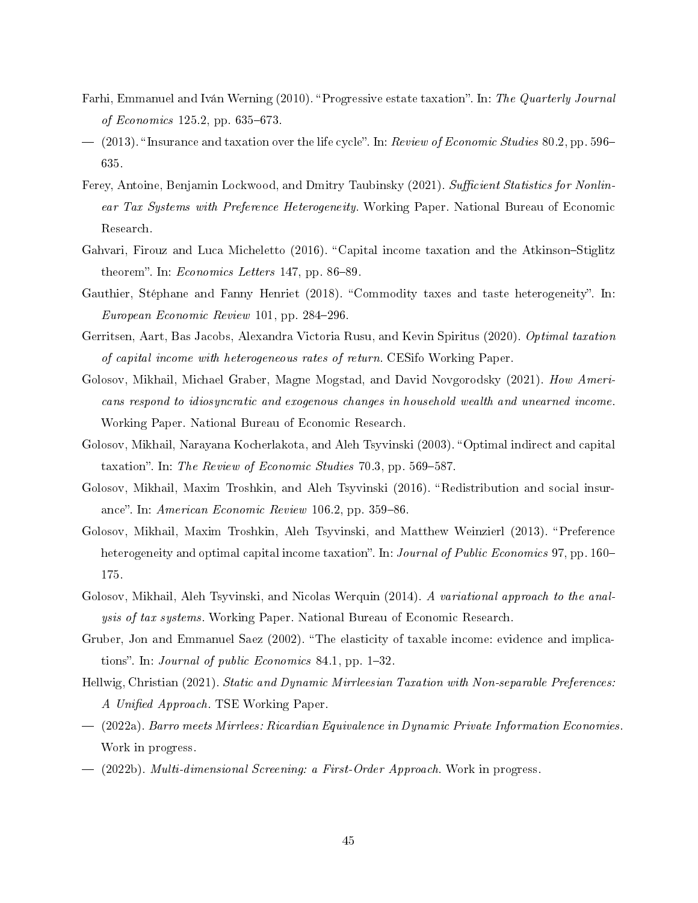Farhi, Emmanuel and Iván Werning (2010). "Progressive estate taxation". In: *The Quarterly Journal of Economics* 125.2, pp. 635–673.

— (2013). "Insurance and taxation over the life cycle". In: *Review of Economic Studies* 80.2, pp. 596–635.

Ferey, Antoine, Benjamin Lockwood, and Dmitry Taubinsky (2021). *Sufficient Statistics for Nonlinear Tax Systems with Preference Heterogeneity*. Working Paper. National Bureau of Economic Research.

Gahvari, Firouz and Luca Micheletto (2016). "Capital income taxation and the Atkinson–Stiglitz theorem". In: *Economics Letters* 147, pp. 86–89.

Gauthier, Stéphane and Fanny Henriet (2018). "Commodity taxes and taste heterogeneity". In: *European Economic Review* 101, pp. 284–296.

Gerritsen, Aart, Bas Jacobs, Alexandra Victoria Rusu, and Kevin Spiritus (2020). *Optimal taxation of capital income with heterogeneous rates of return*. CESifo Working Paper.

Golosov, Mikhail, Michael Graber, Magne Mogstad, and David Novgorodsky (2021). *How Americans respond to idiosyncratic and exogenous changes in household wealth and unearned income*. Working Paper. National Bureau of Economic Research.

Golosov, Mikhail, Narayana Kocherlakota, and Aleh Tsyvinski (2003). "Optimal indirect and capital taxation". In: *The Review of Economic Studies* 70.3, pp. 569–587.

Golosov, Mikhail, Maxim Troshkin, and Aleh Tsyvinski (2016). "Redistribution and social insurance". In: *American Economic Review* 106.2, pp. 359–86.

Golosov, Mikhail, Maxim Troshkin, Aleh Tsyvinski, and Matthew Weinzierl (2013). "Preference heterogeneity and optimal capital income taxation". In: *Journal of Public Economics* 97, pp. 160–175.

Golosov, Mikhail, Aleh Tsyvinski, and Nicolas Werquin (2014). *A variational approach to the analysis of tax systems*. Working Paper. National Bureau of Economic Research.

Gruber, Jon and Emmanuel Saez (2002). "The elasticity of taxable income: evidence and implications". In: *Journal of public Economics* 84.1, pp. 1–32.

Hellwig, Christian (2021). *Static and Dynamic Mirrleesian Taxation with Non-separable Preferences: A Unified Approach*. TSE Working Paper.

— (2022a). *Barro meets Mirrlees: Ricardian Equivalence in Dynamic Private Information Economies*. Work in progress.

— (2022b). *Multi-dimensional Screening: a First-Order Approach*. Work in progress.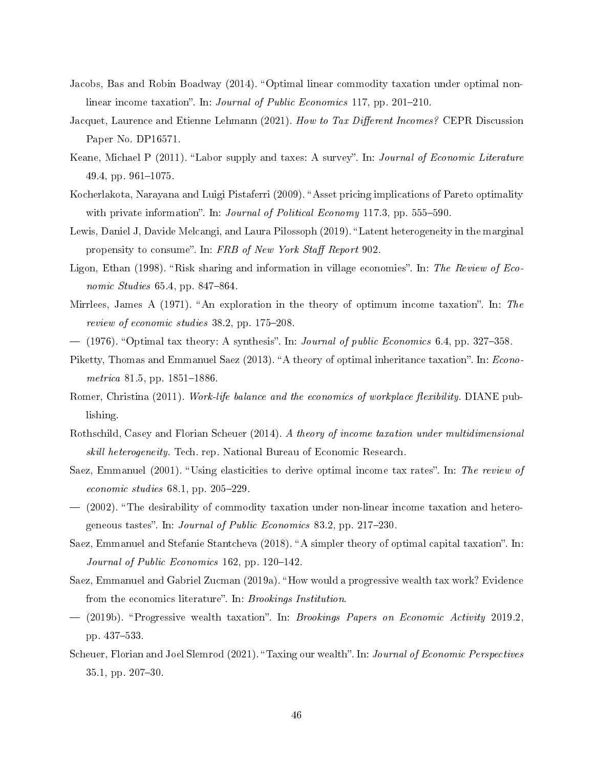Jacobs, Bas and Robin Boadway (2014). "Optimal linear commodity taxation under optimal non-linear income taxation". In: *Journal of Public Economics* 117, pp. 201–210.

Jacquet, Laurence and Etienne Lehmann (2021). *How to Tax Different Incomes?* CEPR Discussion Paper No. DP16571.

Keane, Michael P (2011). "Labor supply and taxes: A survey". In: *Journal of Economic Literature* 49.4, pp. 961–1075.

Kocherlakota, Narayana and Luigi Pistaferri (2009). "Asset pricing implications of Pareto optimality with private information". In: *Journal of Political Economy* 117.3, pp. 555–590.

Lewis, Daniel J, Davide Melcangi, and Laura Pilossoph (2019). "Latent heterogeneity in the marginal propensity to consume". In: *FRB of New York Staff Report* 902.

Ligon, Ethan (1998). "Risk sharing and information in village economies". In: *The Review of Economic Studies* 65.4, pp. 847–864.

Mirrlees, James A (1971). "An exploration in the theory of optimum income taxation". In: *The review of economic studies* 38.2, pp. 175–208.

— (1976). "Optimal tax theory: A synthesis". In: *Journal of public Economics* 6.4, pp. 327–358.

Piketty, Thomas and Emmanuel Saez (2013). "A theory of optimal inheritance taxation". In: *Econometrica* 81.5, pp. 1851–1886.

Romer, Christina (2011). *Work-life balance and the economics of workplace flexibility*. DIANE publishing.

Rothschild, Casey and Florian Scheuer (2014). *A theory of income taxation under multidimensional skill heterogeneity*. Tech. rep. National Bureau of Economic Research.

Saez, Emmanuel (2001). "Using elasticities to derive optimal income tax rates". In: *The review of economic studies* 68.1, pp. 205–229.

— (2002). "The desirability of commodity taxation under non-linear income taxation and heterogeneous tastes". In: *Journal of Public Economics* 83.2, pp. 217–230.

Saez, Emmanuel and Stefanie Stantcheva (2018). "A simpler theory of optimal capital taxation". In: *Journal of Public Economics* 162, pp. 120–142.

Saez, Emmanuel and Gabriel Zucman (2019a). "How would a progressive wealth tax work? Evidence from the economics literature". In: *Brookings Institution*.

— (2019b). "Progressive wealth taxation". In: *Brookings Papers on Economic Activity* 2019.2, pp. 437–533.

Scheuer, Florian and Joel Slemrod (2021). "Taxing our wealth". In: *Journal of Economic Perspectives* 35.1, pp. 207–30.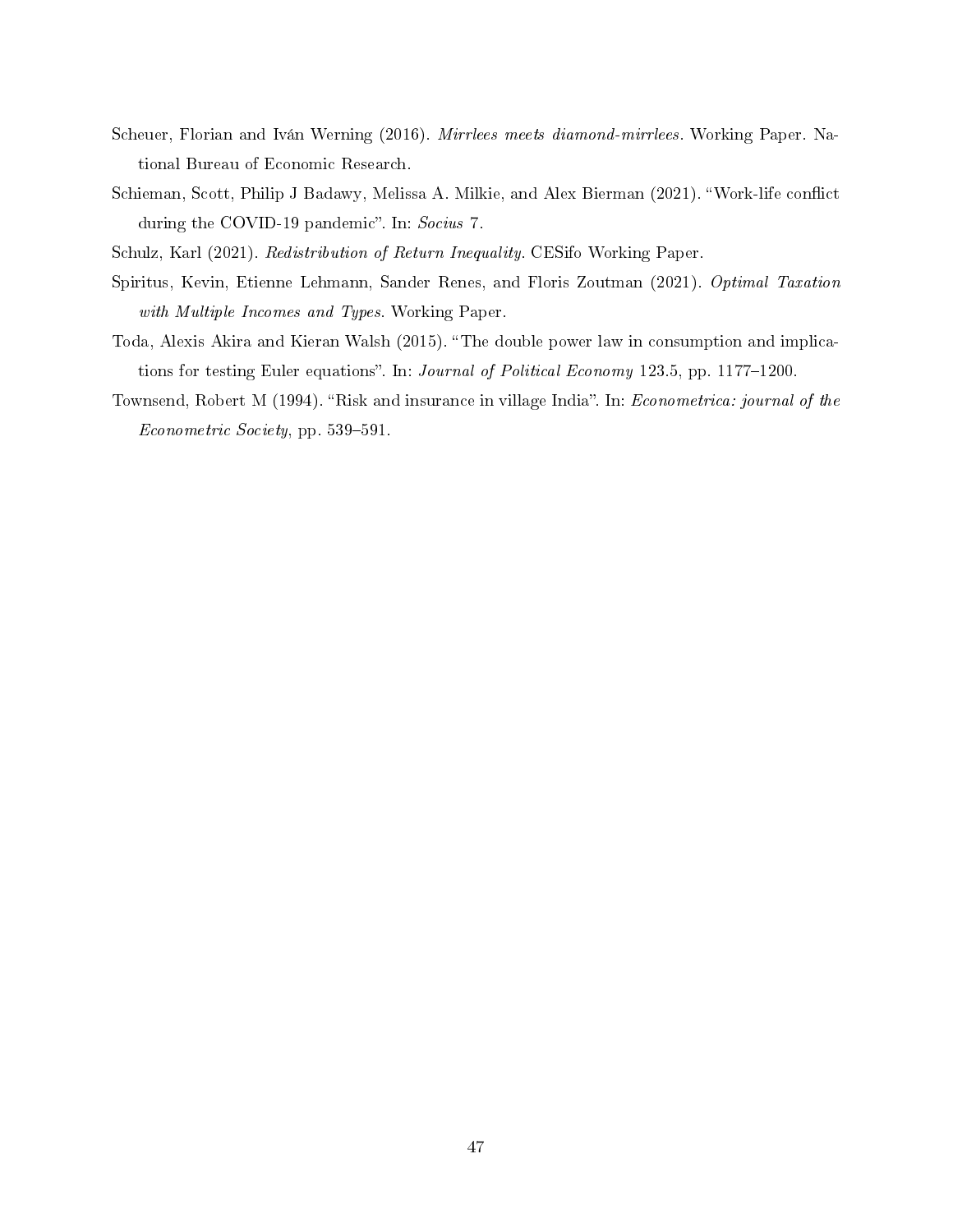Scheuer, Florian and Iván Werning (2016). *Mirrlees meets diamond-mirrlees*. Working Paper. National Bureau of Economic Research.

Schieman, Scott, Philip J Badawy, Melissa A. Milkie, and Alex Bierman (2021). "Work-life conflict during the COVID-19 pandemic". In: *Socius* 7.

Schulz, Karl (2021). *Redistribution of Return Inequality*. CESifo Working Paper.

Spiritus, Kevin, Etienne Lehmann, Sander Renes, and Floris Zoutman (2021). *Optimal Taxation with Multiple Incomes and Types*. Working Paper.

Toda, Alexis Akira and Kieran Walsh (2015). "The double power law in consumption and implications for testing Euler equations". In: *Journal of Political Economy* 123.5, pp. 1177–1200.

Townsend, Robert M (1994). "Risk and insurance in village India". In: *Econometrica: journal of the Econometric Society*, pp. 539–591.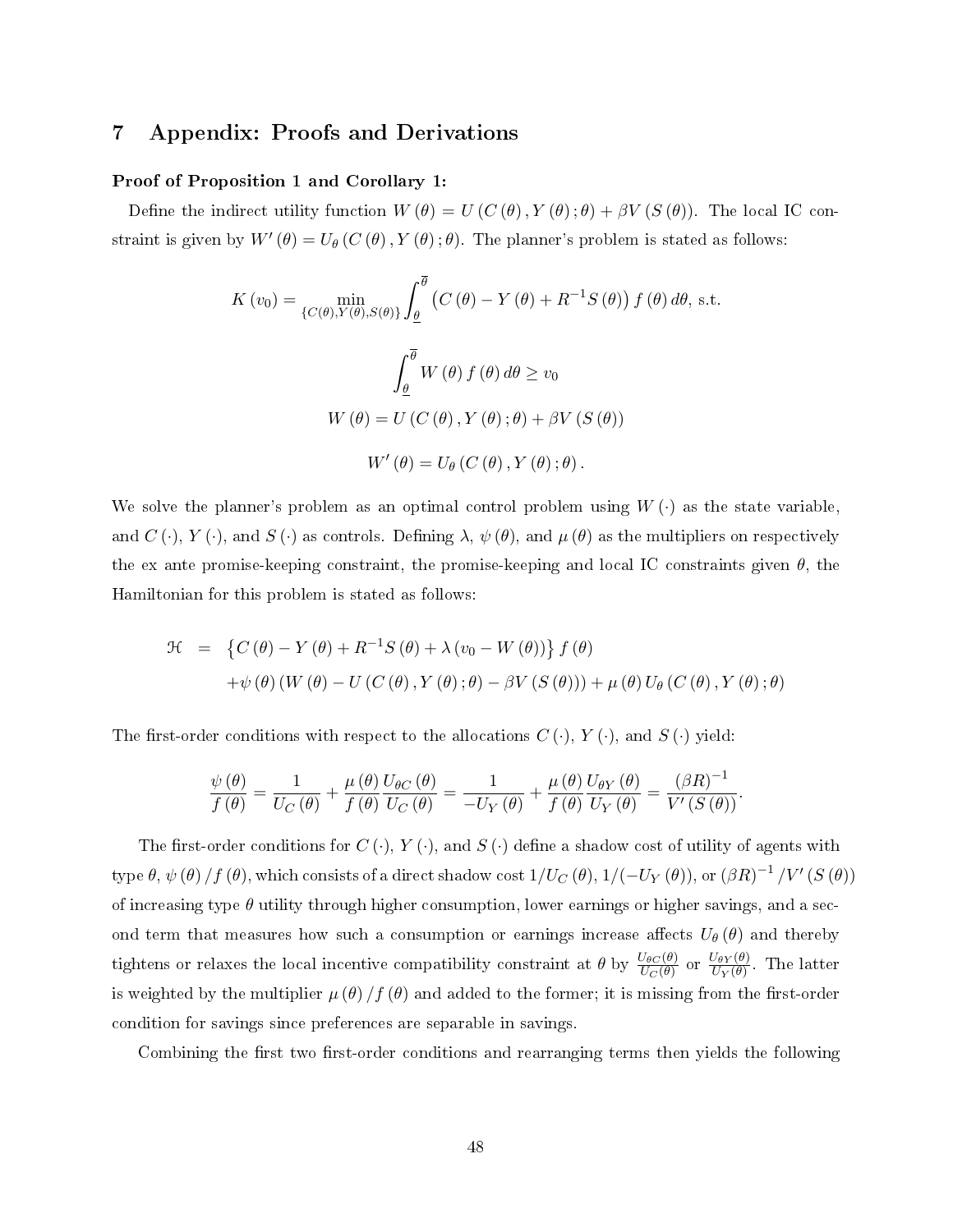# 7 Appendix: Proofs and Derivations

**Proof of Proposition 1 and Corollary 1:**

Define the indirect utility function $W(\theta) = U(C(\theta), Y(\theta); \theta) + \beta V(S(\theta))$. The local IC constraint is given by $W'(\theta) = U_\theta(C(\theta), Y(\theta); \theta)$. The planner's problem is stated as follows:

$$K(v_0) = \min_{\{C(\theta), Y(\theta), S(\theta)\}} \int_{\underline{\theta}}^{\overline{\theta}} \left(C(\theta) - Y(\theta) + R^{-1} S(\theta)\right) f(\theta)\, d\theta, \text{ s.t.}$$

$$\int_{\underline{\theta}}^{\overline{\theta}} W(\theta) f(\theta)\, d\theta \geq v_0$$

$$W(\theta) = U(C(\theta), Y(\theta); \theta) + \beta V(S(\theta))$$

$$W'(\theta) = U_\theta(C(\theta), Y(\theta); \theta).$$

We solve the planner's problem as an optimal control problem using $W(\cdot)$ as the state variable, and $C(\cdot)$, $Y(\cdot)$, and $S(\cdot)$ as controls. Defining $\lambda$, $\psi(\theta)$, and $\mu(\theta)$ as the multipliers on respectively the ex ante promise-keeping constraint, the promise-keeping and local IC constraints given $\theta$, the Hamiltonian for this problem is stated as follows:

$$\begin{aligned} \mathcal{H} &= \left\{C(\theta) - Y(\theta) + R^{-1} S(\theta) + \lambda(v_0 - W(\theta))\right\} f(\theta) \\ &\quad + \psi(\theta)\left(W(\theta) - U(C(\theta), Y(\theta); \theta) - \beta V(S(\theta))\right) + \mu(\theta) U_\theta(C(\theta), Y(\theta); \theta) \end{aligned}$$

The first-order conditions with respect to the allocations $C(\cdot)$, $Y(\cdot)$, and $S(\cdot)$ yield:

$$\frac{\psi(\theta)}{f(\theta)} = \frac{1}{U_C(\theta)} + \frac{\mu(\theta)}{f(\theta)} \frac{U_{\theta C}(\theta)}{U_C(\theta)} = \frac{1}{-U_Y(\theta)} + \frac{\mu(\theta)}{f(\theta)} \frac{U_{\theta Y}(\theta)}{U_Y(\theta)} = \frac{(\beta R)^{-1}}{V'(S(\theta))}.$$

The first-order conditions for $C(\cdot)$, $Y(\cdot)$, and $S(\cdot)$ define a shadow cost of utility of agents with type $\theta$, $\psi(\theta)/f(\theta)$, which consists of a direct shadow cost $1/U_C(\theta)$, $1/(-U_Y(\theta))$, or $(\beta R)^{-1}/V'(S(\theta))$ of increasing type $\theta$ utility through higher consumption, lower earnings or higher savings, and a second term that measures how such a consumption or earnings increase affects $U_\theta(\theta)$ and thereby tightens or relaxes the local incentive compatibility constraint at $\theta$ by $\frac{U_{\theta C}(\theta)}{U_C(\theta)}$ or $\frac{U_{\theta Y}(\theta)}{U_Y(\theta)}$. The latter is weighted by the multiplier $\mu(\theta)/f(\theta)$ and added to the former; it is missing from the first-order condition for savings since preferences are separable in savings.

Combining the first two first-order conditions and rearranging terms then yields the following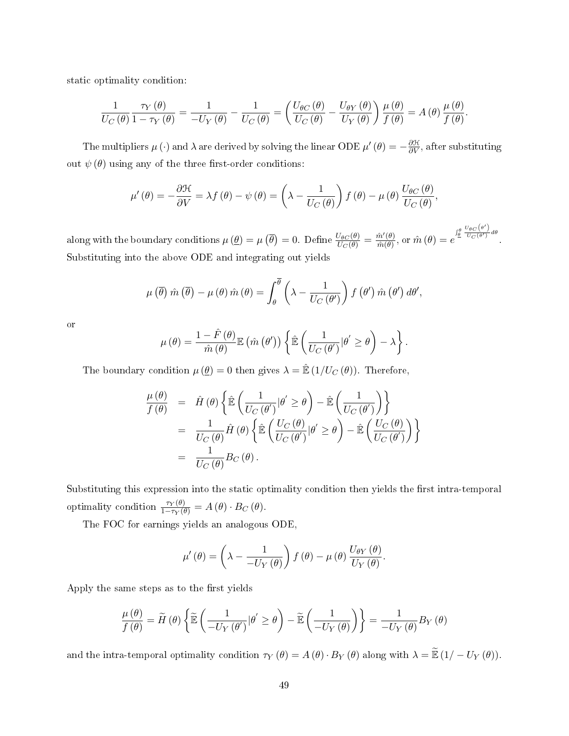static optimality condition:

$$\frac{1}{U_C(\theta)}\frac{\tau_Y(\theta)}{1-\tau_Y(\theta)} = \frac{1}{-U_Y(\theta)} - \frac{1}{U_C(\theta)} = \left(\frac{U_{\theta C}(\theta)}{U_C(\theta)} - \frac{U_{\theta Y}(\theta)}{U_Y(\theta)}\right)\frac{\mu(\theta)}{f(\theta)} = A(\theta)\frac{\mu(\theta)}{f(\theta)}.$$

The multipliers $\mu(\cdot)$ and $\lambda$ are derived by solving the linear ODE $\mu'(\theta) = -\frac{\partial \mathcal{H}}{\partial V}$, after substituting out $\psi(\theta)$ using any of the three first-order conditions:

$$\mu'(\theta) = -\frac{\partial \mathcal{H}}{\partial V} = \lambda f(\theta) - \psi(\theta) = \left(\lambda - \frac{1}{U_C(\theta)}\right) f(\theta) - \mu(\theta)\frac{U_{\theta C}(\theta)}{U_C(\theta)},$$

along with the boundary conditions $\mu(\underline{\theta}) = \mu(\overline{\theta}) = 0$. Define $\frac{U_{\theta C}(\theta)}{U_C(\theta)} = \frac{\hat{m}'(\theta)}{\hat{m}(\theta)}$, or $\hat{m}(\theta) = e^{\int_{\underline{\theta}}^{\theta}\frac{U_{\theta C}(\theta')}{U_C(\theta')}d\theta}$. Substituting into the above ODE and integrating out yields

$$\mu(\overline{\theta})\hat{m}(\overline{\theta}) - \mu(\theta)\hat{m}(\theta) = \int_{\theta}^{\overline{\theta}}\left(\lambda - \frac{1}{U_C(\theta')}\right) f(\theta')\hat{m}(\theta')\, d\theta',$$

or

$$\mu(\theta) = \frac{1-\hat{F}(\theta)}{\hat{m}(\theta)}\mathbb{E}(\hat{m}(\theta'))\left\{\hat{\mathbb{E}}\left(\frac{1}{U_C(\theta')}|\theta' \geq \theta\right) - \lambda\right\}.$$

The boundary condition $\mu(\underline{\theta}) = 0$ then gives $\lambda = \hat{\mathbb{E}}(1/U_C(\theta))$. Therefore,

$$\begin{aligned}
\frac{\mu(\theta)}{f(\theta)} &= \hat{H}(\theta)\left\{\hat{\mathbb{E}}\left(\frac{1}{U_C(\theta')}|\theta' \geq \theta\right) - \hat{\mathbb{E}}\left(\frac{1}{U_C(\theta')}\right)\right\} \\
&= \frac{1}{U_C(\theta)}\hat{H}(\theta)\left\{\hat{\mathbb{E}}\left(\frac{U_C(\theta)}{U_C(\theta')}|\theta' \geq \theta\right) - \hat{\mathbb{E}}\left(\frac{U_C(\theta)}{U_C(\theta')}\right)\right\} \\
&= \frac{1}{U_C(\theta)}B_C(\theta).
\end{aligned}$$

Substituting this expression into the static optimality condition then yields the first intra-temporal optimality condition $\frac{\tau_Y(\theta)}{1-\tau_Y(\theta)} = A(\theta)\cdot B_C(\theta)$.

The FOC for earnings yields an analogous ODE,

$$\mu'(\theta) = \left(\lambda - \frac{1}{-U_Y(\theta)}\right) f(\theta) - \mu(\theta)\frac{U_{\theta Y}(\theta)}{U_Y(\theta)}.$$

Apply the same steps as to the first yields

$$\frac{\mu(\theta)}{f(\theta)} = \widetilde{H}(\theta)\left\{\widetilde{\mathbb{E}}\left(\frac{1}{-U_Y(\theta')}|\theta' \geq \theta\right) - \widetilde{\mathbb{E}}\left(\frac{1}{-U_Y(\theta)}\right)\right\} = \frac{1}{-U_Y(\theta)}B_Y(\theta)$$

and the intra-temporal optimality condition $\tau_Y(\theta) = A(\theta)\cdot B_Y(\theta)$ along with $\lambda = \widetilde{\mathbb{E}}(1/-U_Y(\theta))$.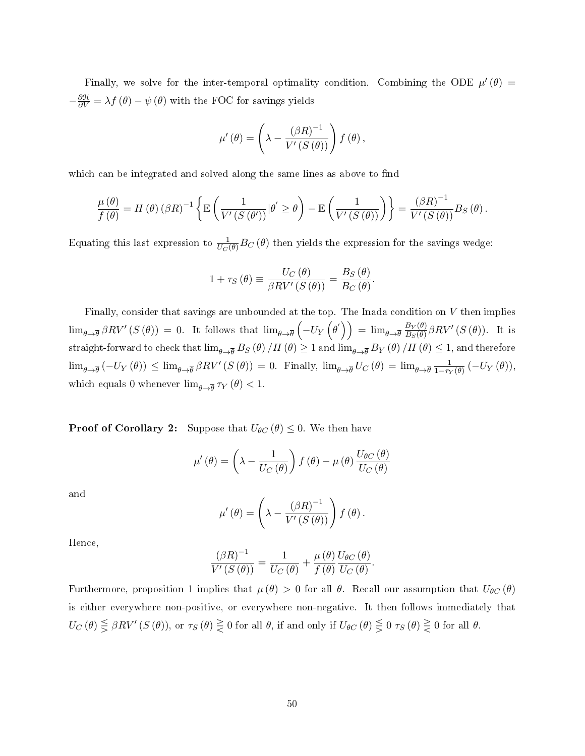Finally, we solve for the inter-temporal optimality condition. Combining the ODE $\mu'(\theta) = -\frac{\partial \mathcal{H}}{\partial V} = \lambda f(\theta) - \psi(\theta)$ with the FOC for savings yields

$$\mu'(\theta) = \left(\lambda - \frac{(\beta R)^{-1}}{V'(S(\theta))}\right) f(\theta),$$

which can be integrated and solved along the same lines as above to find

$$\frac{\mu(\theta)}{f(\theta)} = H(\theta)(\beta R)^{-1}\left\{\mathbb{E}\left(\frac{1}{V'(S(\theta'))}|\theta' \geq \theta\right) - \mathbb{E}\left(\frac{1}{V'(S(\theta))}\right)\right\} = \frac{(\beta R)^{-1}}{V'(S(\theta))} B_S(\theta).$$

Equating this last expression to $\frac{1}{U_C(\theta)} B_C(\theta)$ then yields the expression for the savings wedge:

$$1 + \tau_S(\theta) \equiv \frac{U_C(\theta)}{\beta R V'(S(\theta))} = \frac{B_S(\theta)}{B_C(\theta)}.$$

Finally, consider that savings are unbounded at the top. The Inada condition on $V$ then implies $\lim_{\theta \to \overline{\theta}} \beta R V'(S(\theta)) = 0$. It follows that $\lim_{\theta \to \overline{\theta}} \left(-U_Y\left(\theta'\right)\right) = \lim_{\theta \to \overline{\theta}} \frac{B_Y(\theta)}{B_S(\theta)} \beta R V'(S(\theta))$. It is straight-forward to check that $\lim_{\theta \to \overline{\theta}} B_S(\theta)/H(\theta) \geq 1$ and $\lim_{\theta \to \overline{\theta}} B_Y(\theta)/H(\theta) \leq 1$, and therefore $\lim_{\theta \to \overline{\theta}} (-U_Y(\theta)) \leq \lim_{\theta \to \overline{\theta}} \beta R V'(S(\theta)) = 0$. Finally, $\lim_{\theta \to \overline{\theta}} U_C(\theta) = \lim_{\theta \to \overline{\theta}} \frac{1}{1 - \tau_Y(\theta)} (-U_Y(\theta))$, which equals 0 whenever $\lim_{\theta \to \overline{\theta}} \tau_Y(\theta) < 1$.

**Proof of Corollary 2:** Suppose that $U_{\theta C}(\theta) \leq 0$. We then have

$$\mu'(\theta) = \left(\lambda - \frac{1}{U_C(\theta)}\right) f(\theta) - \mu(\theta) \frac{U_{\theta C}(\theta)}{U_C(\theta)}$$

and

$$\mu'(\theta) = \left(\lambda - \frac{(\beta R)^{-1}}{V'(S(\theta))}\right) f(\theta).$$

Hence,

$$\frac{(\beta R)^{-1}}{V'(S(\theta))} = \frac{1}{U_C(\theta)} + \frac{\mu(\theta)}{f(\theta)} \frac{U_{\theta C}(\theta)}{U_C(\theta)}.$$

Furthermore, proposition 1 implies that $\mu(\theta) > 0$ for all $\theta$. Recall our assumption that $U_{\theta C}(\theta)$ is either everywhere non-positive, or everywhere non-negative. It then follows immediately that $U_C(\theta) \lesseqqgtr \beta R V'(S(\theta))$, or $\tau_S(\theta) \gtreqqless 0$ for all $\theta$, if and only if $U_{\theta C}(\theta) \lesseqqgtr 0$ $\tau_S(\theta) \gtreqqless 0$ for all $\theta$.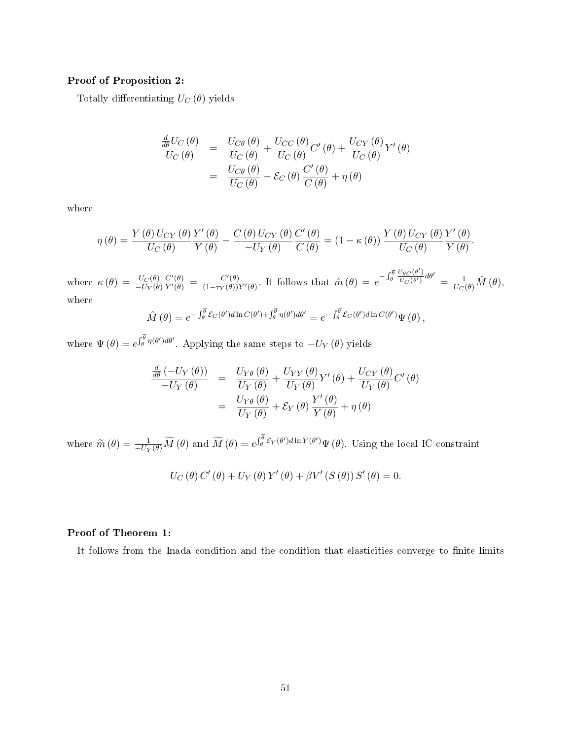**Proof of Proposition 2:**

Totally differentiating $U_C(\theta)$ yields

$$
\begin{aligned}
\frac{\frac{d}{d\theta}U_C(\theta)}{U_C(\theta)} &= \frac{U_{C\theta}(\theta)}{U_C(\theta)} + \frac{U_{CC}(\theta)}{U_C(\theta)}C'(\theta) + \frac{U_{CY}(\theta)}{U_C(\theta)}Y'(\theta) \\
&= \frac{U_{C\theta}(\theta)}{U_C(\theta)} - \mathcal{E}_C(\theta)\frac{C'(\theta)}{C(\theta)} + \eta(\theta)
\end{aligned}
$$

where

$$
\eta(\theta) = \frac{Y(\theta)U_{CY}(\theta)}{U_C(\theta)}\frac{Y'(\theta)}{Y(\theta)} - \frac{C(\theta)U_{CY}(\theta)}{-U_Y(\theta)}\frac{C'(\theta)}{C(\theta)} = (1-\kappa(\theta))\frac{Y(\theta)U_{CY}(\theta)}{U_C(\theta)}\frac{Y'(\theta)}{Y(\theta)}.
$$

where $\kappa(\theta) = \frac{U_C(\theta)}{-U_Y(\theta)}\frac{C'(\theta)}{Y'(\theta)} = \frac{C'(\theta)}{(1-\tau_Y(\theta))Y'(\theta)}$. It follows that $\hat{m}(\theta) = e^{-\int_{\theta}^{\overline{\theta}}\frac{U_{\theta C}(\theta')}{U_C(\theta')}d\theta'} = \frac{1}{U_C(\theta)}\hat{M}(\theta)$, where

$$
\hat{M}(\theta) = e^{-\int_{\theta}^{\overline{\theta}}\mathcal{E}_C(\theta')d\ln C(\theta') + \int_{\theta}^{\overline{\theta}}\eta(\theta')d\theta'} = e^{-\int_{\theta}^{\overline{\theta}}\mathcal{E}_C(\theta')d\ln C(\theta')}\Psi(\theta),
$$

where $\Psi(\theta) = e^{\int_{\theta}^{\overline{\theta}}\eta(\theta')d\theta'}$. Applying the same steps to $-U_Y(\theta)$ yields

$$
\begin{aligned}
\frac{\frac{d}{d\theta}(-U_Y(\theta))}{-U_Y(\theta)} &= \frac{U_{Y\theta}(\theta)}{U_Y(\theta)} + \frac{U_{YY}(\theta)}{U_Y(\theta)}Y'(\theta) + \frac{U_{CY}(\theta)}{U_Y(\theta)}C'(\theta) \\
&= \frac{U_{Y\theta}(\theta)}{U_Y(\theta)} + \mathcal{E}_Y(\theta)\frac{Y'(\theta)}{Y(\theta)} + \eta(\theta)
\end{aligned}
$$

where $\widetilde{m}(\theta) = \frac{1}{-U_Y(\theta)}\widetilde{M}(\theta)$ and $\widetilde{M}(\theta) = e^{\int_{\theta}^{\overline{\theta}}\mathcal{E}_Y(\theta')d\ln Y(\theta')}\Psi(\theta)$. Using the local IC constraint

$$
U_C(\theta)C'(\theta) + U_Y(\theta)Y'(\theta) + \beta V'(S(\theta))S'(\theta) = 0.
$$

**Proof of Theorem 1:**

It follows from the Inada condition and the condition that elasticities converge to finite limits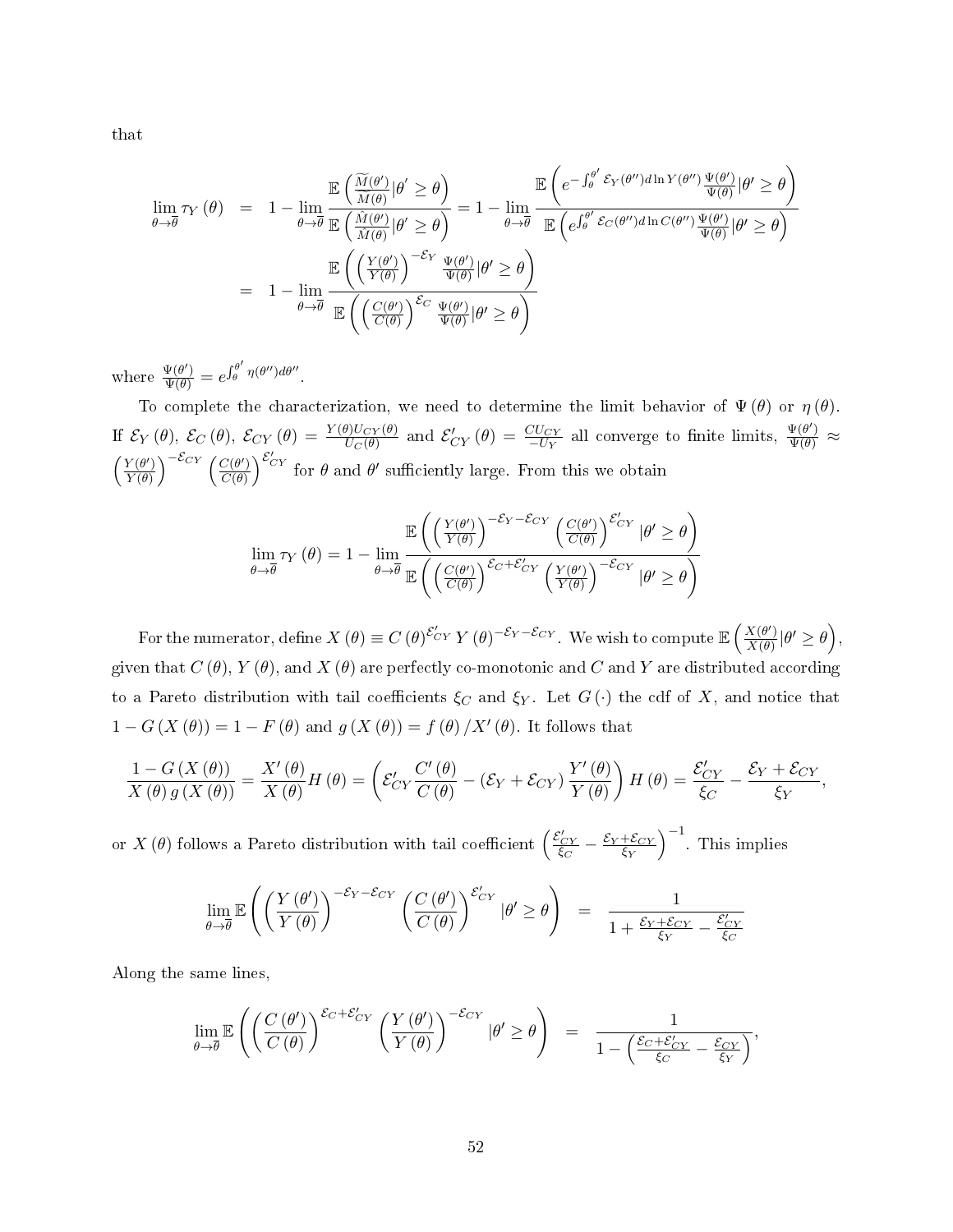that

$$
\begin{aligned}
\lim_{\theta\to\overline{\theta}} \tau_Y(\theta) &= 1 - \lim_{\theta\to\overline{\theta}} \frac{\mathbb{E}\left(\frac{\widetilde{M}(\theta')}{\widetilde{M}(\theta)}|\theta' \geq \theta\right)}{\mathbb{E}\left(\frac{\hat{M}(\theta')}{\hat{M}(\theta)}|\theta' \geq \theta\right)} = 1 - \lim_{\theta\to\overline{\theta}} \frac{\mathbb{E}\left(e^{-\int_\theta^{\theta'} \mathcal{E}_Y(\theta'')d\ln Y(\theta'')}\frac{\Psi(\theta')}{\Psi(\theta)}|\theta' \geq \theta\right)}{\mathbb{E}\left(e^{\int_\theta^{\theta'} \mathcal{E}_C(\theta'')d\ln C(\theta'')}\frac{\Psi(\theta')}{\Psi(\theta)}|\theta' \geq \theta\right)} \\
&= 1 - \lim_{\theta\to\overline{\theta}} \frac{\mathbb{E}\left(\left(\frac{Y(\theta')}{Y(\theta)}\right)^{-\mathcal{E}_Y}\frac{\Psi(\theta')}{\Psi(\theta)}|\theta' \geq \theta\right)}{\mathbb{E}\left(\left(\frac{C(\theta')}{C(\theta)}\right)^{\mathcal{E}_C}\frac{\Psi(\theta')}{\Psi(\theta)}|\theta' \geq \theta\right)}
\end{aligned}
$$

where $\frac{\Psi(\theta')}{\Psi(\theta)} = e^{\int_\theta^{\theta'} \eta(\theta'')d\theta''}$.

To complete the characterization, we need to determine the limit behavior of $\Psi(\theta)$ or $\eta(\theta)$. If $\mathcal{E}_Y(\theta)$, $\mathcal{E}_C(\theta)$, $\mathcal{E}_{CY}(\theta) = \frac{Y(\theta)U_{CY}(\theta)}{U_C(\theta)}$ and $\mathcal{E}'_{CY}(\theta) = \frac{CU_{CY}}{-U_Y}$ all converge to finite limits, $\frac{\Psi(\theta')}{\Psi(\theta)} \approx \left(\frac{Y(\theta')}{Y(\theta)}\right)^{-\mathcal{E}_{CY}}\left(\frac{C(\theta')}{C(\theta)}\right)^{\mathcal{E}'_{CY}}$ for $\theta$ and $\theta'$ sufficiently large. From this we obtain

$$
\lim_{\theta\to\overline{\theta}} \tau_Y(\theta) = 1 - \lim_{\theta\to\overline{\theta}} \frac{\mathbb{E}\left(\left(\frac{Y(\theta')}{Y(\theta)}\right)^{-\mathcal{E}_Y-\mathcal{E}_{CY}}\left(\frac{C(\theta')}{C(\theta)}\right)^{\mathcal{E}'_{CY}}|\theta' \geq \theta\right)}{\mathbb{E}\left(\left(\frac{C(\theta')}{C(\theta)}\right)^{\mathcal{E}_C+\mathcal{E}'_{CY}}\left(\frac{Y(\theta')}{Y(\theta)}\right)^{-\mathcal{E}_{CY}}|\theta' \geq \theta\right)}
$$

For the numerator, define $X(\theta) \equiv C(\theta)^{\mathcal{E}'_{CY}}Y(\theta)^{-\mathcal{E}_Y-\mathcal{E}_{CY}}$. We wish to compute $\mathbb{E}\left(\frac{X(\theta')}{X(\theta)}|\theta' \geq \theta\right)$, given that $C(\theta)$, $Y(\theta)$, and $X(\theta)$ are perfectly co-monotonic and $C$ and $Y$ are distributed according to a Pareto distribution with tail coefficients $\xi_C$ and $\xi_Y$. Let $G(\cdot)$ the cdf of $X$, and notice that $1 - G(X(\theta)) = 1 - F(\theta)$ and $g(X(\theta)) = f(\theta)/X'(\theta)$. It follows that

$$
\frac{1 - G(X(\theta))}{X(\theta)g(X(\theta))} = \frac{X'(\theta)}{X(\theta)}H(\theta) = \left(\mathcal{E}'_{CY}\frac{C'(\theta)}{C(\theta)} - (\mathcal{E}_Y + \mathcal{E}_{CY})\frac{Y'(\theta)}{Y(\theta)}\right)H(\theta) = \frac{\mathcal{E}'_{CY}}{\xi_C} - \frac{\mathcal{E}_Y + \mathcal{E}_{CY}}{\xi_Y},
$$

or $X(\theta)$ follows a Pareto distribution with tail coefficient $\left(\frac{\mathcal{E}'_{CY}}{\xi_C} - \frac{\mathcal{E}_Y+\mathcal{E}_{CY}}{\xi_Y}\right)^{-1}$. This implies

$$
\lim_{\theta\to\overline{\theta}} \mathbb{E}\left(\left(\frac{Y(\theta')}{Y(\theta)}\right)^{-\mathcal{E}_Y-\mathcal{E}_{CY}}\left(\frac{C(\theta')}{C(\theta)}\right)^{\mathcal{E}'_{CY}}|\theta' \geq \theta\right) = \frac{1}{1 + \frac{\mathcal{E}_Y+\mathcal{E}_{CY}}{\xi_Y} - \frac{\mathcal{E}'_{CY}}{\xi_C}}
$$

Along the same lines,

$$
\lim_{\theta\to\overline{\theta}} \mathbb{E}\left(\left(\frac{C(\theta')}{C(\theta)}\right)^{\mathcal{E}_C+\mathcal{E}'_{CY}}\left(\frac{Y(\theta')}{Y(\theta)}\right)^{-\mathcal{E}_{CY}}|\theta' \geq \theta\right) = \frac{1}{1 - \left(\frac{\mathcal{E}_C+\mathcal{E}'_{CY}}{\xi_C} - \frac{\mathcal{E}_{CY}}{\xi_Y}\right)},
$$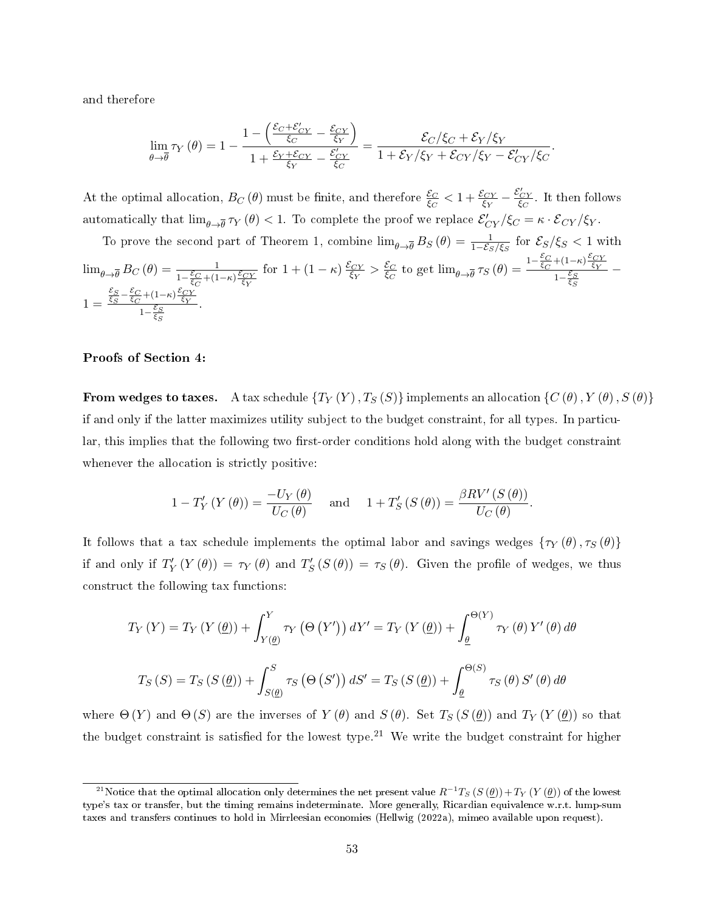and therefore

$$\lim_{\theta \to \overline{\theta}} \tau_Y(\theta) = 1 - \frac{1 - \left( \frac{\mathcal{E}_C + \mathcal{E}'_{CY}}{\xi_C} - \frac{\mathcal{E}_{CY}}{\xi_Y} \right)}{1 + \frac{\mathcal{E}_Y + \mathcal{E}_{CY}}{\xi_Y} - \frac{\mathcal{E}'_{CY}}{\xi_C}} = \frac{\mathcal{E}_C/\xi_C + \mathcal{E}_Y/\xi_Y}{1 + \mathcal{E}_Y/\xi_Y + \mathcal{E}_{CY}/\xi_Y - \mathcal{E}'_{CY}/\xi_C}.$$

At the optimal allocation, $B_C(\theta)$ must be finite, and therefore $\frac{\mathcal{E}_C}{\xi_C} < 1 + \frac{\mathcal{E}_{CY}}{\xi_Y} - \frac{\mathcal{E}'_{CY}}{\xi_C}$. It then follows automatically that $\lim_{\theta \to \overline{\theta}} \tau_Y(\theta) < 1$. To complete the proof we replace $\mathcal{E}'_{CY}/\xi_C = \kappa \cdot \mathcal{E}_{CY}/\xi_Y$.

To prove the second part of Theorem 1, combine $\lim_{\theta \to \overline{\theta}} B_S(\theta) = \frac{1}{1 - \mathcal{E}_S/\xi_S}$ for $\mathcal{E}_S/\xi_S < 1$ with $\lim_{\theta \to \overline{\theta}} B_C(\theta) = \frac{1}{1 - \frac{\mathcal{E}_C}{\xi_C} + (1-\kappa)\frac{\mathcal{E}_{CY}}{\xi_Y}}$ for $1 + (1-\kappa)\frac{\mathcal{E}_{CY}}{\xi_Y} > \frac{\mathcal{E}_C}{\xi_C}$ to get $\lim_{\theta \to \overline{\theta}} \tau_S(\theta) = \frac{1 - \frac{\mathcal{E}_C}{\xi_C} + (1-\kappa)\frac{\mathcal{E}_{CY}}{\xi_Y}}{1 - \frac{\mathcal{E}_S}{\xi_S}} - 1 = \frac{\frac{\mathcal{E}_S}{\xi_S} - \frac{\mathcal{E}_C}{\xi_C} + (1-\kappa)\frac{\mathcal{E}_{CY}}{\xi_Y}}{1 - \frac{\mathcal{E}_S}{\xi_S}}$.

**Proofs of Section 4:**

**From wedges to taxes.** A tax schedule $\{T_Y(Y), T_S(S)\}$ implements an allocation $\{C(\theta), Y(\theta), S(\theta)\}$ if and only if the latter maximizes utility subject to the budget constraint, for all types. In particular, this implies that the following two first-order conditions hold along with the budget constraint whenever the allocation is strictly positive:

$$1 - T'_Y(Y(\theta)) = \frac{-U_Y(\theta)}{U_C(\theta)} \quad \text{and} \quad 1 + T'_S(S(\theta)) = \frac{\beta R V'(S(\theta))}{U_C(\theta)}.$$

It follows that a tax schedule implements the optimal labor and savings wedges $\{\tau_Y(\theta), \tau_S(\theta)\}$ if and only if $T'_Y(Y(\theta)) = \tau_Y(\theta)$ and $T'_S(S(\theta)) = \tau_S(\theta)$. Given the profile of wedges, we thus construct the following tax functions:

$$T_Y(Y) = T_Y(Y(\underline{\theta})) + \int_{Y(\underline{\theta})}^{Y} \tau_Y(\Theta(Y'))\, dY' = T_Y(Y(\underline{\theta})) + \int_{\underline{\theta}}^{\Theta(Y)} \tau_Y(\theta)\, Y'(\theta)\, d\theta$$

$$T_S(S) = T_S(S(\underline{\theta})) + \int_{S(\underline{\theta})}^{S} \tau_S(\Theta(S'))\, dS' = T_S(S(\underline{\theta})) + \int_{\underline{\theta}}^{\Theta(S)} \tau_S(\theta)\, S'(\theta)\, d\theta$$

where $\Theta(Y)$ and $\Theta(S)$ are the inverses of $Y(\theta)$ and $S(\theta)$. Set $T_S(S(\underline{\theta}))$ and $T_Y(Y(\underline{\theta}))$ so that the budget constraint is satisfied for the lowest type.[21] We write the budget constraint for higher

[21] Notice that the optimal allocation only determines the net present value $R^{-1}T_S(S(\underline{\theta})) + T_Y(Y(\underline{\theta}))$ of the lowest type's tax or transfer, but the timing remains indeterminate. More generally, Ricardian equivalence w.r.t. lump-sum taxes and transfers continues to hold in Mirrleesian economies (Hellwig (2022a), mimeo available upon request).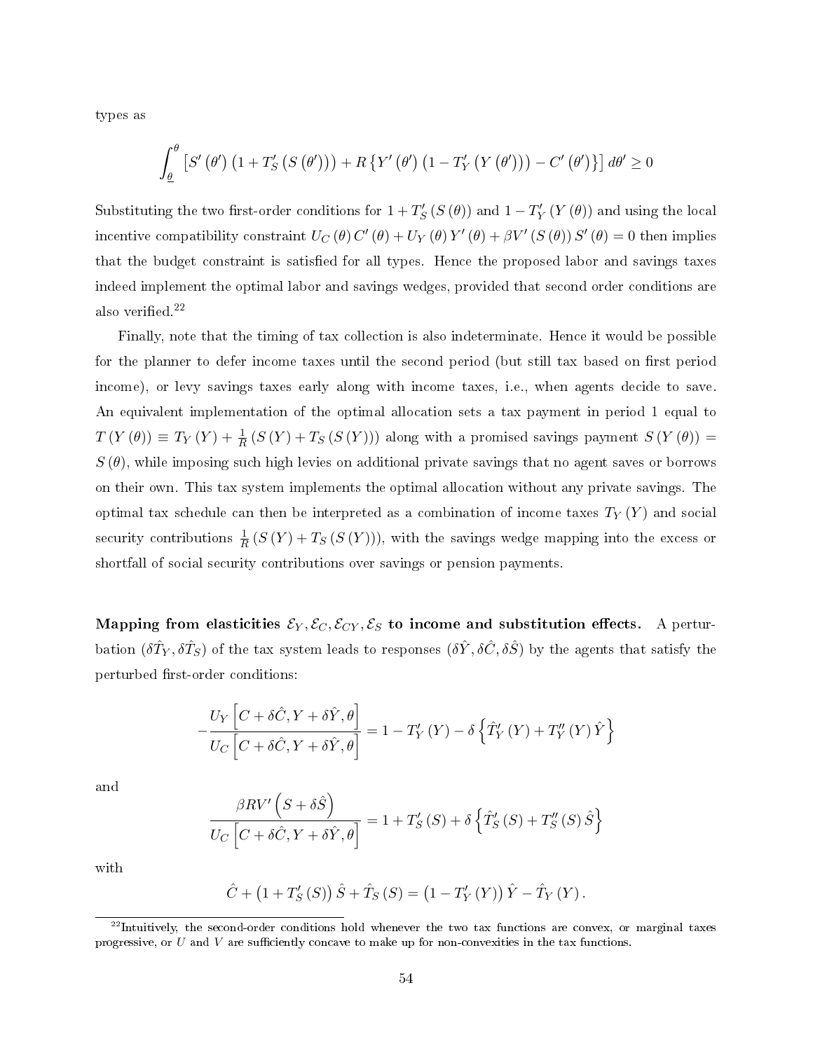types as

$$\int_{\underline{\theta}}^{\theta} \left[ S'(\theta') \left(1 + T_S'(S(\theta'))\right) + R\left\{ Y'(\theta') \left(1 - T_Y'(Y(\theta'))\right) - C'(\theta') \right\} \right] d\theta' \geq 0$$

Substituting the two first-order conditions for $1 + T_S'(S(\theta))$ and $1 - T_Y'(Y(\theta))$ and using the local incentive compatibility constraint $U_C(\theta) C'(\theta) + U_Y(\theta) Y'(\theta) + \beta V'(S(\theta)) S'(\theta) = 0$ then implies that the budget constraint is satisfied for all types. Hence the proposed labor and savings taxes indeed implement the optimal labor and savings wedges, provided that second order conditions are also verified.[22]

Finally, note that the timing of tax collection is also indeterminate. Hence it would be possible for the planner to defer income taxes until the second period (but still tax based on first period income), or levy savings taxes early along with income taxes, i.e., when agents decide to save. An equivalent implementation of the optimal allocation sets a tax payment in period 1 equal to $T(Y(\theta)) \equiv T_Y(Y) + \frac{1}{R}(S(Y) + T_S(S(Y)))$ along with a promised savings payment $S(Y(\theta)) = S(\theta)$, while imposing such high levies on additional private savings that no agent saves or borrows on their own. This tax system implements the optimal allocation without any private savings. The optimal tax schedule can then be interpreted as a combination of income taxes $T_Y(Y)$ and social security contributions $\frac{1}{R}(S(Y) + T_S(S(Y)))$, with the savings wedge mapping into the excess or shortfall of social security contributions over savings or pension payments.

**Mapping from elasticities $\mathcal{E}_Y, \mathcal{E}_C, \mathcal{E}_{CY}, \mathcal{E}_S$ to income and substitution effects.** A perturbation $(\delta\hat{T}_Y, \delta\hat{T}_S)$ of the tax system leads to responses $(\delta\hat{Y}, \delta\hat{C}, \delta\hat{S})$ by the agents that satisfy the perturbed first-order conditions:

$$-\frac{U_Y\left[C + \delta\hat{C}, Y + \delta\hat{Y}, \theta\right]}{U_C\left[C + \delta\hat{C}, Y + \delta\hat{Y}, \theta\right]} = 1 - T_Y'(Y) - \delta\left\{\hat{T}_Y'(Y) + T_Y''(Y)\hat{Y}\right\}$$

and

$$\frac{\beta R V'\left(S + \delta\hat{S}\right)}{U_C\left[C + \delta\hat{C}, Y + \delta\hat{Y}, \theta\right]} = 1 + T_S'(S) + \delta\left\{\hat{T}_S'(S) + T_S''(S)\hat{S}\right\}$$

with

$$\hat{C} + \left(1 + T_S'(S)\right)\hat{S} + \hat{T}_S(S) = \left(1 - T_Y'(Y)\right)\hat{Y} - \hat{T}_Y(Y).$$

[22] Intuitively, the second-order conditions hold whenever the two tax functions are convex, or marginal taxes progressive, or $U$ and $V$ are sufficiently concave to make up for non-convexities in the tax functions.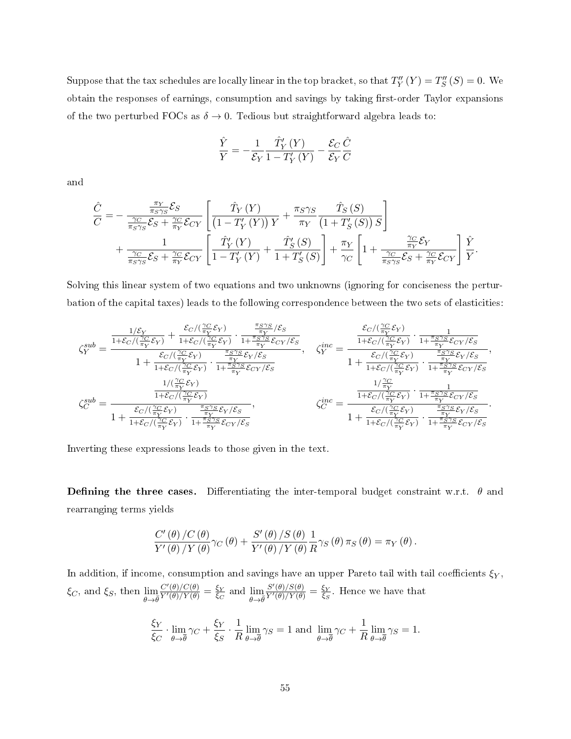Suppose that the tax schedules are locally linear in the top bracket, so that $T_Y''(Y) = T_S''(S) = 0$. We obtain the responses of earnings, consumption and savings by taking first-order Taylor expansions of the two perturbed FOCs as $\delta \to 0$. Tedious but straightforward algebra leads to:

$$\frac{\hat{Y}}{Y} = -\frac{1}{\mathcal{E}_Y}\frac{\hat{T}_Y'(Y)}{1-T_Y'(Y)} - \frac{\mathcal{E}_C}{\mathcal{E}_Y}\frac{\hat{C}}{C}$$

and

$$\begin{aligned}
\frac{\hat{C}}{C} = & -\frac{\frac{\pi_Y}{\pi_S\gamma_S}\mathcal{E}_S}{\frac{\gamma_C}{\pi_S\gamma_S}\mathcal{E}_S + \frac{\gamma_C}{\pi_Y}\mathcal{E}_{CY}}\left[\frac{\hat{T}_Y(Y)}{\left(1-T_Y'(Y)\right)Y} + \frac{\pi_S\gamma_S}{\pi_Y}\frac{\hat{T}_S(S)}{\left(1+T_S'(S)\right)S}\right] \\
& + \frac{1}{\frac{\gamma_C}{\pi_S\gamma_S}\mathcal{E}_S + \frac{\gamma_C}{\pi_Y}\mathcal{E}_{CY}}\left[\frac{\hat{T}_Y'(Y)}{1-T_Y'(Y)} + \frac{\hat{T}_S'(S)}{1+T_S'(S)}\right] + \frac{\pi_Y}{\gamma_C}\left[1 + \frac{\frac{\gamma_C}{\pi_Y}\mathcal{E}_Y}{\frac{\gamma_C}{\pi_S\gamma_S}\mathcal{E}_S + \frac{\gamma_C}{\pi_Y}\mathcal{E}_{CY}}\right]\frac{\hat{Y}}{Y}.
\end{aligned}$$

Solving this linear system of two equations and two unknowns (ignoring for conciseness the perturbation of the capital taxes) leads to the following correspondence between the two sets of elasticities:

$$\zeta_Y^{sub} = \frac{\frac{1/\mathcal{E}_Y}{1+\mathcal{E}_C/(\frac{\gamma_C}{\pi_Y}\mathcal{E}_Y)} + \frac{\mathcal{E}_C/(\frac{\gamma_C}{\pi_Y}\mathcal{E}_Y)}{1+\mathcal{E}_C/(\frac{\gamma_C}{\pi_Y}\mathcal{E}_Y)}\cdot\frac{\frac{\pi_S\gamma_S}{\pi_Y}/\mathcal{E}_S}{1+\frac{\pi_S\gamma_S}{\pi_Y}\mathcal{E}_{CY}/\mathcal{E}_S}}{1 + \frac{\mathcal{E}_C/(\frac{\gamma_C}{\pi_Y}\mathcal{E}_Y)}{1+\mathcal{E}_C/(\frac{\gamma_C}{\pi_Y}\mathcal{E}_Y)}\cdot\frac{\frac{\pi_S\gamma_S}{\pi_Y}\mathcal{E}_Y/\mathcal{E}_S}{1+\frac{\pi_S\gamma_S}{\pi_Y}\mathcal{E}_{CY}/\mathcal{E}_S}}, \quad \zeta_Y^{inc} = \frac{\frac{\mathcal{E}_C/(\frac{\gamma_C}{\pi_Y}\mathcal{E}_Y)}{1+\mathcal{E}_C/(\frac{\gamma_C}{\pi_Y}\mathcal{E}_Y)}\cdot\frac{1}{1+\frac{\pi_S\gamma_S}{\pi_Y}\mathcal{E}_{CY}/\mathcal{E}_S}}{1 + \frac{\mathcal{E}_C/(\frac{\gamma_C}{\pi_Y}\mathcal{E}_Y)}{1+\mathcal{E}_C/(\frac{\gamma_C}{\pi_Y}\mathcal{E}_Y)}\cdot\frac{\frac{\pi_S\gamma_S}{\pi_Y}\mathcal{E}_Y/\mathcal{E}_S}{1+\frac{\pi_S\gamma_S}{\pi_Y}\mathcal{E}_{CY}/\mathcal{E}_S}},$$

$$\zeta_C^{sub} = \frac{\frac{1/(\frac{\gamma_C}{\pi_Y}\mathcal{E}_Y)}{1+\mathcal{E}_C/(\frac{\gamma_C}{\pi_Y}\mathcal{E}_Y)}}{1 + \frac{\mathcal{E}_C/(\frac{\gamma_C}{\pi_Y}\mathcal{E}_Y)}{1+\mathcal{E}_C/(\frac{\gamma_C}{\pi_Y}\mathcal{E}_Y)}\cdot\frac{\frac{\pi_S\gamma_S}{\pi_Y}\mathcal{E}_Y/\mathcal{E}_S}{1+\frac{\pi_S\gamma_S}{\pi_Y}\mathcal{E}_{CY}/\mathcal{E}_S}}, \quad \zeta_C^{inc} = \frac{\frac{1/\frac{\gamma_C}{\pi_Y}}{1+\mathcal{E}_C/(\frac{\gamma_C}{\pi_Y}\mathcal{E}_Y)}\cdot\frac{1}{1+\frac{\pi_S\gamma_S}{\pi_Y}\mathcal{E}_{CY}/\mathcal{E}_S}}{1 + \frac{\mathcal{E}_C/(\frac{\gamma_C}{\pi_Y}\mathcal{E}_Y)}{1+\mathcal{E}_C/(\frac{\gamma_C}{\pi_Y}\mathcal{E}_Y)}\cdot\frac{\frac{\pi_S\gamma_S}{\pi_Y}\mathcal{E}_Y/\mathcal{E}_S}{1+\frac{\pi_S\gamma_S}{\pi_Y}\mathcal{E}_{CY}/\mathcal{E}_S}}.$$

Inverting these expressions leads to those given in the text.

**Defining the three cases.** Differentiating the inter-temporal budget constraint w.r.t. $\theta$ and rearranging terms yields

$$\frac{C'(\theta)/C(\theta)}{Y'(\theta)/Y(\theta)}\gamma_C(\theta) + \frac{S'(\theta)/S(\theta)}{Y'(\theta)/Y(\theta)}\frac{1}{R}\gamma_S(\theta)\pi_S(\theta) = \pi_Y(\theta).$$

In addition, if income, consumption and savings have an upper Pareto tail with tail coefficients $\xi_Y$, $\xi_C$, and $\xi_S$, then $\lim_{\theta\to\bar{\theta}}\frac{C'(\theta)/C(\theta)}{Y'(\theta)/Y(\theta)} = \frac{\xi_Y}{\xi_C}$ and $\lim_{\theta\to\bar{\theta}}\frac{S'(\theta)/S(\theta)}{Y'(\theta)/Y(\theta)} = \frac{\xi_Y}{\xi_S}$. Hence we have that

$$\frac{\xi_Y}{\xi_C}\cdot\lim_{\theta\to\bar{\theta}}\gamma_C + \frac{\xi_Y}{\xi_S}\cdot\frac{1}{R}\lim_{\theta\to\bar{\theta}}\gamma_S = 1 \text{ and } \lim_{\theta\to\bar{\theta}}\gamma_C + \frac{1}{R}\lim_{\theta\to\bar{\theta}}\gamma_S = 1.$$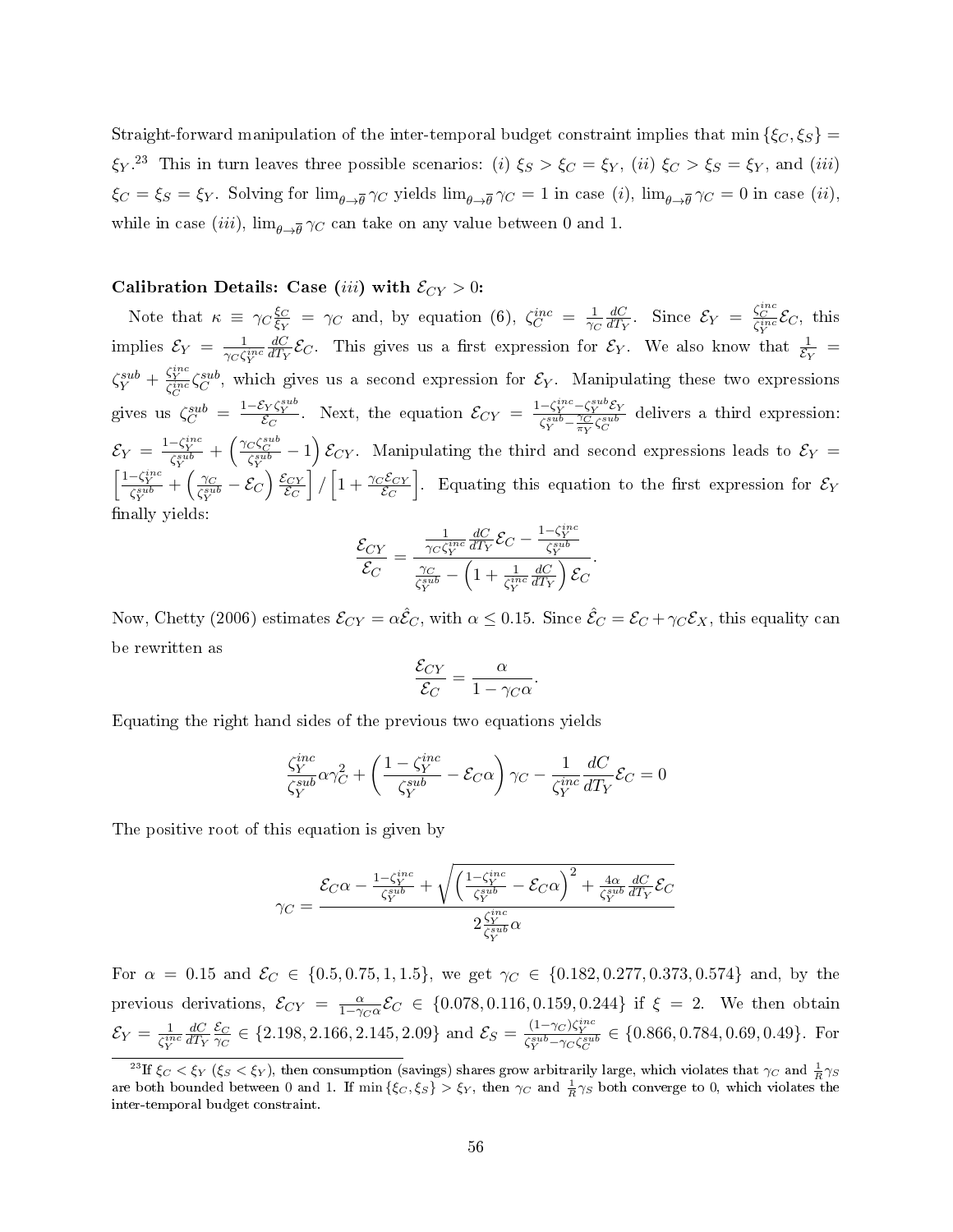Straight-forward manipulation of the inter-temporal budget constraint implies that $\min\{\xi_C, \xi_S\} = \xi_Y$.[23] This in turn leaves three possible scenarios: (*i*) $\xi_S > \xi_C = \xi_Y$, (*ii*) $\xi_C > \xi_S = \xi_Y$, and (*iii*) $\xi_C = \xi_S = \xi_Y$. Solving for $\lim_{\theta \to \overline{\theta}} \gamma_C$ yields $\lim_{\theta \to \overline{\theta}} \gamma_C = 1$ in case (*i*), $\lim_{\theta \to \overline{\theta}} \gamma_C = 0$ in case (*ii*), while in case (*iii*), $\lim_{\theta \to \overline{\theta}} \gamma_C$ can take on any value between 0 and 1.

**Calibration Details: Case (*iii*) with $\mathcal{E}_{CY} > 0$:**

Note that $\kappa \equiv \gamma_C \frac{\xi_C}{\xi_Y} = \gamma_C$ and, by equation (6), $\zeta_C^{inc} = \frac{1}{\gamma_C} \frac{dC}{dT_Y}$. Since $\mathcal{E}_Y = \frac{\zeta_C^{inc}}{\zeta_Y^{inc}} \mathcal{E}_C$, this implies $\mathcal{E}_Y = \frac{1}{\gamma_C \zeta_Y^{inc}} \frac{dC}{dT_Y} \mathcal{E}_C$. This gives us a first expression for $\mathcal{E}_Y$. We also know that $\frac{1}{\mathcal{E}_Y} = \zeta_Y^{sub} + \frac{\zeta_Y^{inc}}{\zeta_C^{inc}} \zeta_C^{sub}$, which gives us a second expression for $\mathcal{E}_Y$. Manipulating these two expressions gives us $\zeta_C^{sub} = \frac{1 - \mathcal{E}_Y \zeta_Y^{sub}}{\mathcal{E}_C}$. Next, the equation $\mathcal{E}_{CY} = \frac{1 - \zeta_Y^{inc} - \zeta_Y^{sub} \mathcal{E}_Y}{\zeta_Y^{sub} - \frac{\gamma_C}{\pi_Y} \zeta_C^{sub}}$ delivers a third expression: $\mathcal{E}_Y = \frac{1 - \zeta_Y^{inc}}{\zeta_Y^{sub}} + \left( \frac{\gamma_C \zeta_C^{sub}}{\zeta_Y^{sub}} - 1 \right) \mathcal{E}_{CY}$. Manipulating the third and second expressions leads to $\mathcal{E}_Y = \left[ \frac{1 - \zeta_Y^{inc}}{\zeta_Y^{sub}} + \left( \frac{\gamma_C}{\zeta_Y^{sub}} - \mathcal{E}_C \right) \frac{\mathcal{E}_{CY}}{\mathcal{E}_C} \right] / \left[ 1 + \frac{\gamma_C \mathcal{E}_{CY}}{\mathcal{E}_C} \right]$. Equating this equation to the first expression for $\mathcal{E}_Y$ finally yields:

$$\frac{\mathcal{E}_{CY}}{\mathcal{E}_C} = \frac{\frac{1}{\gamma_C \zeta_Y^{inc}} \frac{dC}{dT_Y} \mathcal{E}_C - \frac{1 - \zeta_Y^{inc}}{\zeta_Y^{sub}}}{\frac{\gamma_C}{\zeta_Y^{sub}} - \left( 1 + \frac{1}{\zeta_Y^{inc}} \frac{dC}{dT_Y} \right) \mathcal{E}_C}.$$

Now, Chetty (2006) estimates $\mathcal{E}_{CY} = \alpha \hat{\mathcal{E}}_C$, with $\alpha \leq 0.15$. Since $\hat{\mathcal{E}}_C = \mathcal{E}_C + \gamma_C \mathcal{E}_X$, this equality can be rewritten as

$$\frac{\mathcal{E}_{CY}}{\mathcal{E}_C} = \frac{\alpha}{1 - \gamma_C \alpha}.$$

Equating the right hand sides of the previous two equations yields

$$\frac{\zeta_Y^{inc}}{\zeta_Y^{sub}} \alpha \gamma_C^2 + \left( \frac{1 - \zeta_Y^{inc}}{\zeta_Y^{sub}} - \mathcal{E}_C \alpha \right) \gamma_C - \frac{1}{\zeta_Y^{inc}} \frac{dC}{dT_Y} \mathcal{E}_C = 0$$

The positive root of this equation is given by

$$\gamma_C = \frac{\mathcal{E}_C \alpha - \frac{1 - \zeta_Y^{inc}}{\zeta_Y^{sub}} + \sqrt{\left( \frac{1 - \zeta_Y^{inc}}{\zeta_Y^{sub}} - \mathcal{E}_C \alpha \right)^2 + \frac{4\alpha}{\zeta_Y^{sub}} \frac{dC}{dT_Y} \mathcal{E}_C}}{2 \frac{\zeta_Y^{inc}}{\zeta_Y^{sub}} \alpha}$$

For $\alpha = 0.15$ and $\mathcal{E}_C \in \{0.5, 0.75, 1, 1.5\}$, we get $\gamma_C \in \{0.182, 0.277, 0.373, 0.574\}$ and, by the previous derivations, $\mathcal{E}_{CY} = \frac{\alpha}{1 - \gamma_C \alpha} \mathcal{E}_C \in \{0.078, 0.116, 0.159, 0.244\}$ if $\xi = 2$. We then obtain $\mathcal{E}_Y = \frac{1}{\zeta_Y^{inc}} \frac{dC}{dT_Y} \frac{\mathcal{E}_C}{\gamma_C} \in \{2.198, 2.166, 2.145, 2.09\}$ and $\mathcal{E}_S = \frac{(1 - \gamma_C) \zeta_Y^{inc}}{\zeta_Y^{sub} - \gamma_C \zeta_C^{sub}} \in \{0.866, 0.784, 0.69, 0.49\}$. For

[23] If $\xi_C < \xi_Y$ ($\xi_S < \xi_Y$), then consumption (savings) shares grow arbitrarily large, which violates that $\gamma_C$ and $\frac{1}{R} \gamma_S$ are both bounded between 0 and 1. If $\min\{\xi_C, \xi_S\} > \xi_Y$, then $\gamma_C$ and $\frac{1}{R} \gamma_S$ both converge to 0, which violates the inter-temporal budget constraint.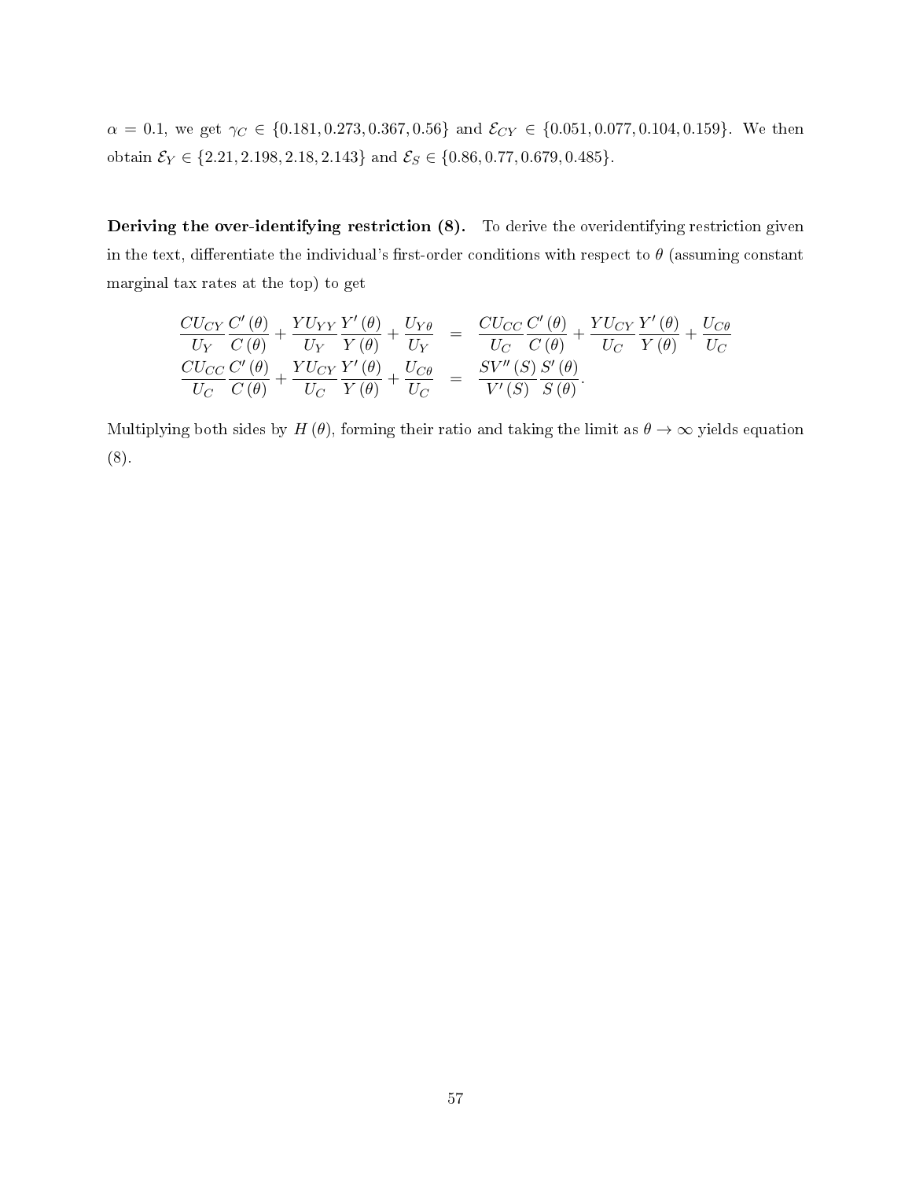$\alpha = 0.1$, we get $\gamma_C \in \{0.181, 0.273, 0.367, 0.56\}$ and $\mathcal{E}_{CY} \in \{0.051, 0.077, 0.104, 0.159\}$. We then obtain $\mathcal{E}_Y \in \{2.21, 2.198, 2.18, 2.143\}$ and $\mathcal{E}_S \in \{0.86, 0.77, 0.679, 0.485\}$.

**Deriving the over-identifying restriction (8).** To derive the overidentifying restriction given in the text, differentiate the individual's first-order conditions with respect to $\theta$ (assuming constant marginal tax rates at the top) to get

$$
\begin{aligned}
\frac{CU_{CY}}{U_Y}\frac{C'(\theta)}{C(\theta)} + \frac{YU_{YY}}{U_Y}\frac{Y'(\theta)}{Y(\theta)} + \frac{U_{Y\theta}}{U_Y} &= \frac{CU_{CC}}{U_C}\frac{C'(\theta)}{C(\theta)} + \frac{YU_{CY}}{U_C}\frac{Y'(\theta)}{Y(\theta)} + \frac{U_{C\theta}}{U_C} \\
\frac{CU_{CC}}{U_C}\frac{C'(\theta)}{C(\theta)} + \frac{YU_{CY}}{U_C}\frac{Y'(\theta)}{Y(\theta)} + \frac{U_{C\theta}}{U_C} &= \frac{SV''(S)}{V'(S)}\frac{S'(\theta)}{S(\theta)}.
\end{aligned}
$$

Multiplying both sides by $H(\theta)$, forming their ratio and taking the limit as $\theta \to \infty$ yields equation (8).